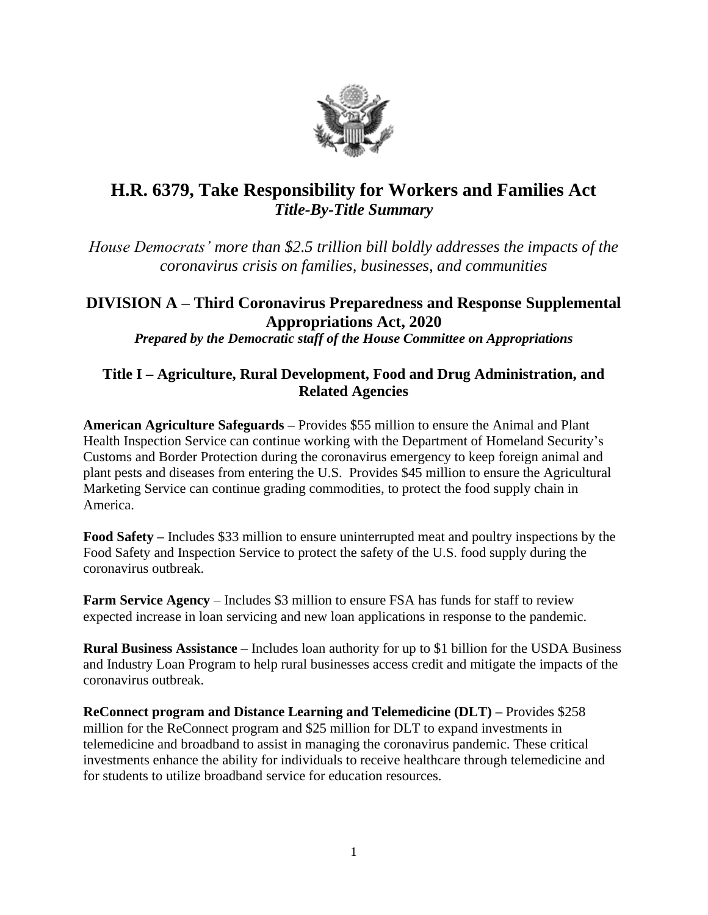# H.R. 6379, Take Responsibility for Workers and Families Act

***Title-By-Title Summary***

*House Democrats' more than $2.5 trillion bill boldly addresses the impacts of the coronavirus crisis on families, businesses, and communities*

## DIVISION A – Third Coronavirus Preparedness and Response Supplemental Appropriations Act, 2020

***Prepared by the Democratic staff of the House Committee on Appropriations***

### Title I – Agriculture, Rural Development, Food and Drug Administration, and Related Agencies

**American Agriculture Safeguards –** Provides $55 million to ensure the Animal and Plant Health Inspection Service can continue working with the Department of Homeland Security's Customs and Border Protection during the coronavirus emergency to keep foreign animal and plant pests and diseases from entering the U.S. Provides $45 million to ensure the Agricultural Marketing Service can continue grading commodities, to protect the food supply chain in America.

**Food Safety –** Includes $33 million to ensure uninterrupted meat and poultry inspections by the Food Safety and Inspection Service to protect the safety of the U.S. food supply during the coronavirus outbreak.

**Farm Service Agency** – Includes $3 million to ensure FSA has funds for staff to review expected increase in loan servicing and new loan applications in response to the pandemic.

**Rural Business Assistance** – Includes loan authority for up to $1 billion for the USDA Business and Industry Loan Program to help rural businesses access credit and mitigate the impacts of the coronavirus outbreak.

**ReConnect program and Distance Learning and Telemedicine (DLT) –** Provides $258 million for the ReConnect program and $25 million for DLT to expand investments in telemedicine and broadband to assist in managing the coronavirus pandemic. These critical investments enhance the ability for individuals to receive healthcare through telemedicine and for students to utilize broadband service for education resources.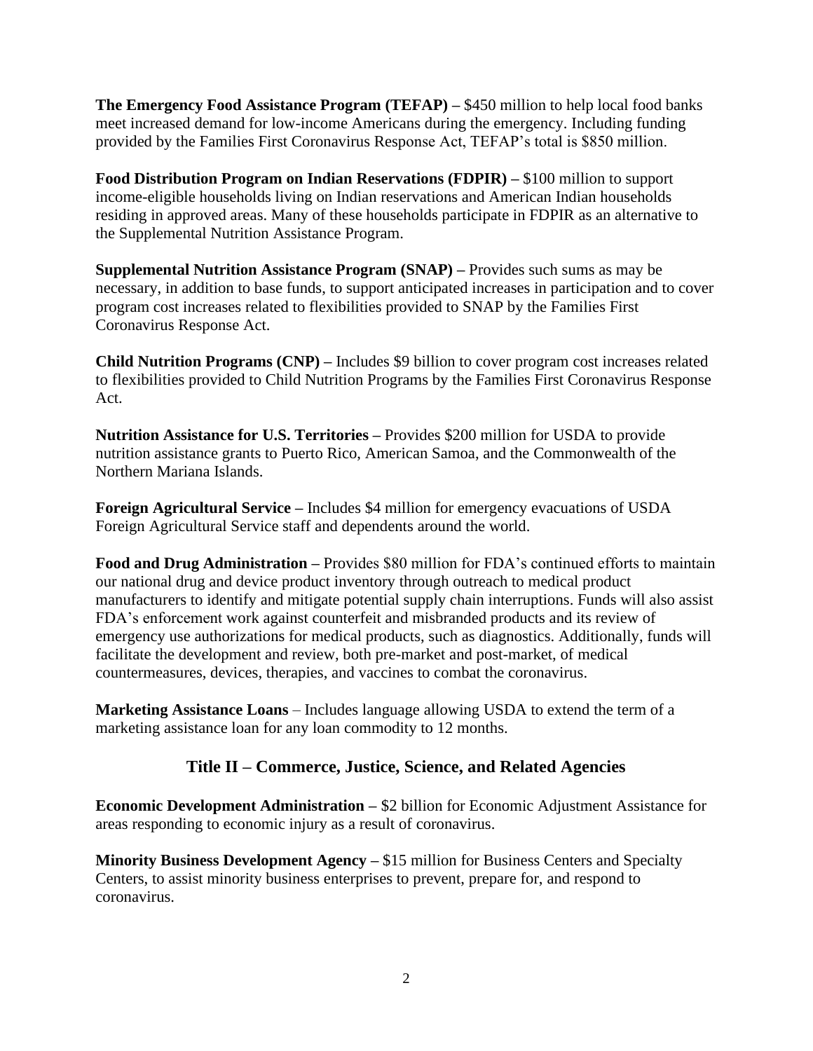**The Emergency Food Assistance Program (TEFAP) –** $450 million to help local food banks meet increased demand for low-income Americans during the emergency. Including funding provided by the Families First Coronavirus Response Act, TEFAP's total is $850 million.

**Food Distribution Program on Indian Reservations (FDPIR) –** $100 million to support income-eligible households living on Indian reservations and American Indian households residing in approved areas. Many of these households participate in FDPIR as an alternative to the Supplemental Nutrition Assistance Program.

**Supplemental Nutrition Assistance Program (SNAP) –** Provides such sums as may be necessary, in addition to base funds, to support anticipated increases in participation and to cover program cost increases related to flexibilities provided to SNAP by the Families First Coronavirus Response Act.

**Child Nutrition Programs (CNP) –** Includes $9 billion to cover program cost increases related to flexibilities provided to Child Nutrition Programs by the Families First Coronavirus Response Act.

**Nutrition Assistance for U.S. Territories –** Provides $200 million for USDA to provide nutrition assistance grants to Puerto Rico, American Samoa, and the Commonwealth of the Northern Mariana Islands.

**Foreign Agricultural Service –** Includes $4 million for emergency evacuations of USDA Foreign Agricultural Service staff and dependents around the world.

**Food and Drug Administration –** Provides $80 million for FDA's continued efforts to maintain our national drug and device product inventory through outreach to medical product manufacturers to identify and mitigate potential supply chain interruptions. Funds will also assist FDA's enforcement work against counterfeit and misbranded products and its review of emergency use authorizations for medical products, such as diagnostics. Additionally, funds will facilitate the development and review, both pre-market and post-market, of medical countermeasures, devices, therapies, and vaccines to combat the coronavirus.

**Marketing Assistance Loans** – Includes language allowing USDA to extend the term of a marketing assistance loan for any loan commodity to 12 months.

## Title II – Commerce, Justice, Science, and Related Agencies

**Economic Development Administration –** $2 billion for Economic Adjustment Assistance for areas responding to economic injury as a result of coronavirus.

**Minority Business Development Agency –** $15 million for Business Centers and Specialty Centers, to assist minority business enterprises to prevent, prepare for, and respond to coronavirus.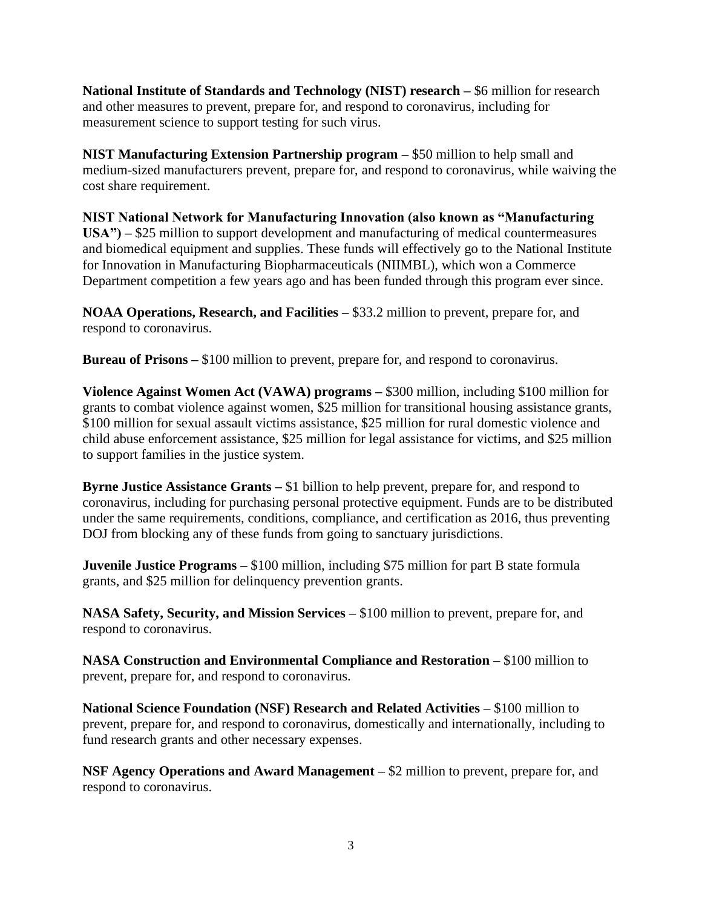**National Institute of Standards and Technology (NIST) research –** $6 million for research and other measures to prevent, prepare for, and respond to coronavirus, including for measurement science to support testing for such virus.

**NIST Manufacturing Extension Partnership program –** $50 million to help small and medium-sized manufacturers prevent, prepare for, and respond to coronavirus, while waiving the cost share requirement.

**NIST National Network for Manufacturing Innovation (also known as "Manufacturing USA") –** $25 million to support development and manufacturing of medical countermeasures and biomedical equipment and supplies. These funds will effectively go to the National Institute for Innovation in Manufacturing Biopharmaceuticals (NIIMBL), which won a Commerce Department competition a few years ago and has been funded through this program ever since.

**NOAA Operations, Research, and Facilities –** $33.2 million to prevent, prepare for, and respond to coronavirus.

**Bureau of Prisons –** $100 million to prevent, prepare for, and respond to coronavirus.

**Violence Against Women Act (VAWA) programs –** $300 million, including $100 million for grants to combat violence against women, $25 million for transitional housing assistance grants, $100 million for sexual assault victims assistance, $25 million for rural domestic violence and child abuse enforcement assistance, $25 million for legal assistance for victims, and $25 million to support families in the justice system.

**Byrne Justice Assistance Grants –** $1 billion to help prevent, prepare for, and respond to coronavirus, including for purchasing personal protective equipment. Funds are to be distributed under the same requirements, conditions, compliance, and certification as 2016, thus preventing DOJ from blocking any of these funds from going to sanctuary jurisdictions.

**Juvenile Justice Programs –** $100 million, including $75 million for part B state formula grants, and $25 million for delinquency prevention grants.

**NASA Safety, Security, and Mission Services –** $100 million to prevent, prepare for, and respond to coronavirus.

**NASA Construction and Environmental Compliance and Restoration –** $100 million to prevent, prepare for, and respond to coronavirus.

**National Science Foundation (NSF) Research and Related Activities –** $100 million to prevent, prepare for, and respond to coronavirus, domestically and internationally, including to fund research grants and other necessary expenses.

**NSF Agency Operations and Award Management –** $2 million to prevent, prepare for, and respond to coronavirus.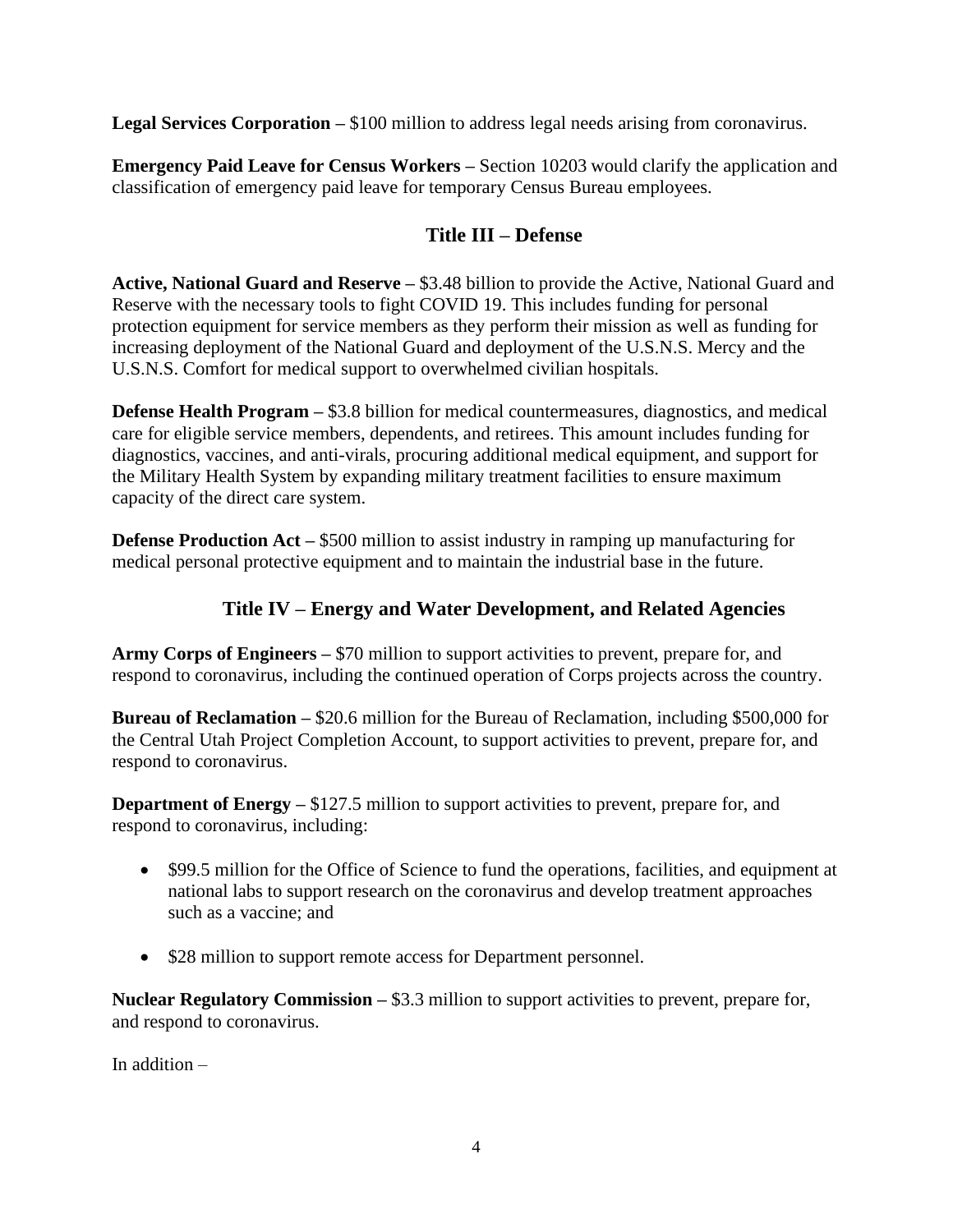**Legal Services Corporation –** $100 million to address legal needs arising from coronavirus.

**Emergency Paid Leave for Census Workers –** Section 10203 would clarify the application and classification of emergency paid leave for temporary Census Bureau employees.

## Title III – Defense

**Active, National Guard and Reserve –** $3.48 billion to provide the Active, National Guard and Reserve with the necessary tools to fight COVID 19. This includes funding for personal protection equipment for service members as they perform their mission as well as funding for increasing deployment of the National Guard and deployment of the U.S.N.S. Mercy and the U.S.N.S. Comfort for medical support to overwhelmed civilian hospitals.

**Defense Health Program –** $3.8 billion for medical countermeasures, diagnostics, and medical care for eligible service members, dependents, and retirees. This amount includes funding for diagnostics, vaccines, and anti-virals, procuring additional medical equipment, and support for the Military Health System by expanding military treatment facilities to ensure maximum capacity of the direct care system.

**Defense Production Act –** $500 million to assist industry in ramping up manufacturing for medical personal protective equipment and to maintain the industrial base in the future.

## Title IV – Energy and Water Development, and Related Agencies

**Army Corps of Engineers –** $70 million to support activities to prevent, prepare for, and respond to coronavirus, including the continued operation of Corps projects across the country.

**Bureau of Reclamation –** $20.6 million for the Bureau of Reclamation, including $500,000 for the Central Utah Project Completion Account, to support activities to prevent, prepare for, and respond to coronavirus.

**Department of Energy –** $127.5 million to support activities to prevent, prepare for, and respond to coronavirus, including:

- $99.5 million for the Office of Science to fund the operations, facilities, and equipment at national labs to support research on the coronavirus and develop treatment approaches such as a vaccine; and
- $28 million to support remote access for Department personnel.

**Nuclear Regulatory Commission –** $3.3 million to support activities to prevent, prepare for, and respond to coronavirus.

In addition –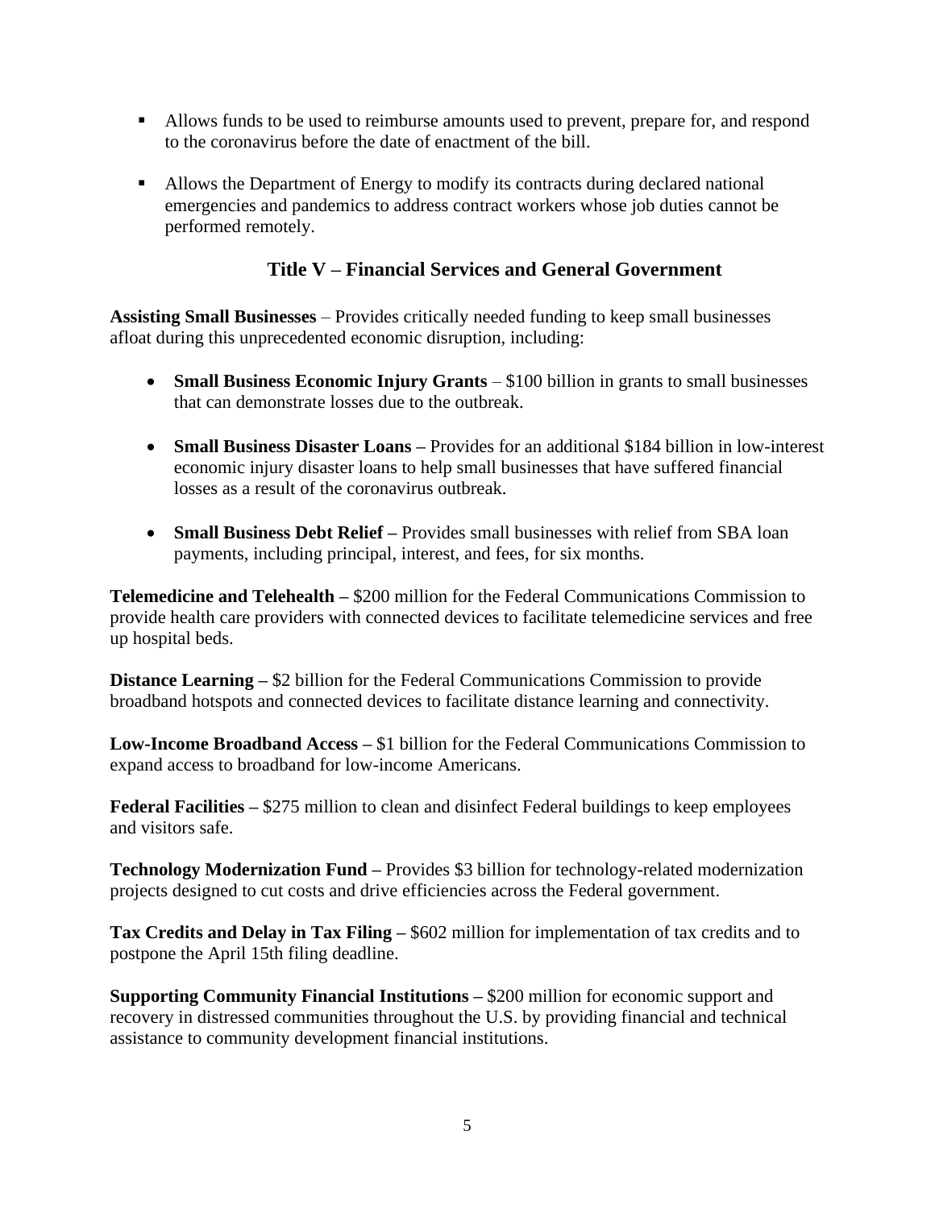- Allows funds to be used to reimburse amounts used to prevent, prepare for, and respond to the coronavirus before the date of enactment of the bill.

- Allows the Department of Energy to modify its contracts during declared national emergencies and pandemics to address contract workers whose job duties cannot be performed remotely.

## Title V – Financial Services and General Government

**Assisting Small Businesses** – Provides critically needed funding to keep small businesses afloat during this unprecedented economic disruption, including:

- **Small Business Economic Injury Grants** – $100 billion in grants to small businesses that can demonstrate losses due to the outbreak.

- **Small Business Disaster Loans –** Provides for an additional $184 billion in low-interest economic injury disaster loans to help small businesses that have suffered financial losses as a result of the coronavirus outbreak.

- **Small Business Debt Relief –** Provides small businesses with relief from SBA loan payments, including principal, interest, and fees, for six months.

**Telemedicine and Telehealth –** $200 million for the Federal Communications Commission to provide health care providers with connected devices to facilitate telemedicine services and free up hospital beds.

**Distance Learning –** $2 billion for the Federal Communications Commission to provide broadband hotspots and connected devices to facilitate distance learning and connectivity.

**Low-Income Broadband Access –** $1 billion for the Federal Communications Commission to expand access to broadband for low-income Americans.

**Federal Facilities –** $275 million to clean and disinfect Federal buildings to keep employees and visitors safe.

**Technology Modernization Fund –** Provides $3 billion for technology-related modernization projects designed to cut costs and drive efficiencies across the Federal government.

**Tax Credits and Delay in Tax Filing –** $602 million for implementation of tax credits and to postpone the April 15th filing deadline.

**Supporting Community Financial Institutions –** $200 million for economic support and recovery in distressed communities throughout the U.S. by providing financial and technical assistance to community development financial institutions.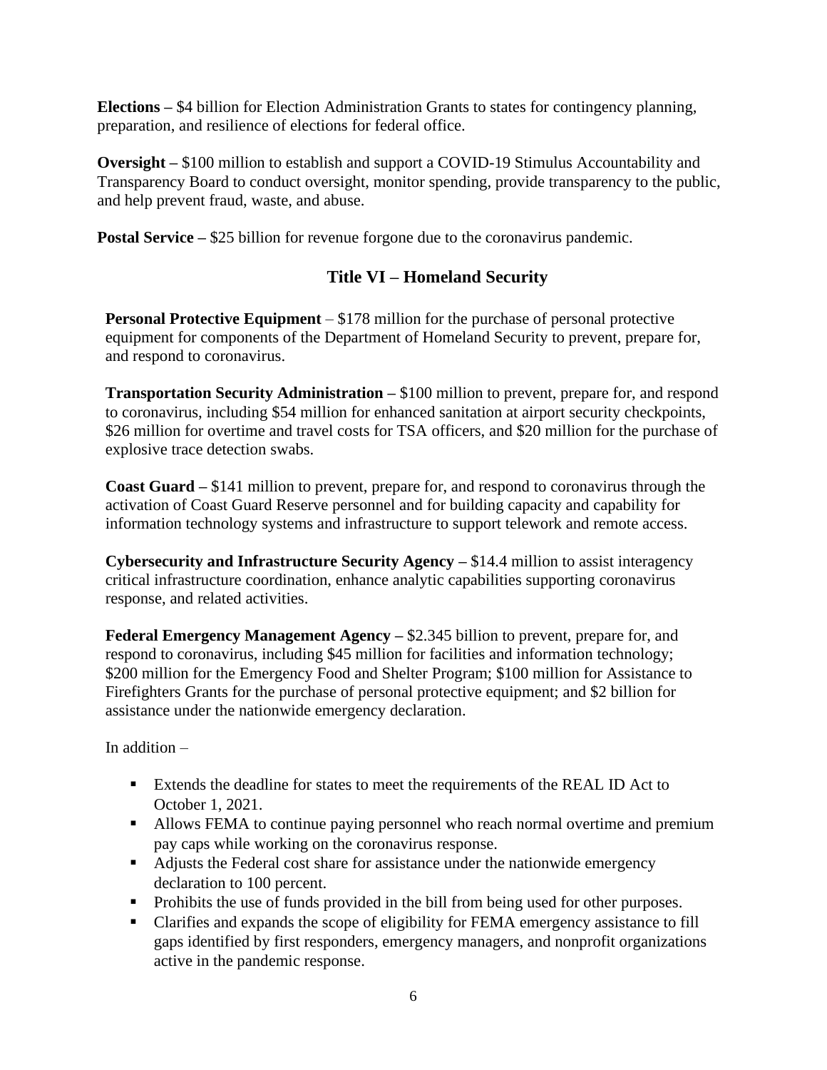**Elections –** $4 billion for Election Administration Grants to states for contingency planning, preparation, and resilience of elections for federal office.

**Oversight –** $100 million to establish and support a COVID-19 Stimulus Accountability and Transparency Board to conduct oversight, monitor spending, provide transparency to the public, and help prevent fraud, waste, and abuse.

**Postal Service –** $25 billion for revenue forgone due to the coronavirus pandemic.

## Title VI – Homeland Security

**Personal Protective Equipment** – $178 million for the purchase of personal protective equipment for components of the Department of Homeland Security to prevent, prepare for, and respond to coronavirus.

**Transportation Security Administration –** $100 million to prevent, prepare for, and respond to coronavirus, including $54 million for enhanced sanitation at airport security checkpoints, $26 million for overtime and travel costs for TSA officers, and $20 million for the purchase of explosive trace detection swabs.

**Coast Guard –** $141 million to prevent, prepare for, and respond to coronavirus through the activation of Coast Guard Reserve personnel and for building capacity and capability for information technology systems and infrastructure to support telework and remote access.

**Cybersecurity and Infrastructure Security Agency –** $14.4 million to assist interagency critical infrastructure coordination, enhance analytic capabilities supporting coronavirus response, and related activities.

**Federal Emergency Management Agency –** $2.345 billion to prevent, prepare for, and respond to coronavirus, including $45 million for facilities and information technology; $200 million for the Emergency Food and Shelter Program; $100 million for Assistance to Firefighters Grants for the purchase of personal protective equipment; and $2 billion for assistance under the nationwide emergency declaration.

In addition –

- Extends the deadline for states to meet the requirements of the REAL ID Act to October 1, 2021.
- Allows FEMA to continue paying personnel who reach normal overtime and premium pay caps while working on the coronavirus response.
- Adjusts the Federal cost share for assistance under the nationwide emergency declaration to 100 percent.
- Prohibits the use of funds provided in the bill from being used for other purposes.
- Clarifies and expands the scope of eligibility for FEMA emergency assistance to fill gaps identified by first responders, emergency managers, and nonprofit organizations active in the pandemic response.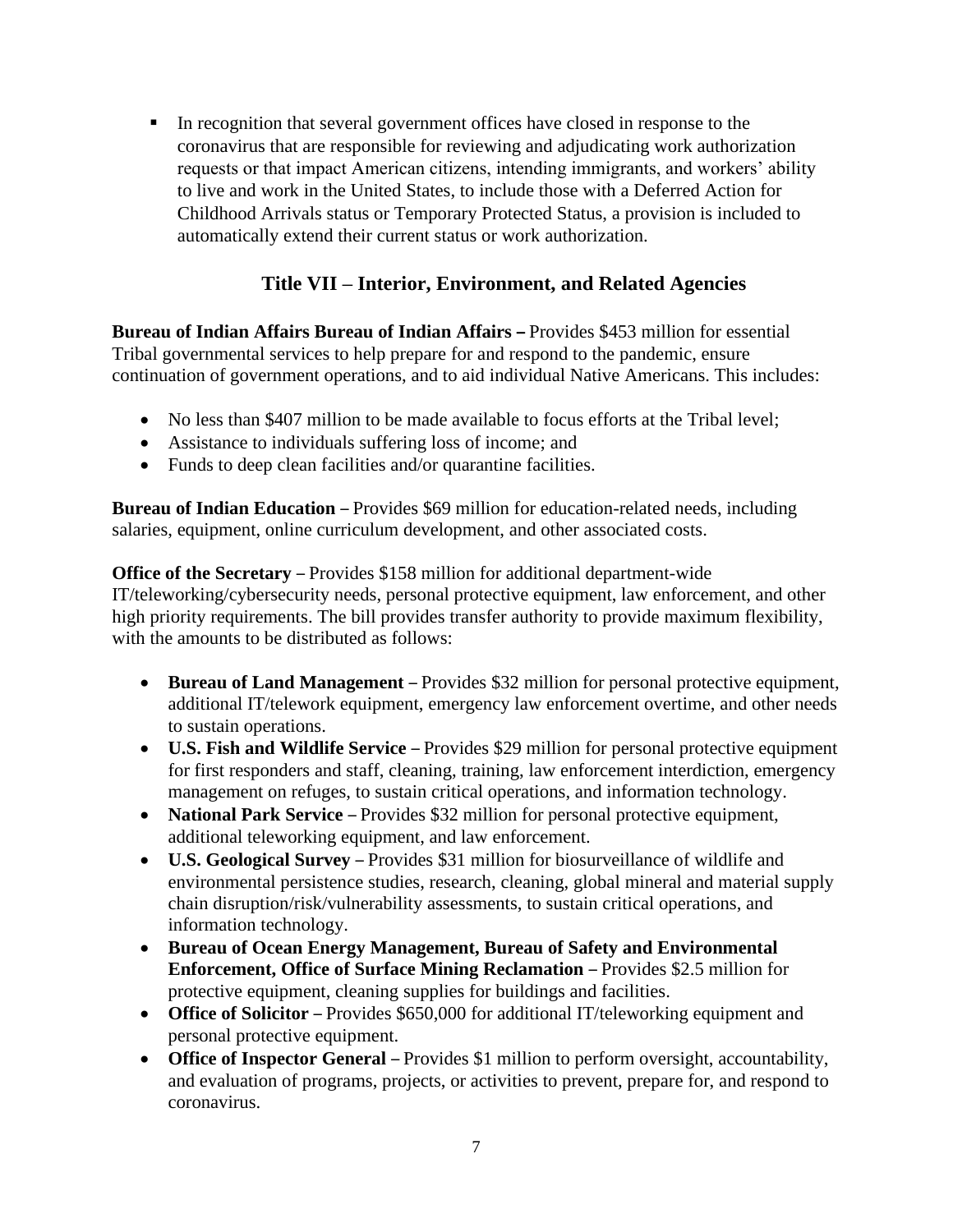- In recognition that several government offices have closed in response to the coronavirus that are responsible for reviewing and adjudicating work authorization requests or that impact American citizens, intending immigrants, and workers' ability to live and work in the United States, to include those with a Deferred Action for Childhood Arrivals status or Temporary Protected Status, a provision is included to automatically extend their current status or work authorization.

## Title VII – Interior, Environment, and Related Agencies

**Bureau of Indian Affairs Bureau of Indian Affairs –** Provides $453 million for essential Tribal governmental services to help prepare for and respond to the pandemic, ensure continuation of government operations, and to aid individual Native Americans. This includes:

- No less than $407 million to be made available to focus efforts at the Tribal level;
- Assistance to individuals suffering loss of income; and
- Funds to deep clean facilities and/or quarantine facilities.

**Bureau of Indian Education –** Provides $69 million for education-related needs, including salaries, equipment, online curriculum development, and other associated costs.

**Office of the Secretary –** Provides $158 million for additional department-wide IT/teleworking/cybersecurity needs, personal protective equipment, law enforcement, and other high priority requirements. The bill provides transfer authority to provide maximum flexibility, with the amounts to be distributed as follows:

- **Bureau of Land Management –** Provides $32 million for personal protective equipment, additional IT/telework equipment, emergency law enforcement overtime, and other needs to sustain operations.
- **U.S. Fish and Wildlife Service –** Provides $29 million for personal protective equipment for first responders and staff, cleaning, training, law enforcement interdiction, emergency management on refuges, to sustain critical operations, and information technology.
- **National Park Service –** Provides $32 million for personal protective equipment, additional teleworking equipment, and law enforcement.
- **U.S. Geological Survey –** Provides $31 million for biosurveillance of wildlife and environmental persistence studies, research, cleaning, global mineral and material supply chain disruption/risk/vulnerability assessments, to sustain critical operations, and information technology.
- **Bureau of Ocean Energy Management, Bureau of Safety and Environmental Enforcement, Office of Surface Mining Reclamation –** Provides $2.5 million for protective equipment, cleaning supplies for buildings and facilities.
- **Office of Solicitor –** Provides $650,000 for additional IT/teleworking equipment and personal protective equipment.
- **Office of Inspector General –** Provides $1 million to perform oversight, accountability, and evaluation of programs, projects, or activities to prevent, prepare for, and respond to coronavirus.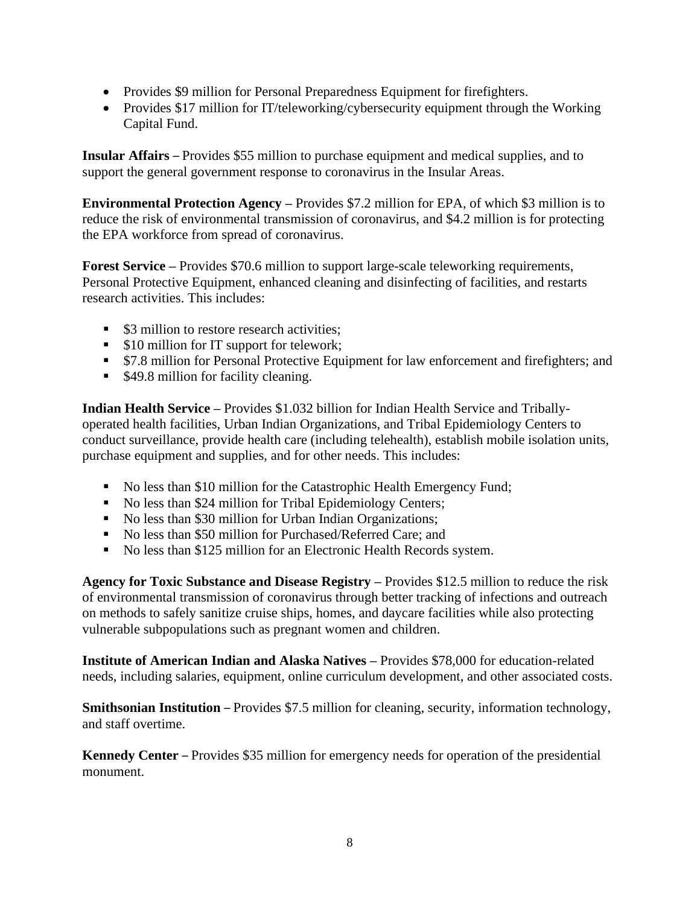- Provides \$9 million for Personal Preparedness Equipment for firefighters.
- Provides \$17 million for IT/teleworking/cybersecurity equipment through the Working Capital Fund.

**Insular Affairs –** Provides \$55 million to purchase equipment and medical supplies, and to support the general government response to coronavirus in the Insular Areas.

**Environmental Protection Agency –** Provides \$7.2 million for EPA, of which \$3 million is to reduce the risk of environmental transmission of coronavirus, and \$4.2 million is for protecting the EPA workforce from spread of coronavirus.

**Forest Service –** Provides \$70.6 million to support large-scale teleworking requirements, Personal Protective Equipment, enhanced cleaning and disinfecting of facilities, and restarts research activities. This includes:

- \$3 million to restore research activities;
- \$10 million for IT support for telework;
- \$7.8 million for Personal Protective Equipment for law enforcement and firefighters; and
- \$49.8 million for facility cleaning.

**Indian Health Service –** Provides \$1.032 billion for Indian Health Service and Tribally-operated health facilities, Urban Indian Organizations, and Tribal Epidemiology Centers to conduct surveillance, provide health care (including telehealth), establish mobile isolation units, purchase equipment and supplies, and for other needs. This includes:

- No less than \$10 million for the Catastrophic Health Emergency Fund;
- No less than \$24 million for Tribal Epidemiology Centers;
- No less than \$30 million for Urban Indian Organizations;
- No less than \$50 million for Purchased/Referred Care; and
- No less than \$125 million for an Electronic Health Records system.

**Agency for Toxic Substance and Disease Registry –** Provides \$12.5 million to reduce the risk of environmental transmission of coronavirus through better tracking of infections and outreach on methods to safely sanitize cruise ships, homes, and daycare facilities while also protecting vulnerable subpopulations such as pregnant women and children.

**Institute of American Indian and Alaska Natives –** Provides \$78,000 for education-related needs, including salaries, equipment, online curriculum development, and other associated costs.

**Smithsonian Institution –** Provides \$7.5 million for cleaning, security, information technology, and staff overtime.

**Kennedy Center –** Provides \$35 million for emergency needs for operation of the presidential monument.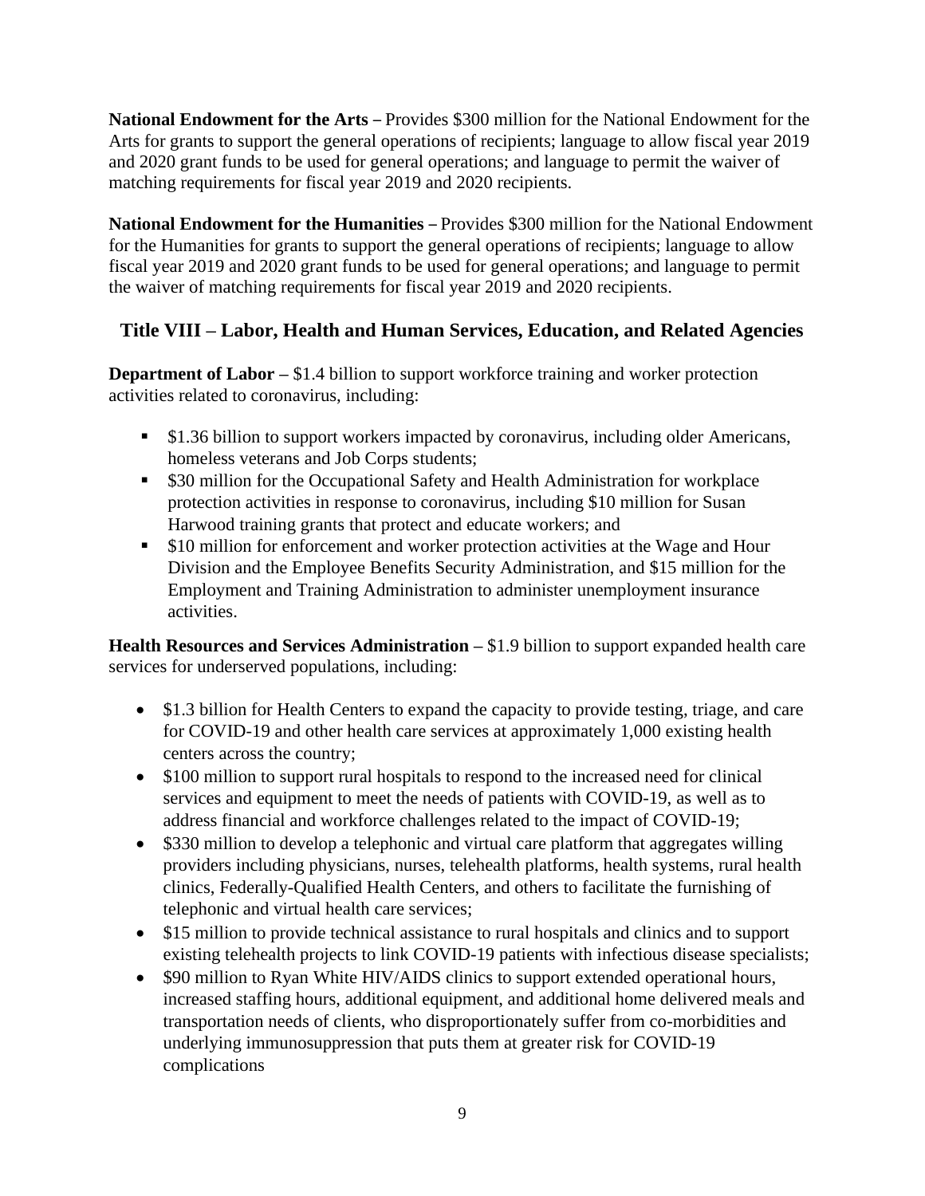**National Endowment for the Arts –** Provides $300 million for the National Endowment for the Arts for grants to support the general operations of recipients; language to allow fiscal year 2019 and 2020 grant funds to be used for general operations; and language to permit the waiver of matching requirements for fiscal year 2019 and 2020 recipients.

**National Endowment for the Humanities –** Provides $300 million for the National Endowment for the Humanities for grants to support the general operations of recipients; language to allow fiscal year 2019 and 2020 grant funds to be used for general operations; and language to permit the waiver of matching requirements for fiscal year 2019 and 2020 recipients.

## Title VIII – Labor, Health and Human Services, Education, and Related Agencies

**Department of Labor –** $1.4 billion to support workforce training and worker protection activities related to coronavirus, including:

- $1.36 billion to support workers impacted by coronavirus, including older Americans, homeless veterans and Job Corps students;
- $30 million for the Occupational Safety and Health Administration for workplace protection activities in response to coronavirus, including $10 million for Susan Harwood training grants that protect and educate workers; and
- $10 million for enforcement and worker protection activities at the Wage and Hour Division and the Employee Benefits Security Administration, and $15 million for the Employment and Training Administration to administer unemployment insurance activities.

**Health Resources and Services Administration –** $1.9 billion to support expanded health care services for underserved populations, including:

- $1.3 billion for Health Centers to expand the capacity to provide testing, triage, and care for COVID-19 and other health care services at approximately 1,000 existing health centers across the country;
- $100 million to support rural hospitals to respond to the increased need for clinical services and equipment to meet the needs of patients with COVID-19, as well as to address financial and workforce challenges related to the impact of COVID-19;
- $330 million to develop a telephonic and virtual care platform that aggregates willing providers including physicians, nurses, telehealth platforms, health systems, rural health clinics, Federally-Qualified Health Centers, and others to facilitate the furnishing of telephonic and virtual health care services;
- $15 million to provide technical assistance to rural hospitals and clinics and to support existing telehealth projects to link COVID-19 patients with infectious disease specialists;
- $90 million to Ryan White HIV/AIDS clinics to support extended operational hours, increased staffing hours, additional equipment, and additional home delivered meals and transportation needs of clients, who disproportionately suffer from co-morbidities and underlying immunosuppression that puts them at greater risk for COVID-19 complications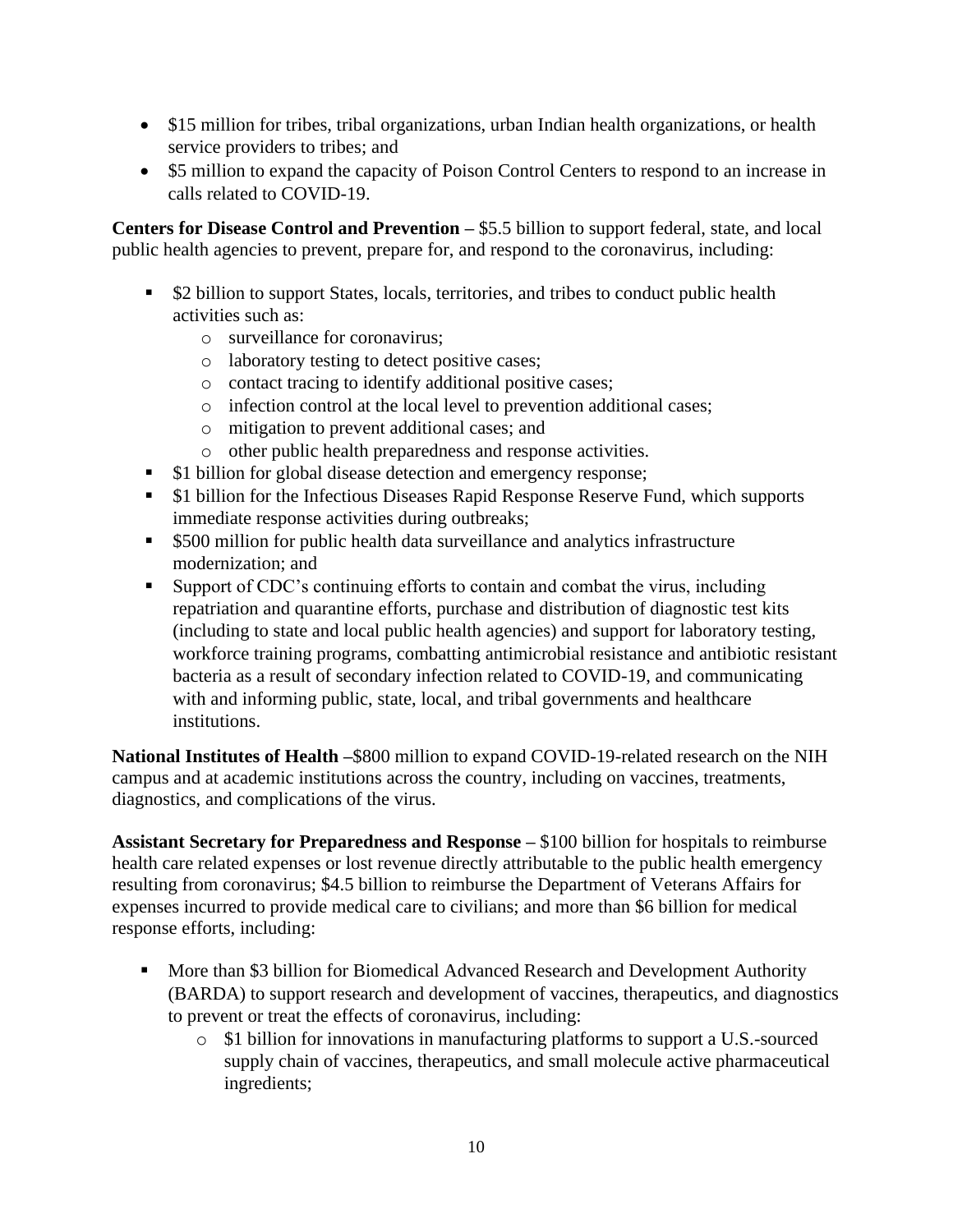- $15 million for tribes, tribal organizations, urban Indian health organizations, or health service providers to tribes; and
- $5 million to expand the capacity of Poison Control Centers to respond to an increase in calls related to COVID-19.

**Centers for Disease Control and Prevention –** $5.5 billion to support federal, state, and local public health agencies to prevent, prepare for, and respond to the coronavirus, including:

- $2 billion to support States, locals, territories, and tribes to conduct public health activities such as:
  - surveillance for coronavirus;
  - laboratory testing to detect positive cases;
  - contact tracing to identify additional positive cases;
  - infection control at the local level to prevention additional cases;
  - mitigation to prevent additional cases; and
  - other public health preparedness and response activities.
- $1 billion for global disease detection and emergency response;
- $1 billion for the Infectious Diseases Rapid Response Reserve Fund, which supports immediate response activities during outbreaks;
- $500 million for public health data surveillance and analytics infrastructure modernization; and
- Support of CDC's continuing efforts to contain and combat the virus, including repatriation and quarantine efforts, purchase and distribution of diagnostic test kits (including to state and local public health agencies) and support for laboratory testing, workforce training programs, combatting antimicrobial resistance and antibiotic resistant bacteria as a result of secondary infection related to COVID-19, and communicating with and informing public, state, local, and tribal governments and healthcare institutions.

**National Institutes of Health –**$800 million to expand COVID-19-related research on the NIH campus and at academic institutions across the country, including on vaccines, treatments, diagnostics, and complications of the virus.

**Assistant Secretary for Preparedness and Response –** $100 billion for hospitals to reimburse health care related expenses or lost revenue directly attributable to the public health emergency resulting from coronavirus; $4.5 billion to reimburse the Department of Veterans Affairs for expenses incurred to provide medical care to civilians; and more than $6 billion for medical response efforts, including:

- More than $3 billion for Biomedical Advanced Research and Development Authority (BARDA) to support research and development of vaccines, therapeutics, and diagnostics to prevent or treat the effects of coronavirus, including:
  - $1 billion for innovations in manufacturing platforms to support a U.S.-sourced supply chain of vaccines, therapeutics, and small molecule active pharmaceutical ingredients;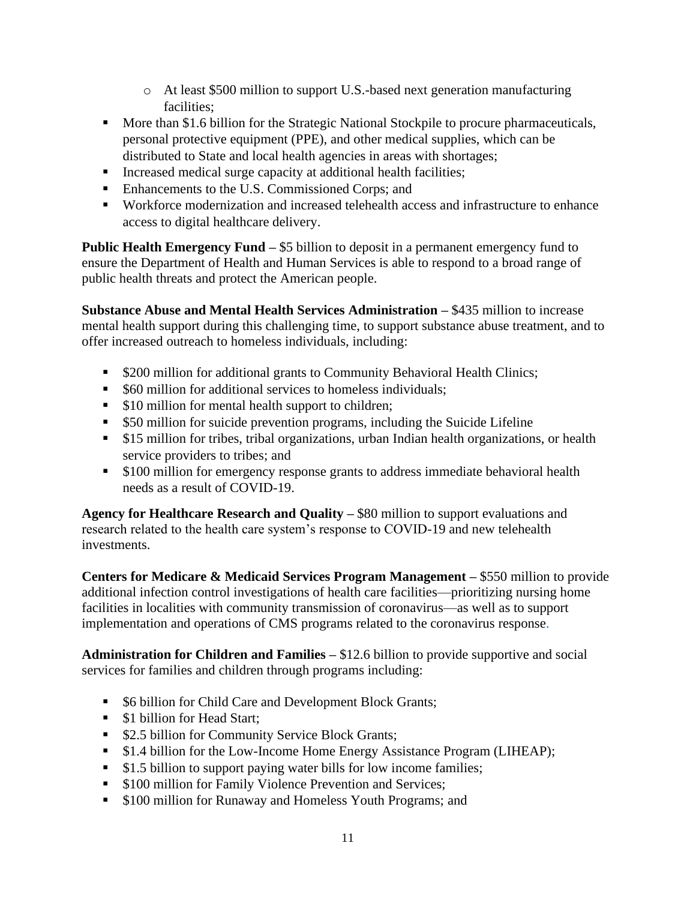- At least $500 million to support U.S.-based next generation manufacturing facilities;
- More than $1.6 billion for the Strategic National Stockpile to procure pharmaceuticals, personal protective equipment (PPE), and other medical supplies, which can be distributed to State and local health agencies in areas with shortages;
- Increased medical surge capacity at additional health facilities;
- Enhancements to the U.S. Commissioned Corps; and
- Workforce modernization and increased telehealth access and infrastructure to enhance access to digital healthcare delivery.

**Public Health Emergency Fund –** $5 billion to deposit in a permanent emergency fund to ensure the Department of Health and Human Services is able to respond to a broad range of public health threats and protect the American people.

**Substance Abuse and Mental Health Services Administration –** $435 million to increase mental health support during this challenging time, to support substance abuse treatment, and to offer increased outreach to homeless individuals, including:

- $200 million for additional grants to Community Behavioral Health Clinics;
- $60 million for additional services to homeless individuals;
- $10 million for mental health support to children;
- $50 million for suicide prevention programs, including the Suicide Lifeline
- $15 million for tribes, tribal organizations, urban Indian health organizations, or health service providers to tribes; and
- $100 million for emergency response grants to address immediate behavioral health needs as a result of COVID-19.

**Agency for Healthcare Research and Quality –** $80 million to support evaluations and research related to the health care system's response to COVID-19 and new telehealth investments.

**Centers for Medicare & Medicaid Services Program Management –** $550 million to provide additional infection control investigations of health care facilities—prioritizing nursing home facilities in localities with community transmission of coronavirus—as well as to support implementation and operations of CMS programs related to the coronavirus response.

**Administration for Children and Families –** $12.6 billion to provide supportive and social services for families and children through programs including:

- $6 billion for Child Care and Development Block Grants;
- $1 billion for Head Start;
- $2.5 billion for Community Service Block Grants;
- $1.4 billion for the Low-Income Home Energy Assistance Program (LIHEAP);
- $1.5 billion to support paying water bills for low income families;
- $100 million for Family Violence Prevention and Services;
- $100 million for Runaway and Homeless Youth Programs; and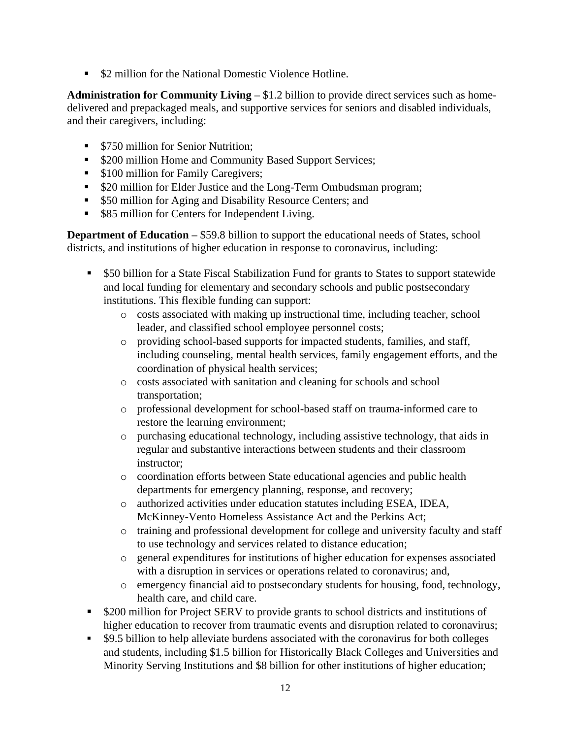- $2 million for the National Domestic Violence Hotline.

**Administration for Community Living –** $1.2 billion to provide direct services such as home-delivered and prepackaged meals, and supportive services for seniors and disabled individuals, and their caregivers, including:

- $750 million for Senior Nutrition;
- $200 million Home and Community Based Support Services;
- $100 million for Family Caregivers;
- $20 million for Elder Justice and the Long-Term Ombudsman program;
- $50 million for Aging and Disability Resource Centers; and
- $85 million for Centers for Independent Living.

**Department of Education –** $59.8 billion to support the educational needs of States, school districts, and institutions of higher education in response to coronavirus, including:

- $50 billion for a State Fiscal Stabilization Fund for grants to States to support statewide and local funding for elementary and secondary schools and public postsecondary institutions. This flexible funding can support:
    - costs associated with making up instructional time, including teacher, school leader, and classified school employee personnel costs;
    - providing school-based supports for impacted students, families, and staff, including counseling, mental health services, family engagement efforts, and the coordination of physical health services;
    - costs associated with sanitation and cleaning for schools and school transportation;
    - professional development for school-based staff on trauma-informed care to restore the learning environment;
    - purchasing educational technology, including assistive technology, that aids in regular and substantive interactions between students and their classroom instructor;
    - coordination efforts between State educational agencies and public health departments for emergency planning, response, and recovery;
    - authorized activities under education statutes including ESEA, IDEA, McKinney-Vento Homeless Assistance Act and the Perkins Act;
    - training and professional development for college and university faculty and staff to use technology and services related to distance education;
    - general expenditures for institutions of higher education for expenses associated with a disruption in services or operations related to coronavirus; and,
    - emergency financial aid to postsecondary students for housing, food, technology, health care, and child care.
- $200 million for Project SERV to provide grants to school districts and institutions of higher education to recover from traumatic events and disruption related to coronavirus;
- $9.5 billion to help alleviate burdens associated with the coronavirus for both colleges and students, including $1.5 billion for Historically Black Colleges and Universities and Minority Serving Institutions and $8 billion for other institutions of higher education;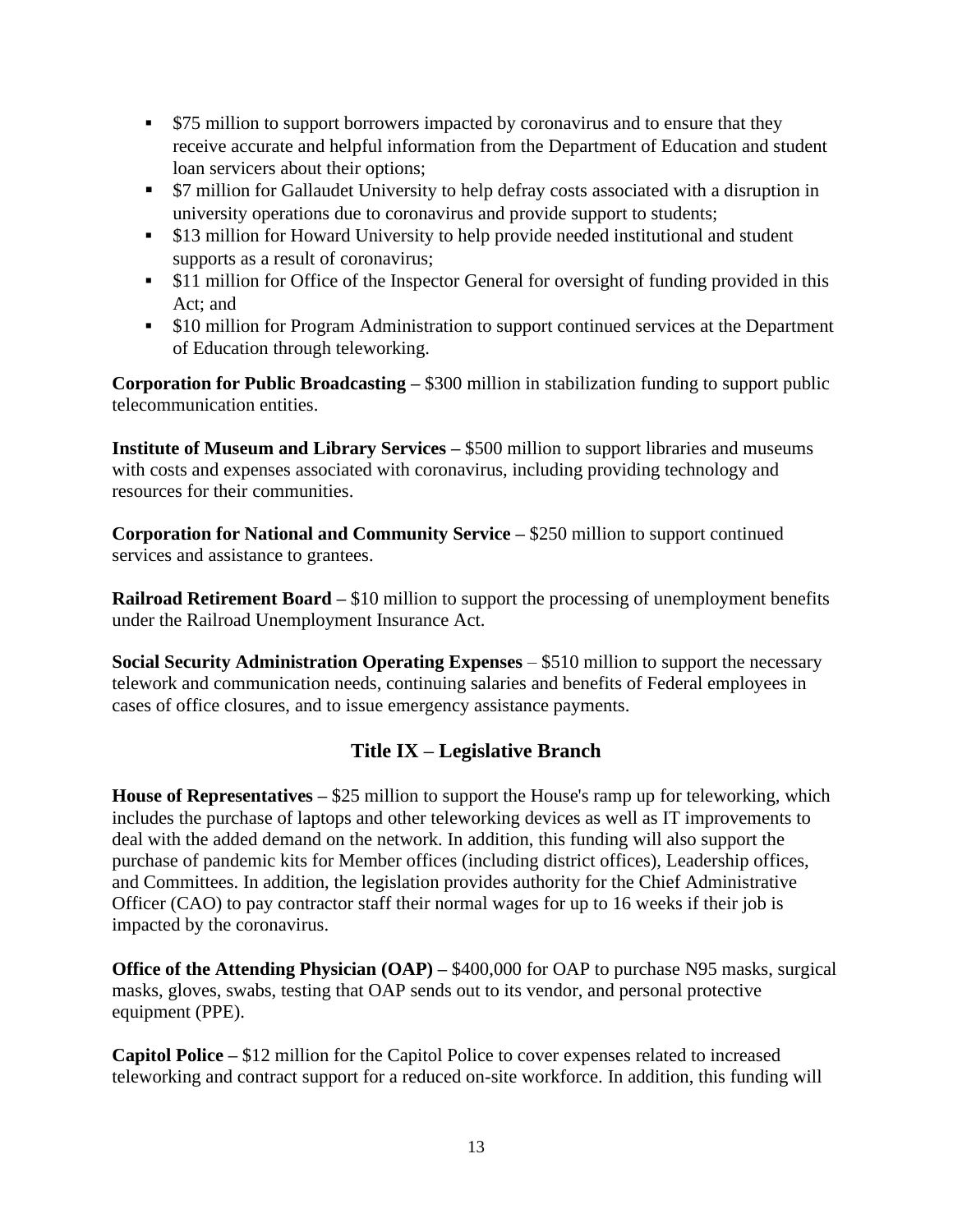- $75 million to support borrowers impacted by coronavirus and to ensure that they receive accurate and helpful information from the Department of Education and student loan servicers about their options;
- $7 million for Gallaudet University to help defray costs associated with a disruption in university operations due to coronavirus and provide support to students;
- $13 million for Howard University to help provide needed institutional and student supports as a result of coronavirus;
- $11 million for Office of the Inspector General for oversight of funding provided in this Act; and
- $10 million for Program Administration to support continued services at the Department of Education through teleworking.

**Corporation for Public Broadcasting –** $300 million in stabilization funding to support public telecommunication entities.

**Institute of Museum and Library Services –** $500 million to support libraries and museums with costs and expenses associated with coronavirus, including providing technology and resources for their communities.

**Corporation for National and Community Service –** $250 million to support continued services and assistance to grantees.

**Railroad Retirement Board –** $10 million to support the processing of unemployment benefits under the Railroad Unemployment Insurance Act.

**Social Security Administration Operating Expenses** – $510 million to support the necessary telework and communication needs, continuing salaries and benefits of Federal employees in cases of office closures, and to issue emergency assistance payments.

## Title IX – Legislative Branch

**House of Representatives –** $25 million to support the House's ramp up for teleworking, which includes the purchase of laptops and other teleworking devices as well as IT improvements to deal with the added demand on the network. In addition, this funding will also support the purchase of pandemic kits for Member offices (including district offices), Leadership offices, and Committees. In addition, the legislation provides authority for the Chief Administrative Officer (CAO) to pay contractor staff their normal wages for up to 16 weeks if their job is impacted by the coronavirus.

**Office of the Attending Physician (OAP) –** $400,000 for OAP to purchase N95 masks, surgical masks, gloves, swabs, testing that OAP sends out to its vendor, and personal protective equipment (PPE).

**Capitol Police –** $12 million for the Capitol Police to cover expenses related to increased teleworking and contract support for a reduced on-site workforce. In addition, this funding will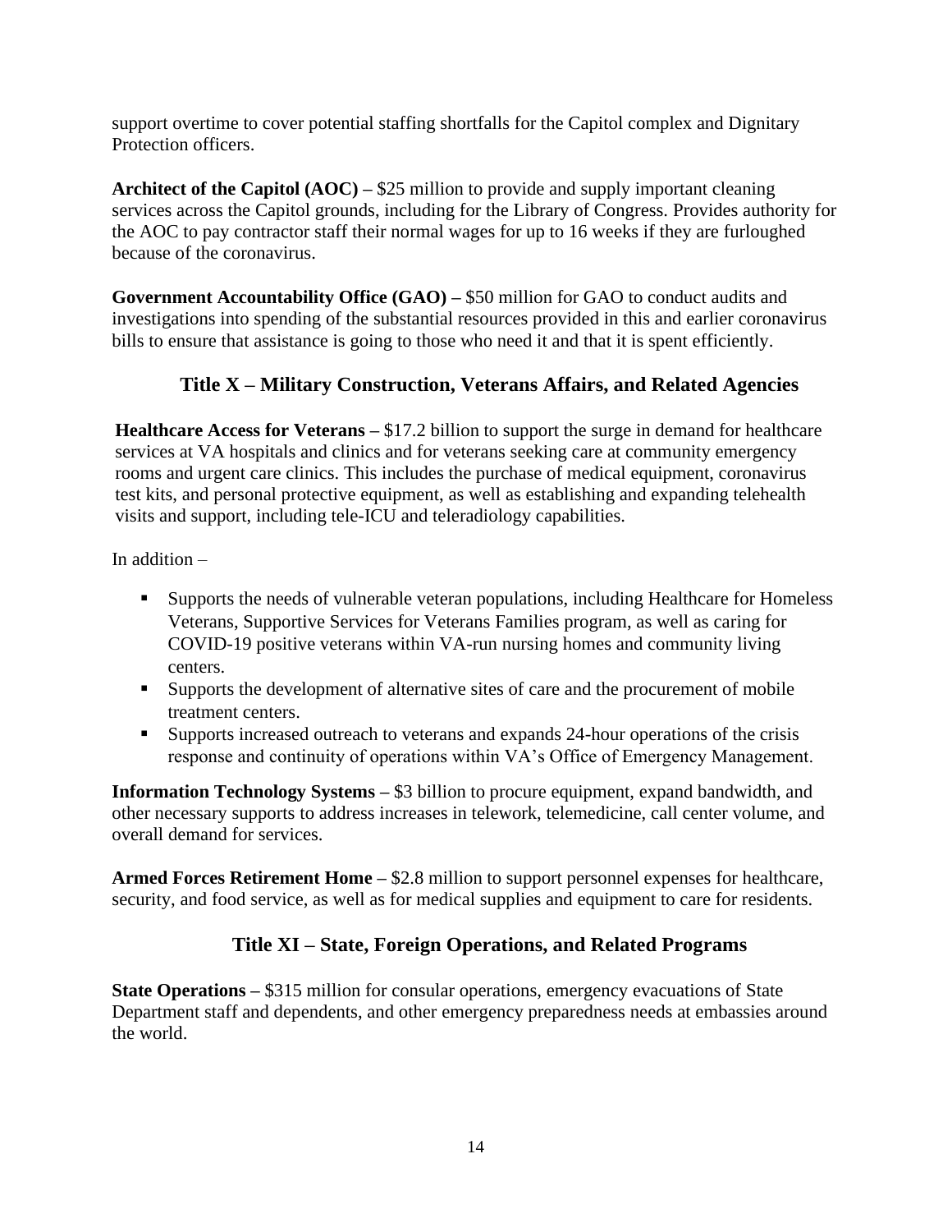support overtime to cover potential staffing shortfalls for the Capitol complex and Dignitary Protection officers.

**Architect of the Capitol (AOC) –** $25 million to provide and supply important cleaning services across the Capitol grounds, including for the Library of Congress. Provides authority for the AOC to pay contractor staff their normal wages for up to 16 weeks if they are furloughed because of the coronavirus.

**Government Accountability Office (GAO) –** $50 million for GAO to conduct audits and investigations into spending of the substantial resources provided in this and earlier coronavirus bills to ensure that assistance is going to those who need it and that it is spent efficiently.

## Title X – Military Construction, Veterans Affairs, and Related Agencies

**Healthcare Access for Veterans –** $17.2 billion to support the surge in demand for healthcare services at VA hospitals and clinics and for veterans seeking care at community emergency rooms and urgent care clinics. This includes the purchase of medical equipment, coronavirus test kits, and personal protective equipment, as well as establishing and expanding telehealth visits and support, including tele-ICU and teleradiology capabilities.

In addition –

- Supports the needs of vulnerable veteran populations, including Healthcare for Homeless Veterans, Supportive Services for Veterans Families program, as well as caring for COVID-19 positive veterans within VA-run nursing homes and community living centers.
- Supports the development of alternative sites of care and the procurement of mobile treatment centers.
- Supports increased outreach to veterans and expands 24-hour operations of the crisis response and continuity of operations within VA's Office of Emergency Management.

**Information Technology Systems –** $3 billion to procure equipment, expand bandwidth, and other necessary supports to address increases in telework, telemedicine, call center volume, and overall demand for services.

**Armed Forces Retirement Home –** $2.8 million to support personnel expenses for healthcare, security, and food service, as well as for medical supplies and equipment to care for residents.

## Title XI – State, Foreign Operations, and Related Programs

**State Operations –** $315 million for consular operations, emergency evacuations of State Department staff and dependents, and other emergency preparedness needs at embassies around the world.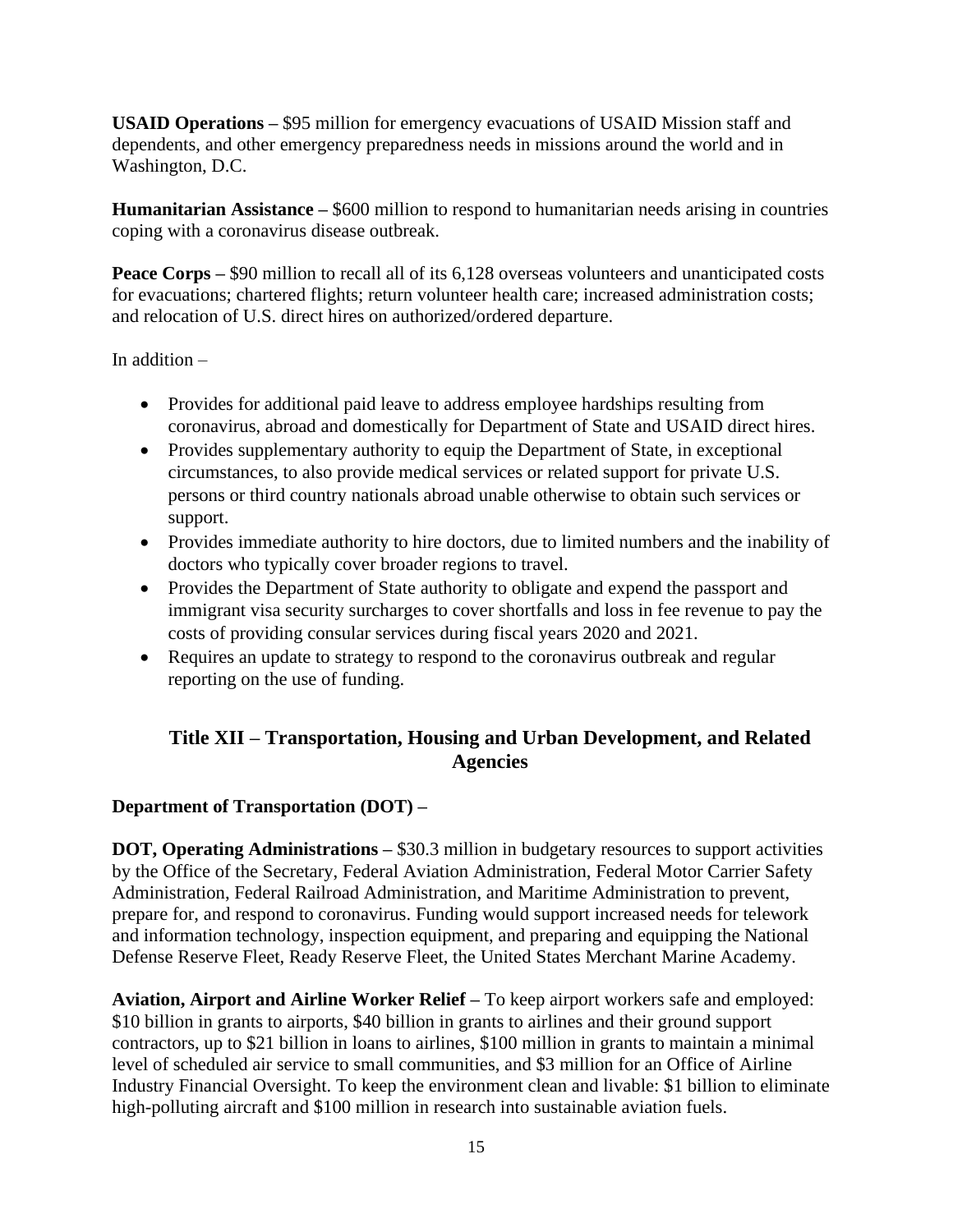**USAID Operations –** $95 million for emergency evacuations of USAID Mission staff and dependents, and other emergency preparedness needs in missions around the world and in Washington, D.C.

**Humanitarian Assistance –** $600 million to respond to humanitarian needs arising in countries coping with a coronavirus disease outbreak.

**Peace Corps –** $90 million to recall all of its 6,128 overseas volunteers and unanticipated costs for evacuations; chartered flights; return volunteer health care; increased administration costs; and relocation of U.S. direct hires on authorized/ordered departure.

In addition –

- Provides for additional paid leave to address employee hardships resulting from coronavirus, abroad and domestically for Department of State and USAID direct hires.
- Provides supplementary authority to equip the Department of State, in exceptional circumstances, to also provide medical services or related support for private U.S. persons or third country nationals abroad unable otherwise to obtain such services or support.
- Provides immediate authority to hire doctors, due to limited numbers and the inability of doctors who typically cover broader regions to travel.
- Provides the Department of State authority to obligate and expend the passport and immigrant visa security surcharges to cover shortfalls and loss in fee revenue to pay the costs of providing consular services during fiscal years 2020 and 2021.
- Requires an update to strategy to respond to the coronavirus outbreak and regular reporting on the use of funding.

## Title XII – Transportation, Housing and Urban Development, and Related Agencies

**Department of Transportation (DOT) –**

**DOT, Operating Administrations –** $30.3 million in budgetary resources to support activities by the Office of the Secretary, Federal Aviation Administration, Federal Motor Carrier Safety Administration, Federal Railroad Administration, and Maritime Administration to prevent, prepare for, and respond to coronavirus. Funding would support increased needs for telework and information technology, inspection equipment, and preparing and equipping the National Defense Reserve Fleet, Ready Reserve Fleet, the United States Merchant Marine Academy.

**Aviation, Airport and Airline Worker Relief –** To keep airport workers safe and employed: $10 billion in grants to airports, $40 billion in grants to airlines and their ground support contractors, up to $21 billion in loans to airlines, $100 million in grants to maintain a minimal level of scheduled air service to small communities, and $3 million for an Office of Airline Industry Financial Oversight. To keep the environment clean and livable: $1 billion to eliminate high-polluting aircraft and $100 million in research into sustainable aviation fuels.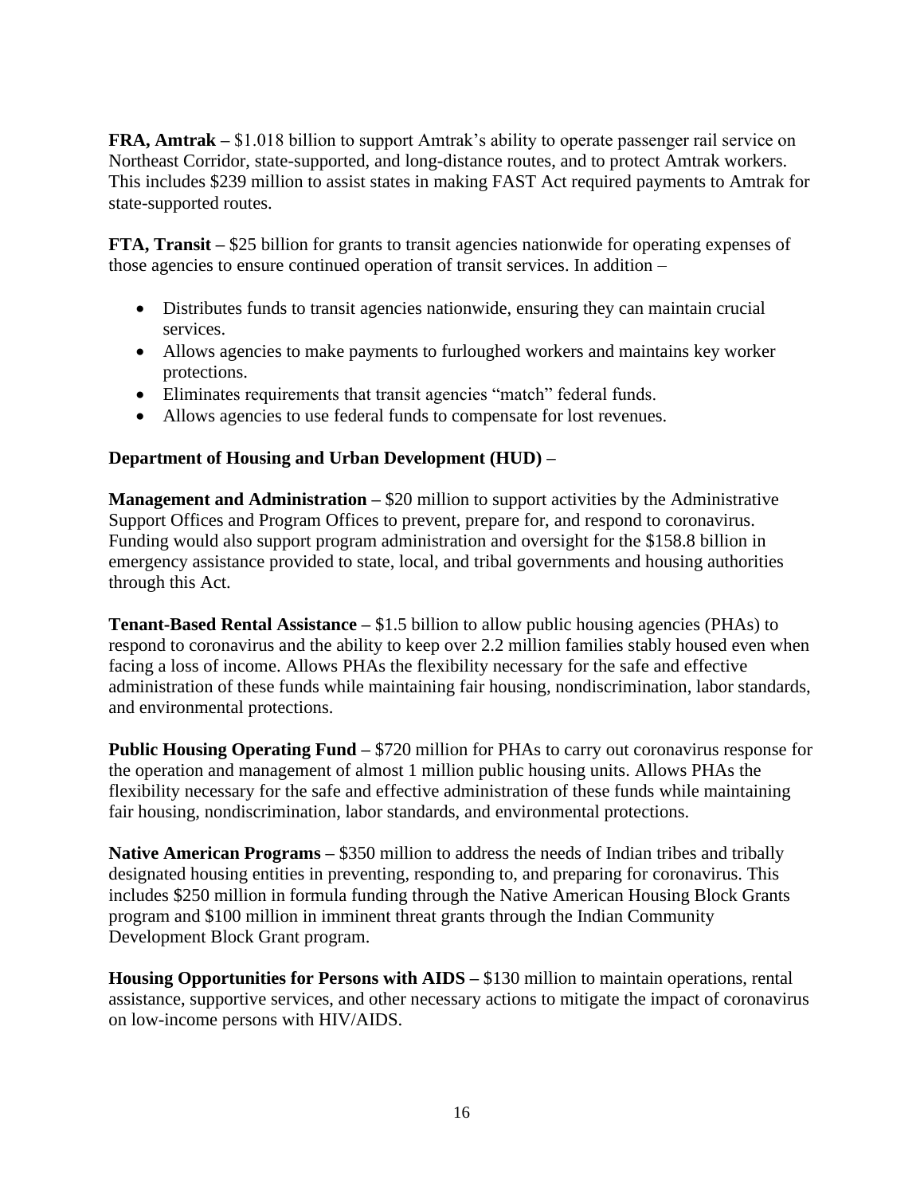**FRA, Amtrak –** $1.018 billion to support Amtrak's ability to operate passenger rail service on Northeast Corridor, state-supported, and long-distance routes, and to protect Amtrak workers. This includes $239 million to assist states in making FAST Act required payments to Amtrak for state-supported routes.

**FTA, Transit –** $25 billion for grants to transit agencies nationwide for operating expenses of those agencies to ensure continued operation of transit services. In addition –

- Distributes funds to transit agencies nationwide, ensuring they can maintain crucial services.
- Allows agencies to make payments to furloughed workers and maintains key worker protections.
- Eliminates requirements that transit agencies "match" federal funds.
- Allows agencies to use federal funds to compensate for lost revenues.

**Department of Housing and Urban Development (HUD) –**

**Management and Administration –** $20 million to support activities by the Administrative Support Offices and Program Offices to prevent, prepare for, and respond to coronavirus. Funding would also support program administration and oversight for the $158.8 billion in emergency assistance provided to state, local, and tribal governments and housing authorities through this Act.

**Tenant-Based Rental Assistance –** $1.5 billion to allow public housing agencies (PHAs) to respond to coronavirus and the ability to keep over 2.2 million families stably housed even when facing a loss of income. Allows PHAs the flexibility necessary for the safe and effective administration of these funds while maintaining fair housing, nondiscrimination, labor standards, and environmental protections.

**Public Housing Operating Fund –** $720 million for PHAs to carry out coronavirus response for the operation and management of almost 1 million public housing units. Allows PHAs the flexibility necessary for the safe and effective administration of these funds while maintaining fair housing, nondiscrimination, labor standards, and environmental protections.

**Native American Programs –** $350 million to address the needs of Indian tribes and tribally designated housing entities in preventing, responding to, and preparing for coronavirus. This includes $250 million in formula funding through the Native American Housing Block Grants program and $100 million in imminent threat grants through the Indian Community Development Block Grant program.

**Housing Opportunities for Persons with AIDS –** $130 million to maintain operations, rental assistance, supportive services, and other necessary actions to mitigate the impact of coronavirus on low-income persons with HIV/AIDS.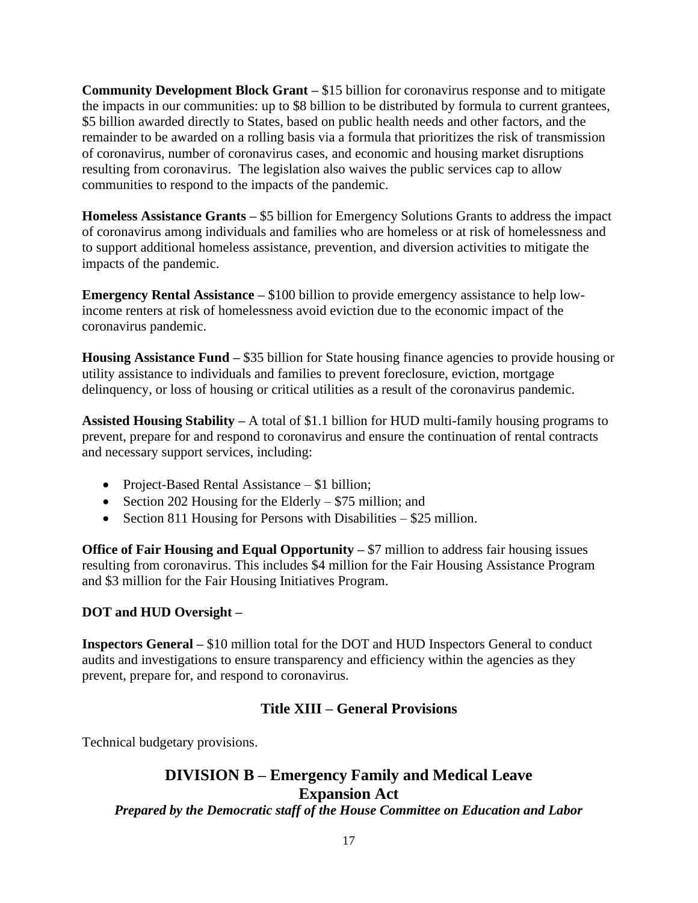**Community Development Block Grant –** $15 billion for coronavirus response and to mitigate the impacts in our communities: up to $8 billion to be distributed by formula to current grantees, $5 billion awarded directly to States, based on public health needs and other factors, and the remainder to be awarded on a rolling basis via a formula that prioritizes the risk of transmission of coronavirus, number of coronavirus cases, and economic and housing market disruptions resulting from coronavirus. The legislation also waives the public services cap to allow communities to respond to the impacts of the pandemic.

**Homeless Assistance Grants –** $5 billion for Emergency Solutions Grants to address the impact of coronavirus among individuals and families who are homeless or at risk of homelessness and to support additional homeless assistance, prevention, and diversion activities to mitigate the impacts of the pandemic.

**Emergency Rental Assistance –** $100 billion to provide emergency assistance to help low-income renters at risk of homelessness avoid eviction due to the economic impact of the coronavirus pandemic.

**Housing Assistance Fund –** $35 billion for State housing finance agencies to provide housing or utility assistance to individuals and families to prevent foreclosure, eviction, mortgage delinquency, or loss of housing or critical utilities as a result of the coronavirus pandemic.

**Assisted Housing Stability –** A total of $1.1 billion for HUD multi-family housing programs to prevent, prepare for and respond to coronavirus and ensure the continuation of rental contracts and necessary support services, including:

- Project-Based Rental Assistance – $1 billion;
- Section 202 Housing for the Elderly – $75 million; and
- Section 811 Housing for Persons with Disabilities – $25 million.

**Office of Fair Housing and Equal Opportunity –** $7 million to address fair housing issues resulting from coronavirus. This includes $4 million for the Fair Housing Assistance Program and $3 million for the Fair Housing Initiatives Program.

**DOT and HUD Oversight –**

**Inspectors General –** $10 million total for the DOT and HUD Inspectors General to conduct audits and investigations to ensure transparency and efficiency within the agencies as they prevent, prepare for, and respond to coronavirus.

### Title XIII – General Provisions

Technical budgetary provisions.

## DIVISION B – Emergency Family and Medical Leave Expansion Act

***Prepared by the Democratic staff of the House Committee on Education and Labor***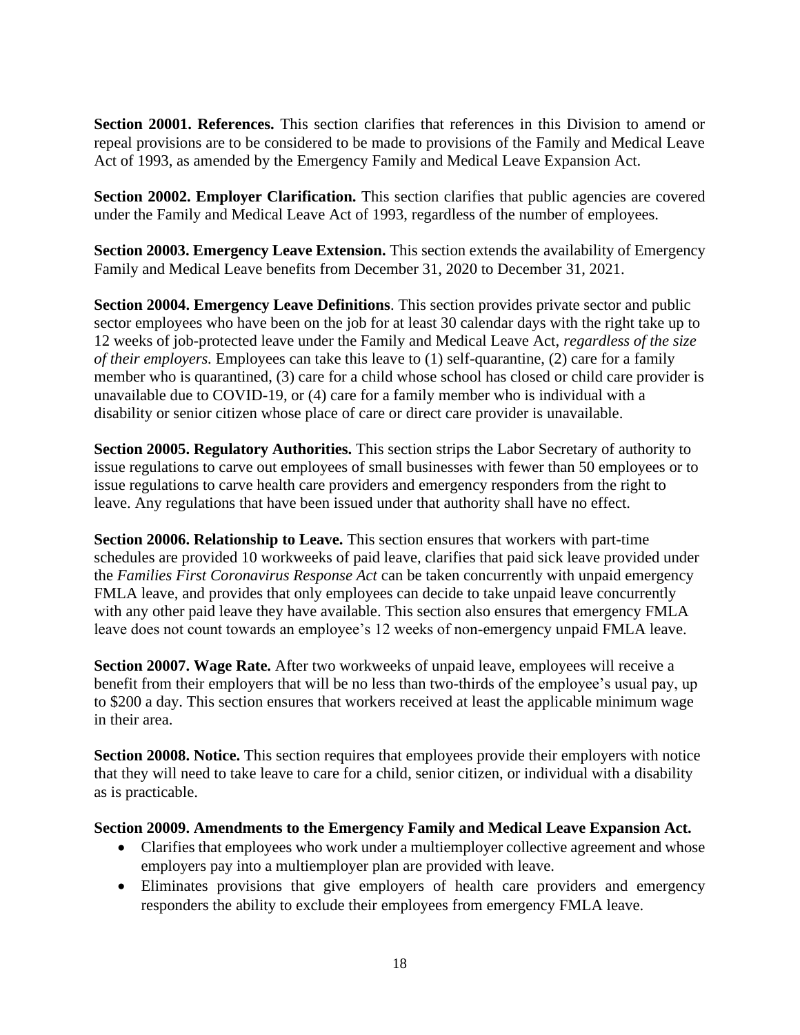**Section 20001. References.** This section clarifies that references in this Division to amend or repeal provisions are to be considered to be made to provisions of the Family and Medical Leave Act of 1993, as amended by the Emergency Family and Medical Leave Expansion Act.

**Section 20002. Employer Clarification.** This section clarifies that public agencies are covered under the Family and Medical Leave Act of 1993, regardless of the number of employees.

**Section 20003. Emergency Leave Extension.** This section extends the availability of Emergency Family and Medical Leave benefits from December 31, 2020 to December 31, 2021.

**Section 20004. Emergency Leave Definitions**. This section provides private sector and public sector employees who have been on the job for at least 30 calendar days with the right take up to 12 weeks of job-protected leave under the Family and Medical Leave Act, *regardless of the size of their employers*. Employees can take this leave to (1) self-quarantine, (2) care for a family member who is quarantined, (3) care for a child whose school has closed or child care provider is unavailable due to COVID-19, or (4) care for a family member who is individual with a disability or senior citizen whose place of care or direct care provider is unavailable.

**Section 20005. Regulatory Authorities.** This section strips the Labor Secretary of authority to issue regulations to carve out employees of small businesses with fewer than 50 employees or to issue regulations to carve health care providers and emergency responders from the right to leave. Any regulations that have been issued under that authority shall have no effect.

**Section 20006. Relationship to Leave.** This section ensures that workers with part-time schedules are provided 10 workweeks of paid leave, clarifies that paid sick leave provided under the *Families First Coronavirus Response Act* can be taken concurrently with unpaid emergency FMLA leave, and provides that only employees can decide to take unpaid leave concurrently with any other paid leave they have available. This section also ensures that emergency FMLA leave does not count towards an employee's 12 weeks of non-emergency unpaid FMLA leave.

**Section 20007. Wage Rate.** After two workweeks of unpaid leave, employees will receive a benefit from their employers that will be no less than two-thirds of the employee's usual pay, up to $200 a day. This section ensures that workers received at least the applicable minimum wage in their area.

**Section 20008. Notice.** This section requires that employees provide their employers with notice that they will need to take leave to care for a child, senior citizen, or individual with a disability as is practicable.

**Section 20009. Amendments to the Emergency Family and Medical Leave Expansion Act.**

- Clarifies that employees who work under a multiemployer collective agreement and whose employers pay into a multiemployer plan are provided with leave.
- Eliminates provisions that give employers of health care providers and emergency responders the ability to exclude their employees from emergency FMLA leave.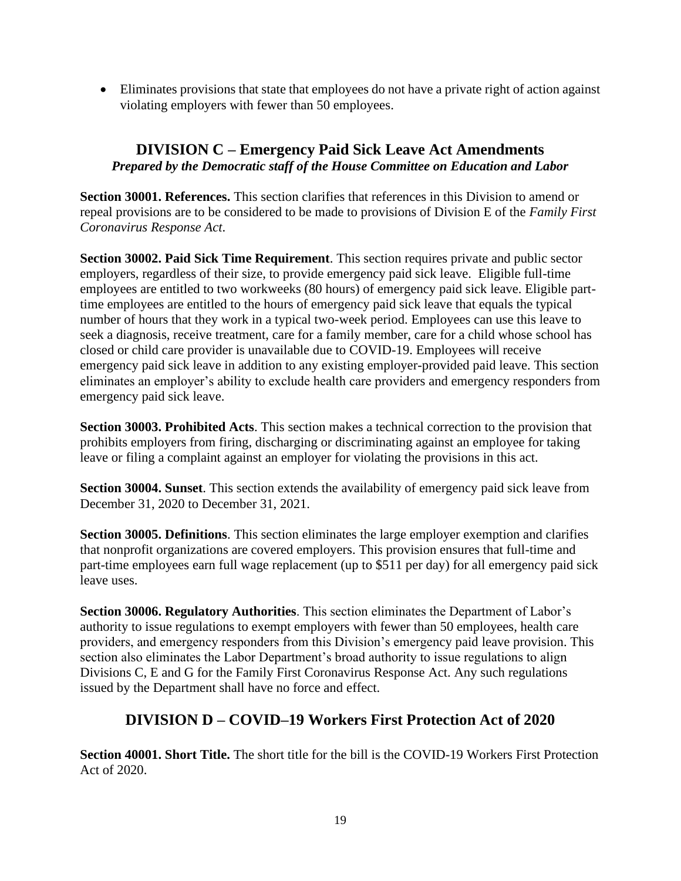- Eliminates provisions that state that employees do not have a private right of action against violating employers with fewer than 50 employees.

## DIVISION C – Emergency Paid Sick Leave Act Amendments

***Prepared by the Democratic staff of the House Committee on Education and Labor***

**Section 30001. References.** This section clarifies that references in this Division to amend or repeal provisions are to be considered to be made to provisions of Division E of the *Family First Coronavirus Response Act*.

**Section 30002. Paid Sick Time Requirement**. This section requires private and public sector employers, regardless of their size, to provide emergency paid sick leave. Eligible full-time employees are entitled to two workweeks (80 hours) of emergency paid sick leave. Eligible part-time employees are entitled to the hours of emergency paid sick leave that equals the typical number of hours that they work in a typical two-week period. Employees can use this leave to seek a diagnosis, receive treatment, care for a family member, care for a child whose school has closed or child care provider is unavailable due to COVID-19. Employees will receive emergency paid sick leave in addition to any existing employer-provided paid leave. This section eliminates an employer's ability to exclude health care providers and emergency responders from emergency paid sick leave.

**Section 30003. Prohibited Acts**. This section makes a technical correction to the provision that prohibits employers from firing, discharging or discriminating against an employee for taking leave or filing a complaint against an employer for violating the provisions in this act.

**Section 30004. Sunset**. This section extends the availability of emergency paid sick leave from December 31, 2020 to December 31, 2021.

**Section 30005. Definitions**. This section eliminates the large employer exemption and clarifies that nonprofit organizations are covered employers. This provision ensures that full-time and part-time employees earn full wage replacement (up to $511 per day) for all emergency paid sick leave uses.

**Section 30006. Regulatory Authorities**. This section eliminates the Department of Labor's authority to issue regulations to exempt employers with fewer than 50 employees, health care providers, and emergency responders from this Division's emergency paid leave provision. This section also eliminates the Labor Department's broad authority to issue regulations to align Divisions C, E and G for the Family First Coronavirus Response Act. Any such regulations issued by the Department shall have no force and effect.

## DIVISION D – COVID–19 Workers First Protection Act of 2020

**Section 40001. Short Title.** The short title for the bill is the COVID-19 Workers First Protection Act of 2020.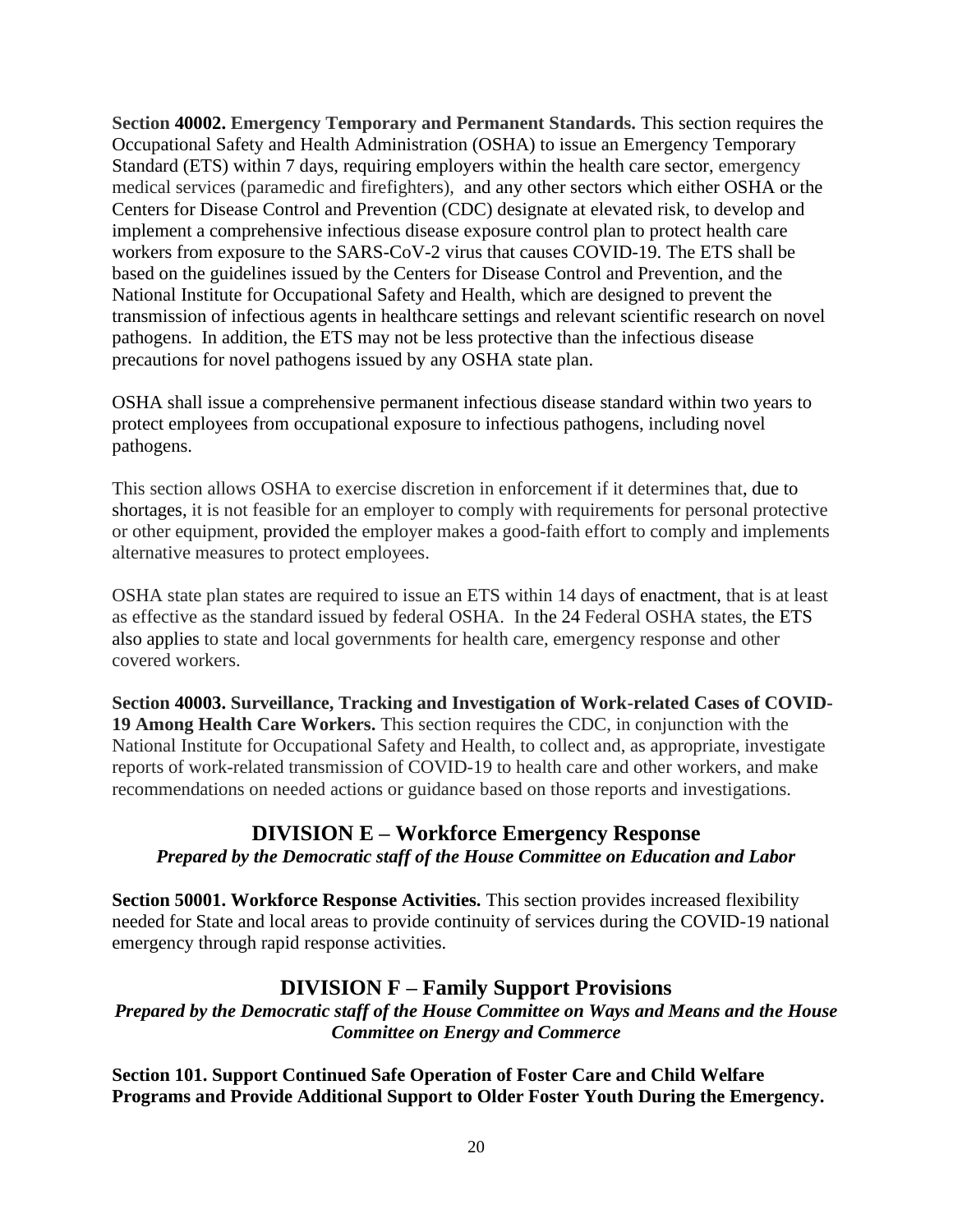**Section 40002. Emergency Temporary and Permanent Standards.** This section requires the Occupational Safety and Health Administration (OSHA) to issue an Emergency Temporary Standard (ETS) within 7 days, requiring employers within the health care sector, emergency medical services (paramedic and firefighters), and any other sectors which either OSHA or the Centers for Disease Control and Prevention (CDC) designate at elevated risk, to develop and implement a comprehensive infectious disease exposure control plan to protect health care workers from exposure to the SARS-CoV-2 virus that causes COVID-19. The ETS shall be based on the guidelines issued by the Centers for Disease Control and Prevention, and the National Institute for Occupational Safety and Health, which are designed to prevent the transmission of infectious agents in healthcare settings and relevant scientific research on novel pathogens. In addition, the ETS may not be less protective than the infectious disease precautions for novel pathogens issued by any OSHA state plan.

OSHA shall issue a comprehensive permanent infectious disease standard within two years to protect employees from occupational exposure to infectious pathogens, including novel pathogens.

This section allows OSHA to exercise discretion in enforcement if it determines that, due to shortages, it is not feasible for an employer to comply with requirements for personal protective or other equipment, provided the employer makes a good-faith effort to comply and implements alternative measures to protect employees.

OSHA state plan states are required to issue an ETS within 14 days of enactment, that is at least as effective as the standard issued by federal OSHA. In the 24 Federal OSHA states, the ETS also applies to state and local governments for health care, emergency response and other covered workers.

**Section 40003. Surveillance, Tracking and Investigation of Work-related Cases of COVID-19 Among Health Care Workers.** This section requires the CDC, in conjunction with the National Institute for Occupational Safety and Health, to collect and, as appropriate, investigate reports of work-related transmission of COVID-19 to health care and other workers, and make recommendations on needed actions or guidance based on those reports and investigations.

## DIVISION E – Workforce Emergency Response

***Prepared by the Democratic staff of the House Committee on Education and Labor***

**Section 50001. Workforce Response Activities.** This section provides increased flexibility needed for State and local areas to provide continuity of services during the COVID-19 national emergency through rapid response activities.

## DIVISION F – Family Support Provisions

***Prepared by the Democratic staff of the House Committee on Ways and Means and the House Committee on Energy and Commerce***

**Section 101. Support Continued Safe Operation of Foster Care and Child Welfare Programs and Provide Additional Support to Older Foster Youth During the Emergency.**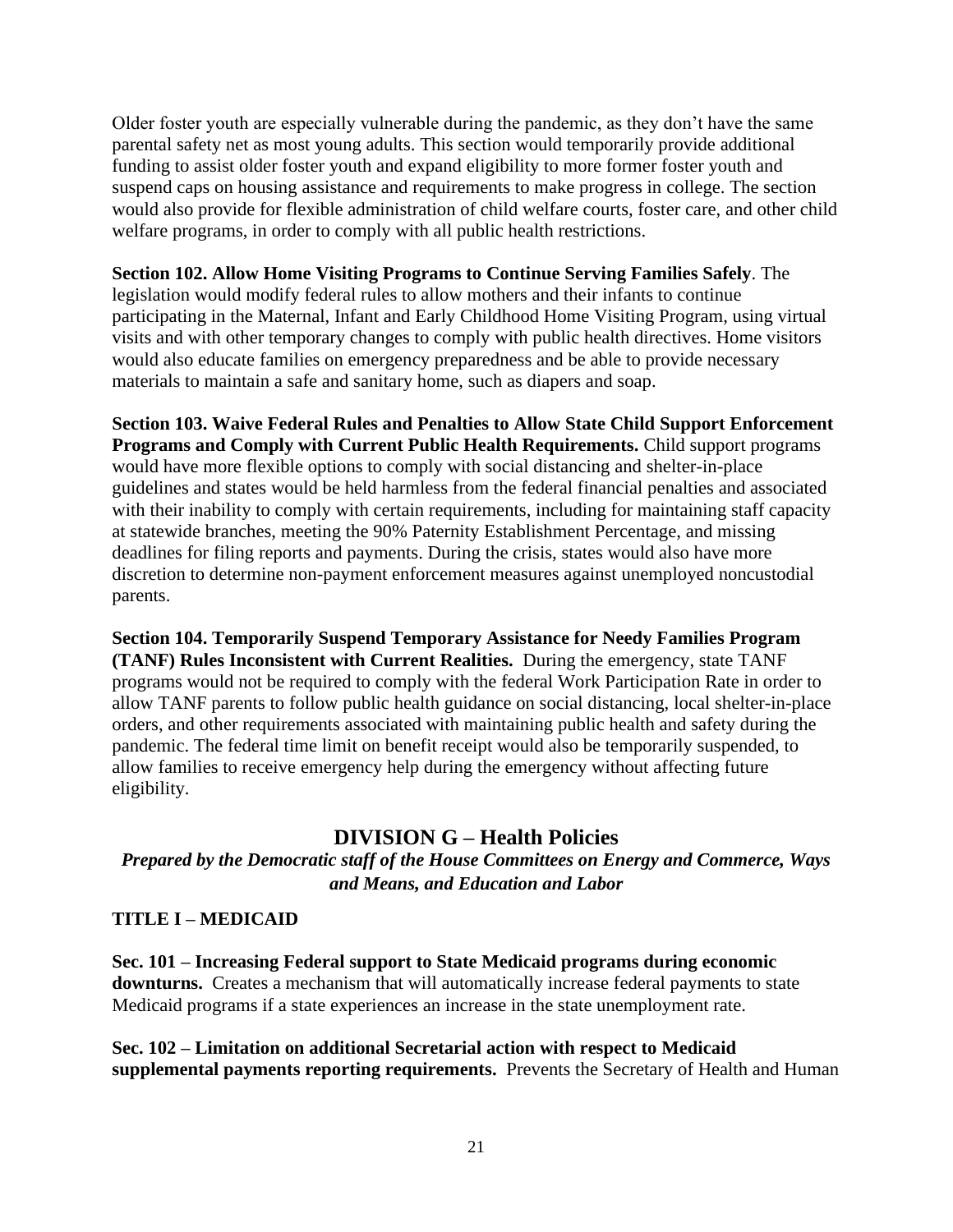Older foster youth are especially vulnerable during the pandemic, as they don't have the same parental safety net as most young adults. This section would temporarily provide additional funding to assist older foster youth and expand eligibility to more former foster youth and suspend caps on housing assistance and requirements to make progress in college. The section would also provide for flexible administration of child welfare courts, foster care, and other child welfare programs, in order to comply with all public health restrictions.

**Section 102. Allow Home Visiting Programs to Continue Serving Families Safely**. The legislation would modify federal rules to allow mothers and their infants to continue participating in the Maternal, Infant and Early Childhood Home Visiting Program, using virtual visits and with other temporary changes to comply with public health directives. Home visitors would also educate families on emergency preparedness and be able to provide necessary materials to maintain a safe and sanitary home, such as diapers and soap.

**Section 103. Waive Federal Rules and Penalties to Allow State Child Support Enforcement Programs and Comply with Current Public Health Requirements.** Child support programs would have more flexible options to comply with social distancing and shelter-in-place guidelines and states would be held harmless from the federal financial penalties and associated with their inability to comply with certain requirements, including for maintaining staff capacity at statewide branches, meeting the 90% Paternity Establishment Percentage, and missing deadlines for filing reports and payments. During the crisis, states would also have more discretion to determine non-payment enforcement measures against unemployed noncustodial parents.

**Section 104. Temporarily Suspend Temporary Assistance for Needy Families Program (TANF) Rules Inconsistent with Current Realities.** During the emergency, state TANF programs would not be required to comply with the federal Work Participation Rate in order to allow TANF parents to follow public health guidance on social distancing, local shelter-in-place orders, and other requirements associated with maintaining public health and safety during the pandemic. The federal time limit on benefit receipt would also be temporarily suspended, to allow families to receive emergency help during the emergency without affecting future eligibility.

## DIVISION G – Health Policies

***Prepared by the Democratic staff of the House Committees on Energy and Commerce, Ways and Means, and Education and Labor***

### TITLE I – MEDICAID

**Sec. 101 – Increasing Federal support to State Medicaid programs during economic downturns.** Creates a mechanism that will automatically increase federal payments to state Medicaid programs if a state experiences an increase in the state unemployment rate.

**Sec. 102 – Limitation on additional Secretarial action with respect to Medicaid supplemental payments reporting requirements.** Prevents the Secretary of Health and Human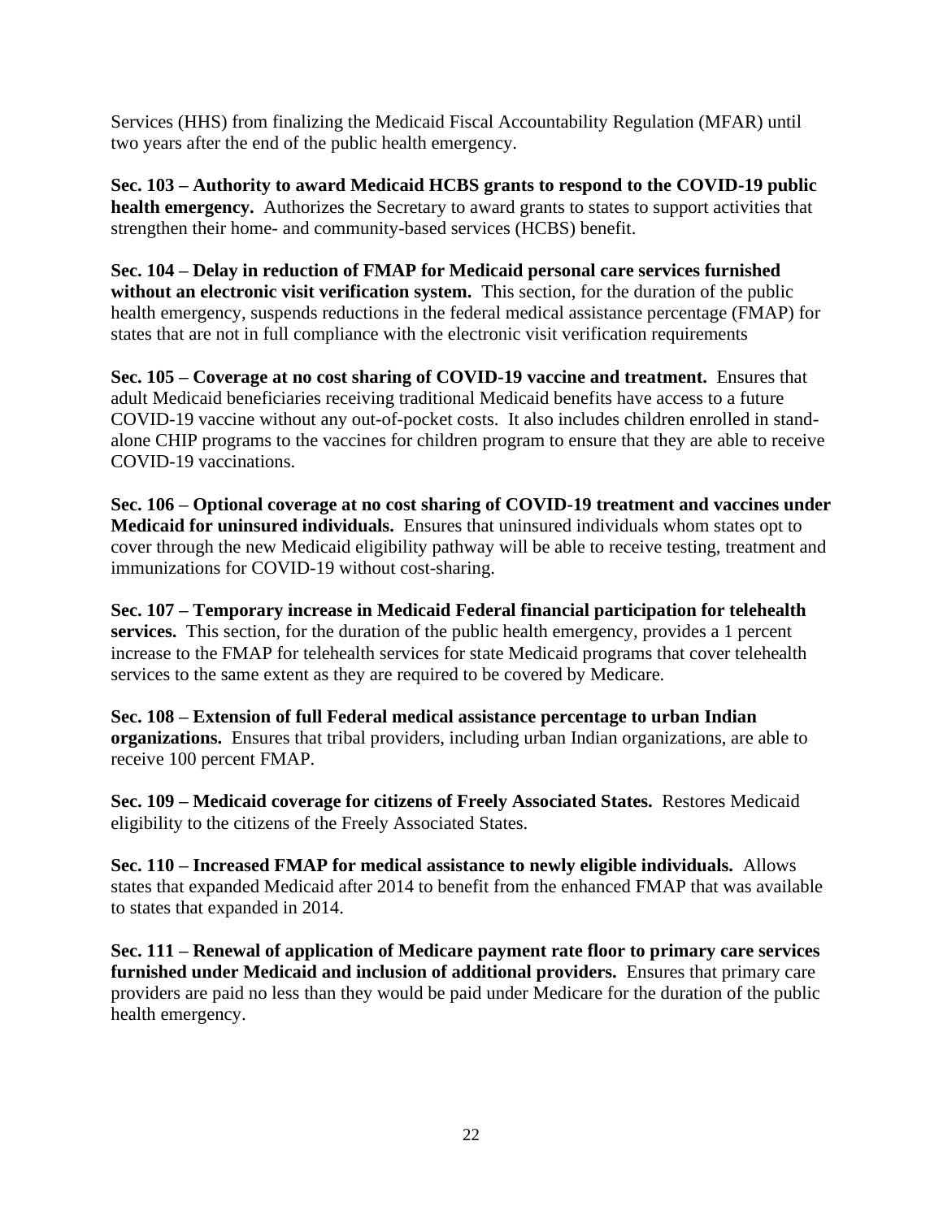Services (HHS) from finalizing the Medicaid Fiscal Accountability Regulation (MFAR) until two years after the end of the public health emergency.

**Sec. 103 – Authority to award Medicaid HCBS grants to respond to the COVID-19 public health emergency.** Authorizes the Secretary to award grants to states to support activities that strengthen their home- and community-based services (HCBS) benefit.

**Sec. 104 – Delay in reduction of FMAP for Medicaid personal care services furnished without an electronic visit verification system.** This section, for the duration of the public health emergency, suspends reductions in the federal medical assistance percentage (FMAP) for states that are not in full compliance with the electronic visit verification requirements

**Sec. 105 – Coverage at no cost sharing of COVID-19 vaccine and treatment.** Ensures that adult Medicaid beneficiaries receiving traditional Medicaid benefits have access to a future COVID-19 vaccine without any out-of-pocket costs. It also includes children enrolled in stand-alone CHIP programs to the vaccines for children program to ensure that they are able to receive COVID-19 vaccinations.

**Sec. 106 – Optional coverage at no cost sharing of COVID-19 treatment and vaccines under Medicaid for uninsured individuals.** Ensures that uninsured individuals whom states opt to cover through the new Medicaid eligibility pathway will be able to receive testing, treatment and immunizations for COVID-19 without cost-sharing.

**Sec. 107 – Temporary increase in Medicaid Federal financial participation for telehealth services.** This section, for the duration of the public health emergency, provides a 1 percent increase to the FMAP for telehealth services for state Medicaid programs that cover telehealth services to the same extent as they are required to be covered by Medicare.

**Sec. 108 – Extension of full Federal medical assistance percentage to urban Indian organizations.** Ensures that tribal providers, including urban Indian organizations, are able to receive 100 percent FMAP.

**Sec. 109 – Medicaid coverage for citizens of Freely Associated States.** Restores Medicaid eligibility to the citizens of the Freely Associated States.

**Sec. 110 – Increased FMAP for medical assistance to newly eligible individuals.** Allows states that expanded Medicaid after 2014 to benefit from the enhanced FMAP that was available to states that expanded in 2014.

**Sec. 111 – Renewal of application of Medicare payment rate floor to primary care services furnished under Medicaid and inclusion of additional providers.** Ensures that primary care providers are paid no less than they would be paid under Medicare for the duration of the public health emergency.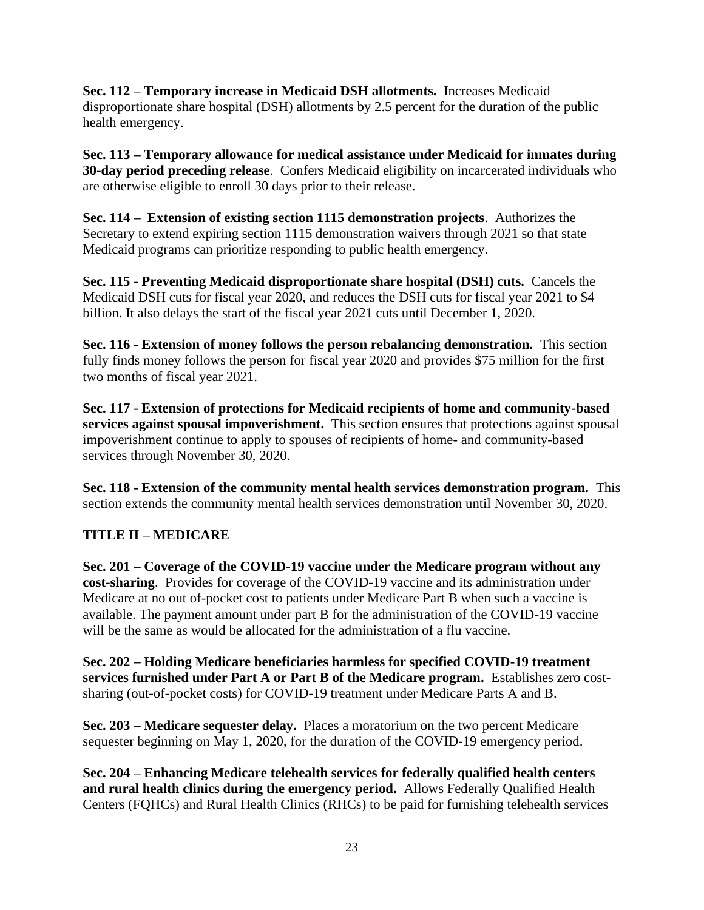**Sec. 112 – Temporary increase in Medicaid DSH allotments.** Increases Medicaid disproportionate share hospital (DSH) allotments by 2.5 percent for the duration of the public health emergency.

**Sec. 113 – Temporary allowance for medical assistance under Medicaid for inmates during 30-day period preceding release**. Confers Medicaid eligibility on incarcerated individuals who are otherwise eligible to enroll 30 days prior to their release.

**Sec. 114 – Extension of existing section 1115 demonstration projects**. Authorizes the Secretary to extend expiring section 1115 demonstration waivers through 2021 so that state Medicaid programs can prioritize responding to public health emergency.

**Sec. 115 - Preventing Medicaid disproportionate share hospital (DSH) cuts.** Cancels the Medicaid DSH cuts for fiscal year 2020, and reduces the DSH cuts for fiscal year 2021 to $4 billion. It also delays the start of the fiscal year 2021 cuts until December 1, 2020.

**Sec. 116 - Extension of money follows the person rebalancing demonstration.** This section fully finds money follows the person for fiscal year 2020 and provides $75 million for the first two months of fiscal year 2021.

**Sec. 117 - Extension of protections for Medicaid recipients of home and community-based services against spousal impoverishment.** This section ensures that protections against spousal impoverishment continue to apply to spouses of recipients of home- and community-based services through November 30, 2020.

**Sec. 118 - Extension of the community mental health services demonstration program.** This section extends the community mental health services demonstration until November 30, 2020.

## TITLE II – MEDICARE

**Sec. 201 – Coverage of the COVID-19 vaccine under the Medicare program without any cost-sharing**. Provides for coverage of the COVID-19 vaccine and its administration under Medicare at no out of-pocket cost to patients under Medicare Part B when such a vaccine is available. The payment amount under part B for the administration of the COVID-19 vaccine will be the same as would be allocated for the administration of a flu vaccine.

**Sec. 202 – Holding Medicare beneficiaries harmless for specified COVID-19 treatment services furnished under Part A or Part B of the Medicare program.** Establishes zero cost-sharing (out-of-pocket costs) for COVID-19 treatment under Medicare Parts A and B.

**Sec. 203 – Medicare sequester delay.** Places a moratorium on the two percent Medicare sequester beginning on May 1, 2020, for the duration of the COVID-19 emergency period.

**Sec. 204 – Enhancing Medicare telehealth services for federally qualified health centers and rural health clinics during the emergency period.** Allows Federally Qualified Health Centers (FQHCs) and Rural Health Clinics (RHCs) to be paid for furnishing telehealth services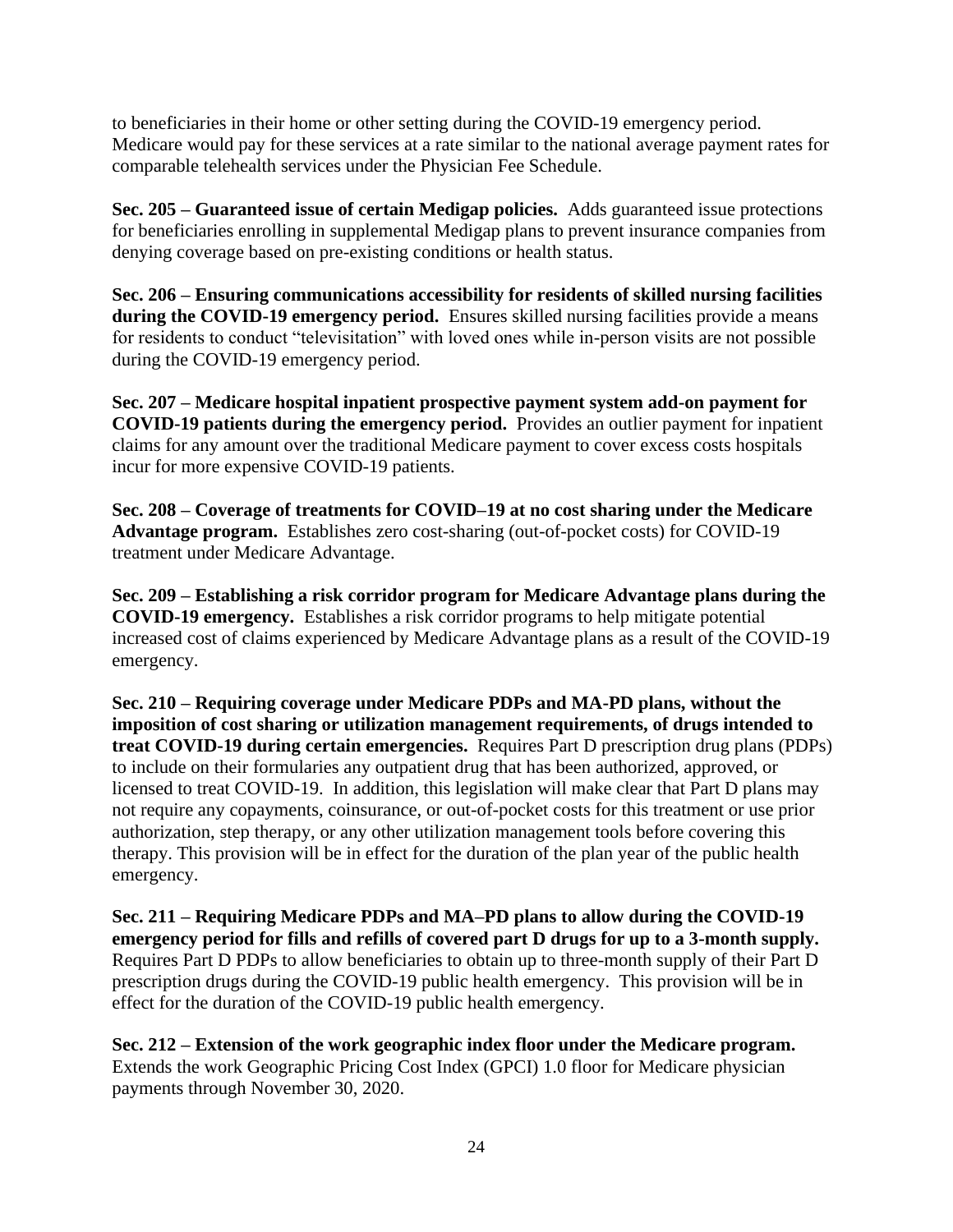to beneficiaries in their home or other setting during the COVID-19 emergency period. Medicare would pay for these services at a rate similar to the national average payment rates for comparable telehealth services under the Physician Fee Schedule.

**Sec. 205 – Guaranteed issue of certain Medigap policies.** Adds guaranteed issue protections for beneficiaries enrolling in supplemental Medigap plans to prevent insurance companies from denying coverage based on pre-existing conditions or health status.

**Sec. 206 – Ensuring communications accessibility for residents of skilled nursing facilities during the COVID-19 emergency period.** Ensures skilled nursing facilities provide a means for residents to conduct "televisitation" with loved ones while in-person visits are not possible during the COVID-19 emergency period.

**Sec. 207 – Medicare hospital inpatient prospective payment system add-on payment for COVID-19 patients during the emergency period.** Provides an outlier payment for inpatient claims for any amount over the traditional Medicare payment to cover excess costs hospitals incur for more expensive COVID-19 patients.

**Sec. 208 – Coverage of treatments for COVID–19 at no cost sharing under the Medicare Advantage program.** Establishes zero cost-sharing (out-of-pocket costs) for COVID-19 treatment under Medicare Advantage.

**Sec. 209 – Establishing a risk corridor program for Medicare Advantage plans during the COVID-19 emergency.** Establishes a risk corridor programs to help mitigate potential increased cost of claims experienced by Medicare Advantage plans as a result of the COVID-19 emergency.

**Sec. 210 – Requiring coverage under Medicare PDPs and MA-PD plans, without the imposition of cost sharing or utilization management requirements, of drugs intended to treat COVID-19 during certain emergencies.** Requires Part D prescription drug plans (PDPs) to include on their formularies any outpatient drug that has been authorized, approved, or licensed to treat COVID-19. In addition, this legislation will make clear that Part D plans may not require any copayments, coinsurance, or out-of-pocket costs for this treatment or use prior authorization, step therapy, or any other utilization management tools before covering this therapy. This provision will be in effect for the duration of the plan year of the public health emergency.

**Sec. 211 – Requiring Medicare PDPs and MA–PD plans to allow during the COVID-19 emergency period for fills and refills of covered part D drugs for up to a 3-month supply.** Requires Part D PDPs to allow beneficiaries to obtain up to three-month supply of their Part D prescription drugs during the COVID-19 public health emergency. This provision will be in effect for the duration of the COVID-19 public health emergency.

**Sec. 212 – Extension of the work geographic index floor under the Medicare program.** Extends the work Geographic Pricing Cost Index (GPCI) 1.0 floor for Medicare physician payments through November 30, 2020.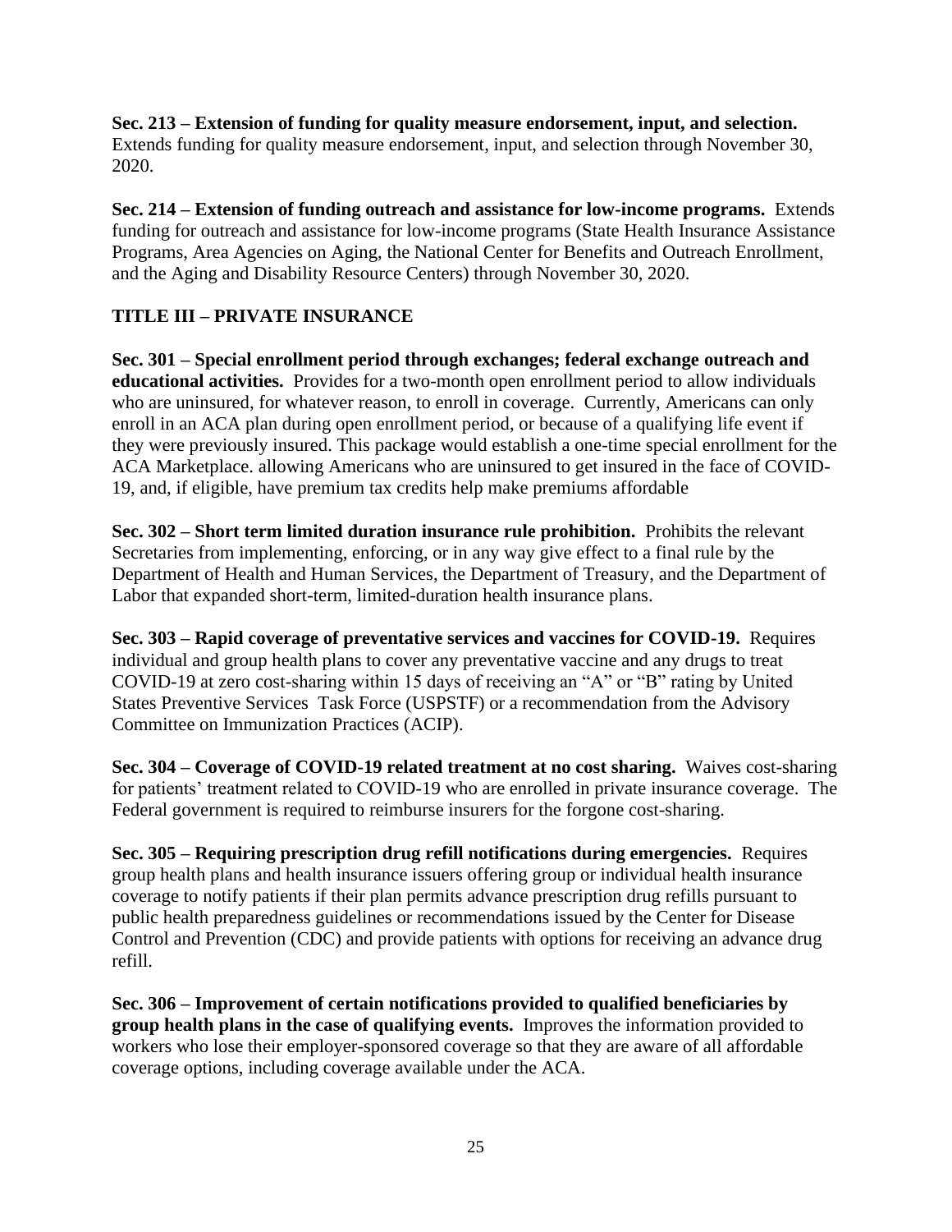**Sec. 213 – Extension of funding for quality measure endorsement, input, and selection.** Extends funding for quality measure endorsement, input, and selection through November 30, 2020.

**Sec. 214 – Extension of funding outreach and assistance for low-income programs.** Extends funding for outreach and assistance for low-income programs (State Health Insurance Assistance Programs, Area Agencies on Aging, the National Center for Benefits and Outreach Enrollment, and the Aging and Disability Resource Centers) through November 30, 2020.

## TITLE III – PRIVATE INSURANCE

**Sec. 301 – Special enrollment period through exchanges; federal exchange outreach and educational activities.** Provides for a two-month open enrollment period to allow individuals who are uninsured, for whatever reason, to enroll in coverage. Currently, Americans can only enroll in an ACA plan during open enrollment period, or because of a qualifying life event if they were previously insured. This package would establish a one-time special enrollment for the ACA Marketplace. allowing Americans who are uninsured to get insured in the face of COVID-19, and, if eligible, have premium tax credits help make premiums affordable

**Sec. 302 – Short term limited duration insurance rule prohibition.** Prohibits the relevant Secretaries from implementing, enforcing, or in any way give effect to a final rule by the Department of Health and Human Services, the Department of Treasury, and the Department of Labor that expanded short-term, limited-duration health insurance plans.

**Sec. 303 – Rapid coverage of preventative services and vaccines for COVID-19.** Requires individual and group health plans to cover any preventative vaccine and any drugs to treat COVID-19 at zero cost-sharing within 15 days of receiving an "A" or "B" rating by United States Preventive Services Task Force (USPSTF) or a recommendation from the Advisory Committee on Immunization Practices (ACIP).

**Sec. 304 – Coverage of COVID-19 related treatment at no cost sharing.** Waives cost-sharing for patients' treatment related to COVID-19 who are enrolled in private insurance coverage. The Federal government is required to reimburse insurers for the forgone cost-sharing.

**Sec. 305 – Requiring prescription drug refill notifications during emergencies.** Requires group health plans and health insurance issuers offering group or individual health insurance coverage to notify patients if their plan permits advance prescription drug refills pursuant to public health preparedness guidelines or recommendations issued by the Center for Disease Control and Prevention (CDC) and provide patients with options for receiving an advance drug refill.

**Sec. 306 – Improvement of certain notifications provided to qualified beneficiaries by group health plans in the case of qualifying events.** Improves the information provided to workers who lose their employer-sponsored coverage so that they are aware of all affordable coverage options, including coverage available under the ACA.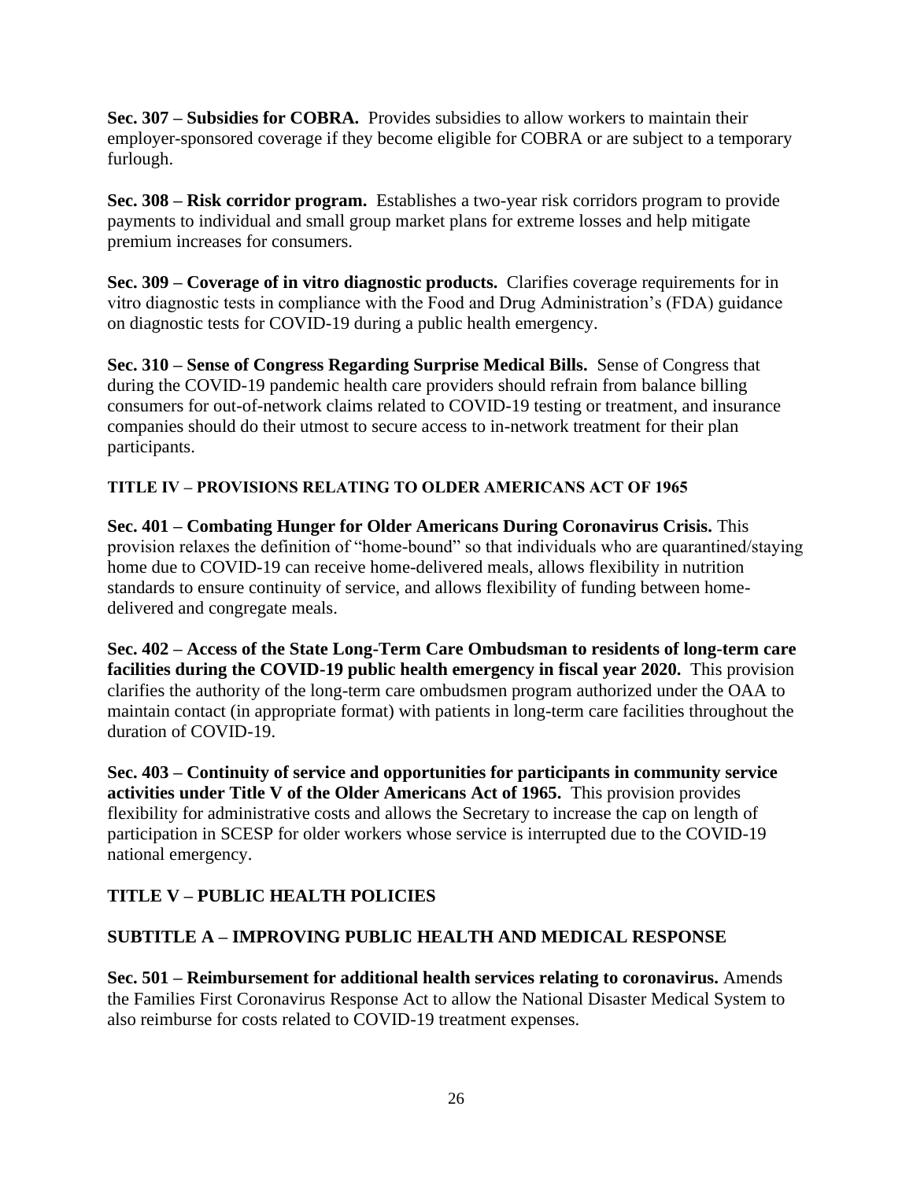**Sec. 307 – Subsidies for COBRA.** Provides subsidies to allow workers to maintain their employer-sponsored coverage if they become eligible for COBRA or are subject to a temporary furlough.

**Sec. 308 – Risk corridor program.** Establishes a two-year risk corridors program to provide payments to individual and small group market plans for extreme losses and help mitigate premium increases for consumers.

**Sec. 309 – Coverage of in vitro diagnostic products.** Clarifies coverage requirements for in vitro diagnostic tests in compliance with the Food and Drug Administration's (FDA) guidance on diagnostic tests for COVID-19 during a public health emergency.

**Sec. 310 – Sense of Congress Regarding Surprise Medical Bills.** Sense of Congress that during the COVID-19 pandemic health care providers should refrain from balance billing consumers for out-of-network claims related to COVID-19 testing or treatment, and insurance companies should do their utmost to secure access to in-network treatment for their plan participants.

## TITLE IV – PROVISIONS RELATING TO OLDER AMERICANS ACT OF 1965

**Sec. 401 – Combating Hunger for Older Americans During Coronavirus Crisis.** This provision relaxes the definition of "home-bound" so that individuals who are quarantined/staying home due to COVID-19 can receive home-delivered meals, allows flexibility in nutrition standards to ensure continuity of service, and allows flexibility of funding between home-delivered and congregate meals.

**Sec. 402 – Access of the State Long-Term Care Ombudsman to residents of long-term care facilities during the COVID-19 public health emergency in fiscal year 2020.** This provision clarifies the authority of the long-term care ombudsmen program authorized under the OAA to maintain contact (in appropriate format) with patients in long-term care facilities throughout the duration of COVID-19.

**Sec. 403 – Continuity of service and opportunities for participants in community service activities under Title V of the Older Americans Act of 1965.** This provision provides flexibility for administrative costs and allows the Secretary to increase the cap on length of participation in SCESP for older workers whose service is interrupted due to the COVID-19 national emergency.

## TITLE V – PUBLIC HEALTH POLICIES

### SUBTITLE A – IMPROVING PUBLIC HEALTH AND MEDICAL RESPONSE

**Sec. 501 – Reimbursement for additional health services relating to coronavirus.** Amends the Families First Coronavirus Response Act to allow the National Disaster Medical System to also reimburse for costs related to COVID-19 treatment expenses.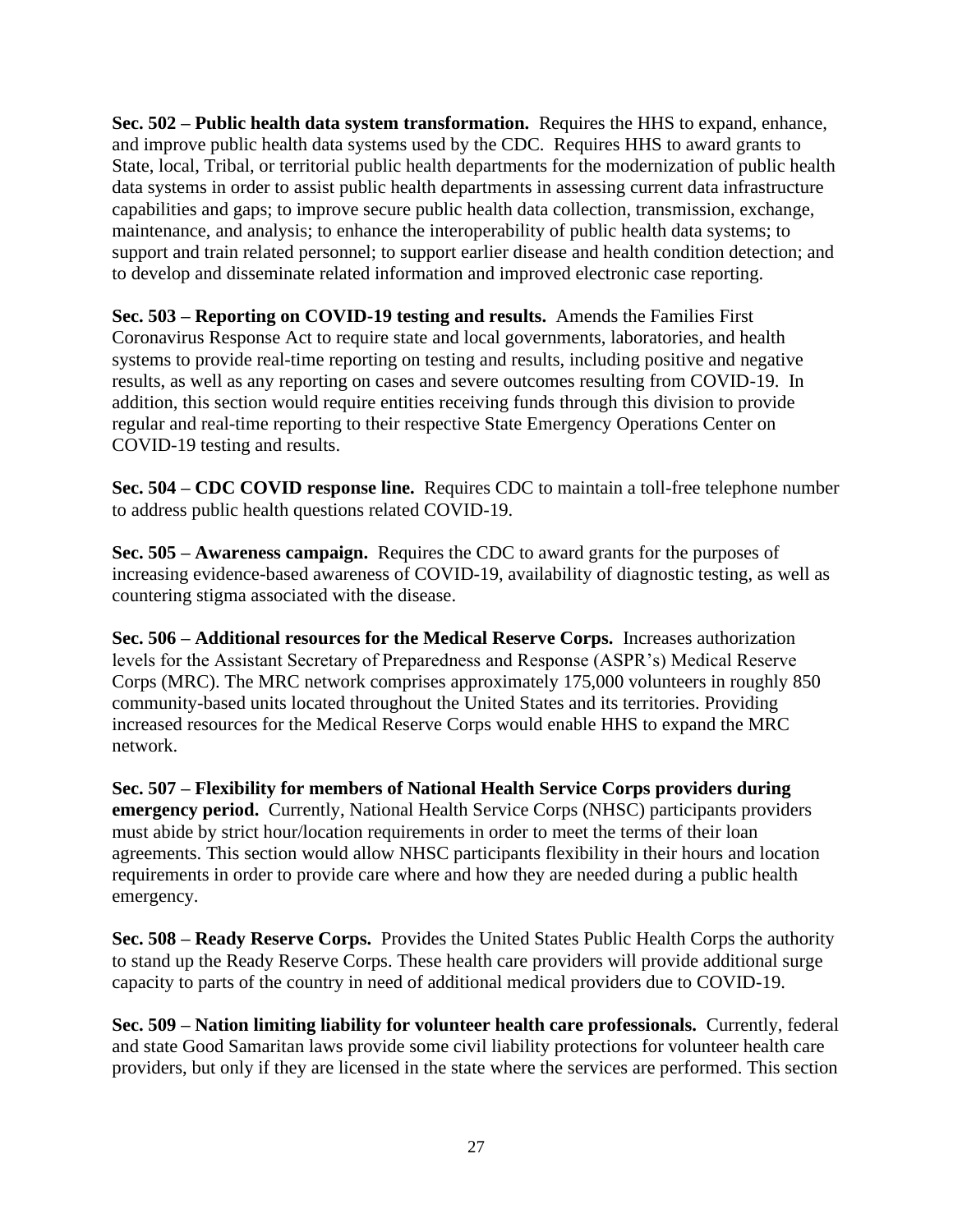**Sec. 502 – Public health data system transformation.** Requires the HHS to expand, enhance, and improve public health data systems used by the CDC. Requires HHS to award grants to State, local, Tribal, or territorial public health departments for the modernization of public health data systems in order to assist public health departments in assessing current data infrastructure capabilities and gaps; to improve secure public health data collection, transmission, exchange, maintenance, and analysis; to enhance the interoperability of public health data systems; to support and train related personnel; to support earlier disease and health condition detection; and to develop and disseminate related information and improved electronic case reporting.

**Sec. 503 – Reporting on COVID-19 testing and results.** Amends the Families First Coronavirus Response Act to require state and local governments, laboratories, and health systems to provide real-time reporting on testing and results, including positive and negative results, as well as any reporting on cases and severe outcomes resulting from COVID-19. In addition, this section would require entities receiving funds through this division to provide regular and real-time reporting to their respective State Emergency Operations Center on COVID-19 testing and results.

**Sec. 504 – CDC COVID response line.** Requires CDC to maintain a toll-free telephone number to address public health questions related COVID-19.

**Sec. 505 – Awareness campaign.** Requires the CDC to award grants for the purposes of increasing evidence-based awareness of COVID-19, availability of diagnostic testing, as well as countering stigma associated with the disease.

**Sec. 506 – Additional resources for the Medical Reserve Corps.** Increases authorization levels for the Assistant Secretary of Preparedness and Response (ASPR's) Medical Reserve Corps (MRC). The MRC network comprises approximately 175,000 volunteers in roughly 850 community-based units located throughout the United States and its territories. Providing increased resources for the Medical Reserve Corps would enable HHS to expand the MRC network.

**Sec. 507 – Flexibility for members of National Health Service Corps providers during emergency period.** Currently, National Health Service Corps (NHSC) participants providers must abide by strict hour/location requirements in order to meet the terms of their loan agreements. This section would allow NHSC participants flexibility in their hours and location requirements in order to provide care where and how they are needed during a public health emergency.

**Sec. 508 – Ready Reserve Corps.** Provides the United States Public Health Corps the authority to stand up the Ready Reserve Corps. These health care providers will provide additional surge capacity to parts of the country in need of additional medical providers due to COVID-19.

**Sec. 509 – Nation limiting liability for volunteer health care professionals.** Currently, federal and state Good Samaritan laws provide some civil liability protections for volunteer health care providers, but only if they are licensed in the state where the services are performed. This section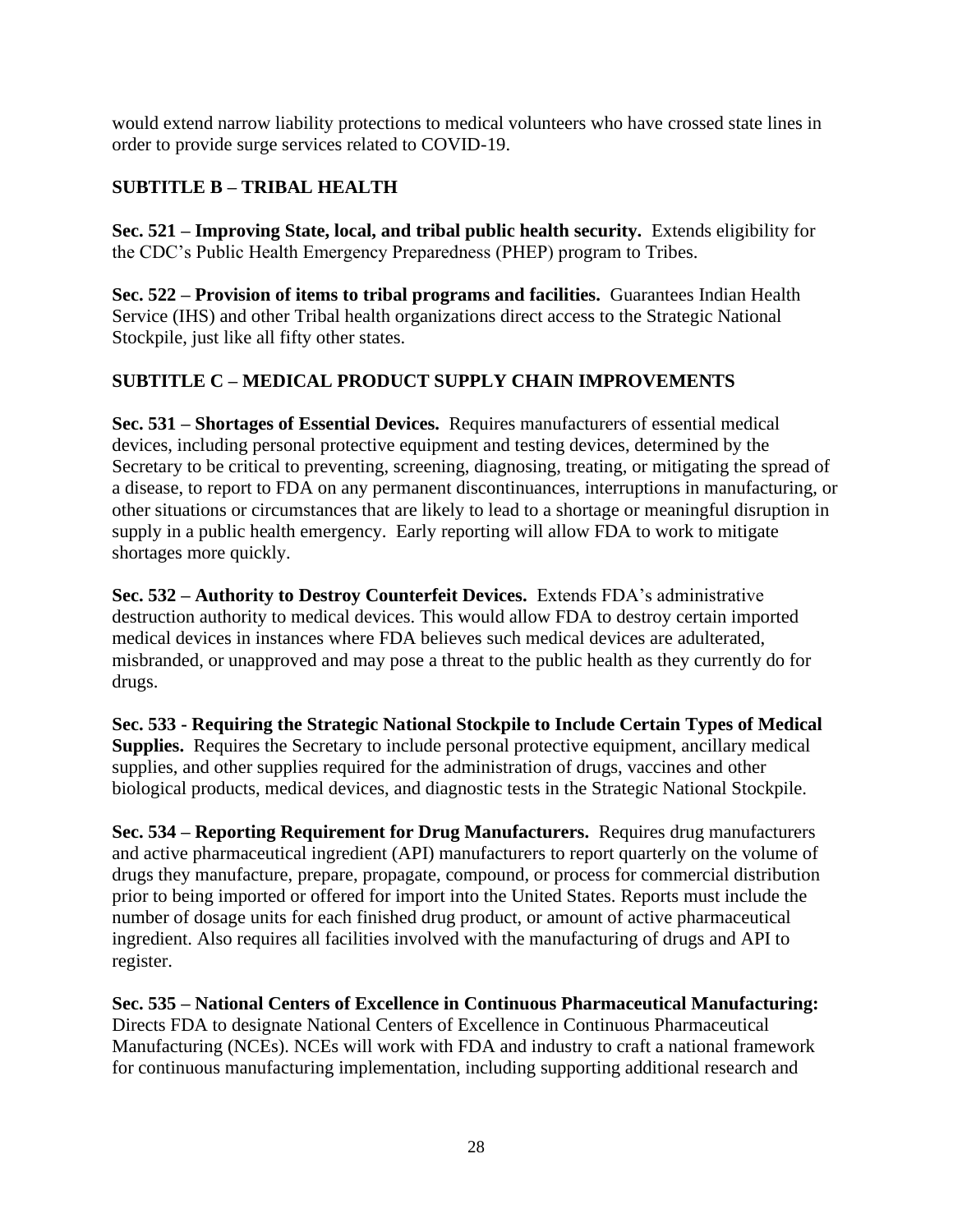would extend narrow liability protections to medical volunteers who have crossed state lines in order to provide surge services related to COVID-19.

## SUBTITLE B – TRIBAL HEALTH

**Sec. 521 – Improving State, local, and tribal public health security.** Extends eligibility for the CDC's Public Health Emergency Preparedness (PHEP) program to Tribes.

**Sec. 522 – Provision of items to tribal programs and facilities.** Guarantees Indian Health Service (IHS) and other Tribal health organizations direct access to the Strategic National Stockpile, just like all fifty other states.

## SUBTITLE C – MEDICAL PRODUCT SUPPLY CHAIN IMPROVEMENTS

**Sec. 531 – Shortages of Essential Devices.** Requires manufacturers of essential medical devices, including personal protective equipment and testing devices, determined by the Secretary to be critical to preventing, screening, diagnosing, treating, or mitigating the spread of a disease, to report to FDA on any permanent discontinuances, interruptions in manufacturing, or other situations or circumstances that are likely to lead to a shortage or meaningful disruption in supply in a public health emergency. Early reporting will allow FDA to work to mitigate shortages more quickly.

**Sec. 532 – Authority to Destroy Counterfeit Devices.** Extends FDA's administrative destruction authority to medical devices. This would allow FDA to destroy certain imported medical devices in instances where FDA believes such medical devices are adulterated, misbranded, or unapproved and may pose a threat to the public health as they currently do for drugs.

**Sec. 533 - Requiring the Strategic National Stockpile to Include Certain Types of Medical Supplies.** Requires the Secretary to include personal protective equipment, ancillary medical supplies, and other supplies required for the administration of drugs, vaccines and other biological products, medical devices, and diagnostic tests in the Strategic National Stockpile.

**Sec. 534 – Reporting Requirement for Drug Manufacturers.** Requires drug manufacturers and active pharmaceutical ingredient (API) manufacturers to report quarterly on the volume of drugs they manufacture, prepare, propagate, compound, or process for commercial distribution prior to being imported or offered for import into the United States. Reports must include the number of dosage units for each finished drug product, or amount of active pharmaceutical ingredient. Also requires all facilities involved with the manufacturing of drugs and API to register.

**Sec. 535 – National Centers of Excellence in Continuous Pharmaceutical Manufacturing:** Directs FDA to designate National Centers of Excellence in Continuous Pharmaceutical Manufacturing (NCEs). NCEs will work with FDA and industry to craft a national framework for continuous manufacturing implementation, including supporting additional research and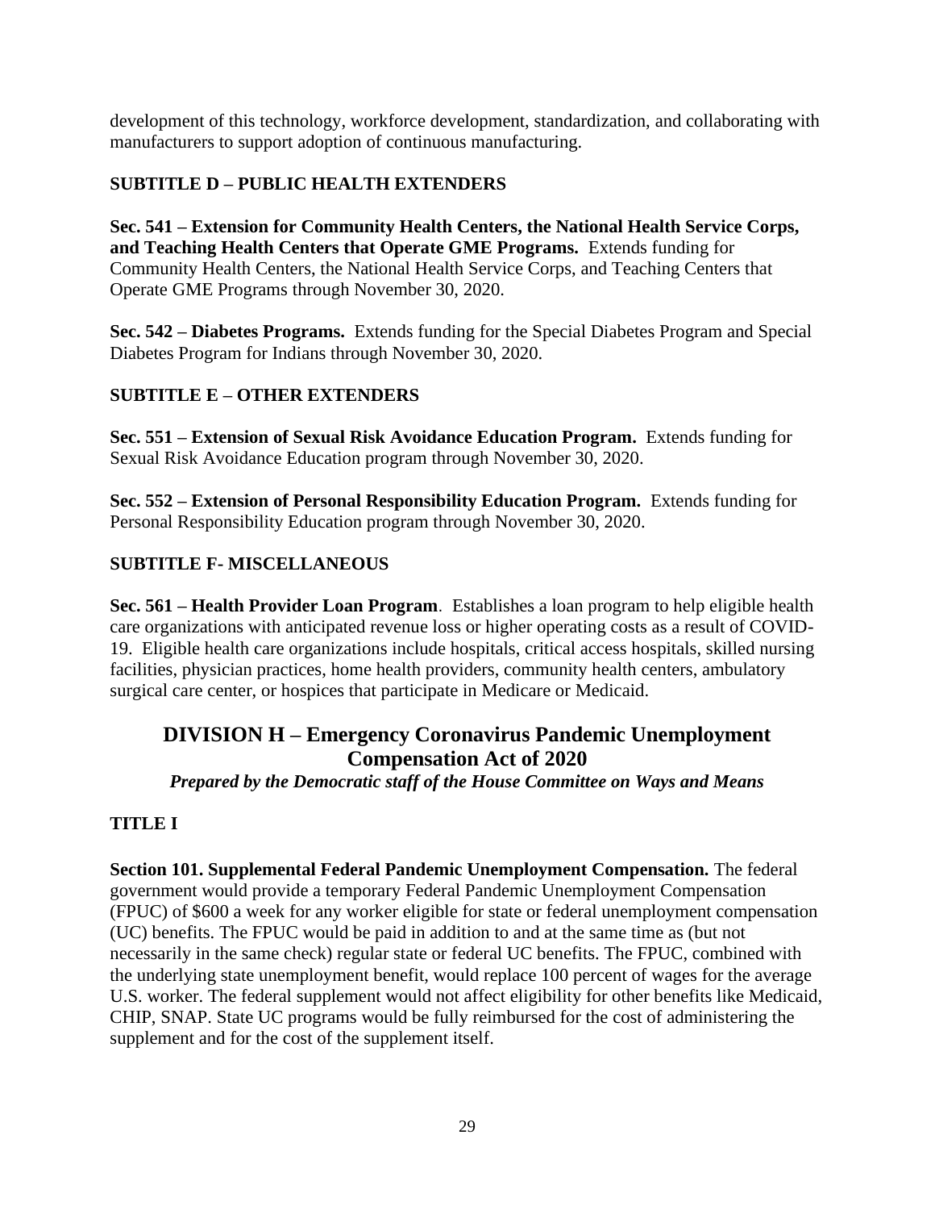development of this technology, workforce development, standardization, and collaborating with manufacturers to support adoption of continuous manufacturing.

### SUBTITLE D – PUBLIC HEALTH EXTENDERS

**Sec. 541 – Extension for Community Health Centers, the National Health Service Corps, and Teaching Health Centers that Operate GME Programs.** Extends funding for Community Health Centers, the National Health Service Corps, and Teaching Centers that Operate GME Programs through November 30, 2020.

**Sec. 542 – Diabetes Programs.** Extends funding for the Special Diabetes Program and Special Diabetes Program for Indians through November 30, 2020.

### SUBTITLE E – OTHER EXTENDERS

**Sec. 551 – Extension of Sexual Risk Avoidance Education Program.** Extends funding for Sexual Risk Avoidance Education program through November 30, 2020.

**Sec. 552 – Extension of Personal Responsibility Education Program.** Extends funding for Personal Responsibility Education program through November 30, 2020.

### SUBTITLE F- MISCELLANEOUS

**Sec. 561 – Health Provider Loan Program**. Establishes a loan program to help eligible health care organizations with anticipated revenue loss or higher operating costs as a result of COVID-19. Eligible health care organizations include hospitals, critical access hospitals, skilled nursing facilities, physician practices, home health providers, community health centers, ambulatory surgical care center, or hospices that participate in Medicare or Medicaid.

## DIVISION H – Emergency Coronavirus Pandemic Unemployment Compensation Act of 2020

***Prepared by the Democratic staff of the House Committee on Ways and Means***

### TITLE I

**Section 101. Supplemental Federal Pandemic Unemployment Compensation.** The federal government would provide a temporary Federal Pandemic Unemployment Compensation (FPUC) of $600 a week for any worker eligible for state or federal unemployment compensation (UC) benefits. The FPUC would be paid in addition to and at the same time as (but not necessarily in the same check) regular state or federal UC benefits. The FPUC, combined with the underlying state unemployment benefit, would replace 100 percent of wages for the average U.S. worker. The federal supplement would not affect eligibility for other benefits like Medicaid, CHIP, SNAP. State UC programs would be fully reimbursed for the cost of administering the supplement and for the cost of the supplement itself.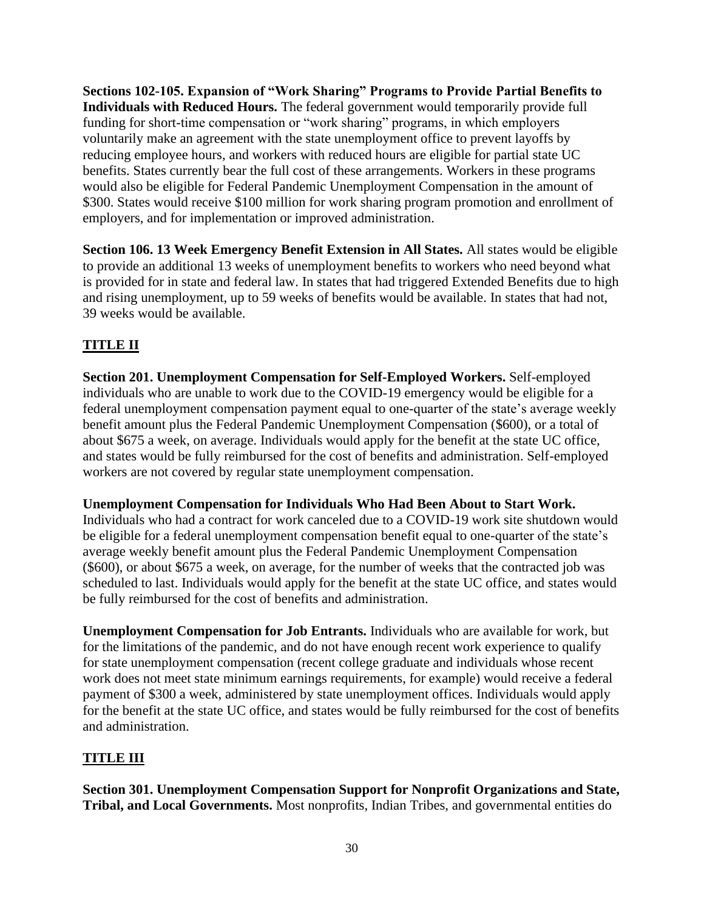**Sections 102-105. Expansion of "Work Sharing" Programs to Provide Partial Benefits to Individuals with Reduced Hours.** The federal government would temporarily provide full funding for short-time compensation or "work sharing" programs, in which employers voluntarily make an agreement with the state unemployment office to prevent layoffs by reducing employee hours, and workers with reduced hours are eligible for partial state UC benefits. States currently bear the full cost of these arrangements. Workers in these programs would also be eligible for Federal Pandemic Unemployment Compensation in the amount of $300. States would receive $100 million for work sharing program promotion and enrollment of employers, and for implementation or improved administration.

**Section 106. 13 Week Emergency Benefit Extension in All States.** All states would be eligible to provide an additional 13 weeks of unemployment benefits to workers who need beyond what is provided for in state and federal law. In states that had triggered Extended Benefits due to high and rising unemployment, up to 59 weeks of benefits would be available. In states that had not, 39 weeks would be available.

## TITLE II

**Section 201. Unemployment Compensation for Self-Employed Workers.** Self-employed individuals who are unable to work due to the COVID-19 emergency would be eligible for a federal unemployment compensation payment equal to one-quarter of the state's average weekly benefit amount plus the Federal Pandemic Unemployment Compensation ($600), or a total of about $675 a week, on average. Individuals would apply for the benefit at the state UC office, and states would be fully reimbursed for the cost of benefits and administration. Self-employed workers are not covered by regular state unemployment compensation.

**Unemployment Compensation for Individuals Who Had Been About to Start Work.** Individuals who had a contract for work canceled due to a COVID-19 work site shutdown would be eligible for a federal unemployment compensation benefit equal to one-quarter of the state's average weekly benefit amount plus the Federal Pandemic Unemployment Compensation ($600), or about $675 a week, on average, for the number of weeks that the contracted job was scheduled to last. Individuals would apply for the benefit at the state UC office, and states would be fully reimbursed for the cost of benefits and administration.

**Unemployment Compensation for Job Entrants.** Individuals who are available for work, but for the limitations of the pandemic, and do not have enough recent work experience to qualify for state unemployment compensation (recent college graduate and individuals whose recent work does not meet state minimum earnings requirements, for example) would receive a federal payment of $300 a week, administered by state unemployment offices. Individuals would apply for the benefit at the state UC office, and states would be fully reimbursed for the cost of benefits and administration.

## TITLE III

**Section 301. Unemployment Compensation Support for Nonprofit Organizations and State, Tribal, and Local Governments.** Most nonprofits, Indian Tribes, and governmental entities do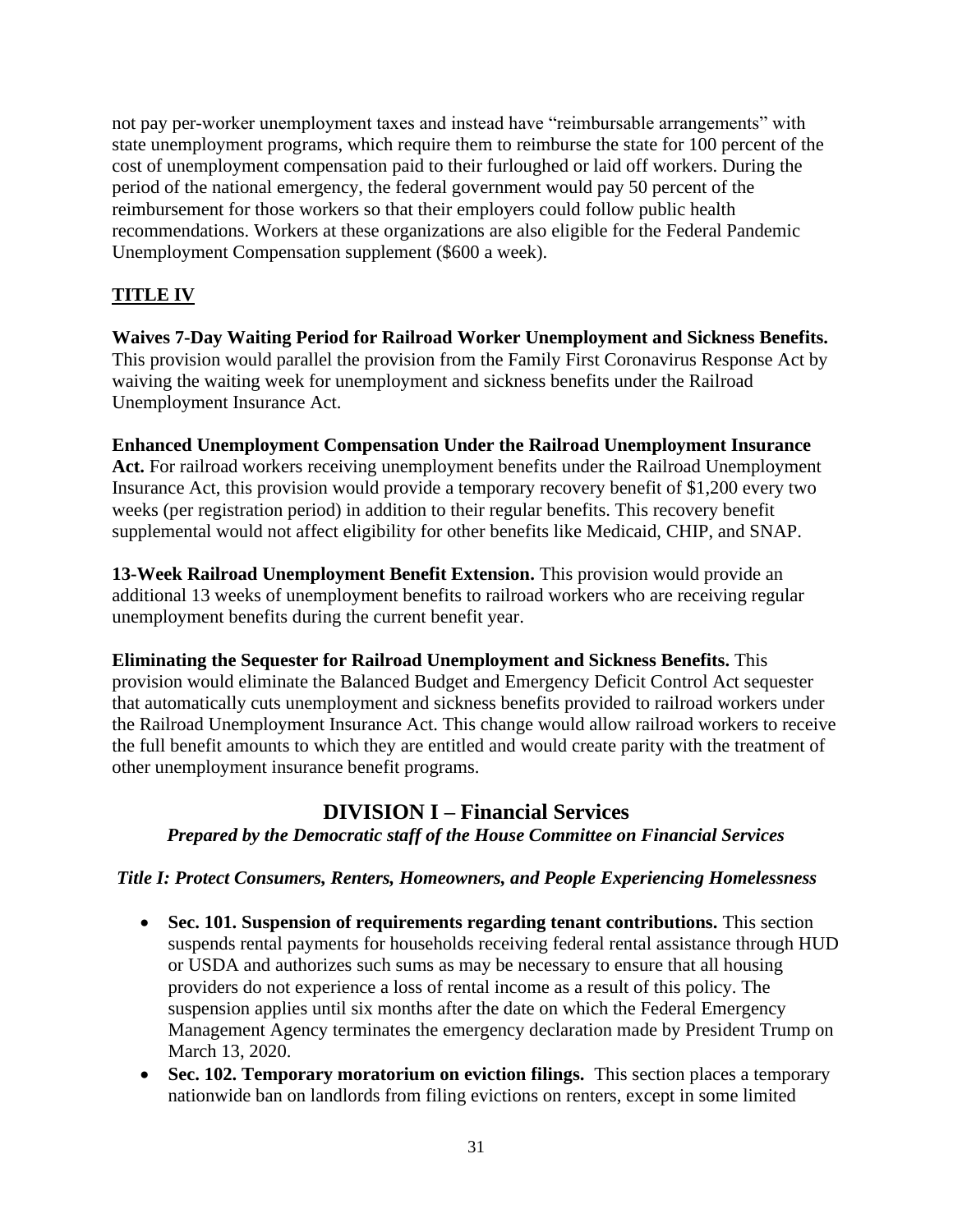not pay per-worker unemployment taxes and instead have "reimbursable arrangements" with state unemployment programs, which require them to reimburse the state for 100 percent of the cost of unemployment compensation paid to their furloughed or laid off workers. During the period of the national emergency, the federal government would pay 50 percent of the reimbursement for those workers so that their employers could follow public health recommendations. Workers at these organizations are also eligible for the Federal Pandemic Unemployment Compensation supplement ($600 a week).

## TITLE IV

**Waives 7-Day Waiting Period for Railroad Worker Unemployment and Sickness Benefits.** This provision would parallel the provision from the Family First Coronavirus Response Act by waiving the waiting week for unemployment and sickness benefits under the Railroad Unemployment Insurance Act.

**Enhanced Unemployment Compensation Under the Railroad Unemployment Insurance Act.** For railroad workers receiving unemployment benefits under the Railroad Unemployment Insurance Act, this provision would provide a temporary recovery benefit of $1,200 every two weeks (per registration period) in addition to their regular benefits. This recovery benefit supplemental would not affect eligibility for other benefits like Medicaid, CHIP, and SNAP.

**13-Week Railroad Unemployment Benefit Extension.** This provision would provide an additional 13 weeks of unemployment benefits to railroad workers who are receiving regular unemployment benefits during the current benefit year.

**Eliminating the Sequester for Railroad Unemployment and Sickness Benefits.** This provision would eliminate the Balanced Budget and Emergency Deficit Control Act sequester that automatically cuts unemployment and sickness benefits provided to railroad workers under the Railroad Unemployment Insurance Act. This change would allow railroad workers to receive the full benefit amounts to which they are entitled and would create parity with the treatment of other unemployment insurance benefit programs.

# DIVISION I – Financial Services

***Prepared by the Democratic staff of the House Committee on Financial Services***

### *Title I: Protect Consumers, Renters, Homeowners, and People Experiencing Homelessness*

- **Sec. 101. Suspension of requirements regarding tenant contributions.** This section suspends rental payments for households receiving federal rental assistance through HUD or USDA and authorizes such sums as may be necessary to ensure that all housing providers do not experience a loss of rental income as a result of this policy. The suspension applies until six months after the date on which the Federal Emergency Management Agency terminates the emergency declaration made by President Trump on March 13, 2020.
- **Sec. 102. Temporary moratorium on eviction filings.** This section places a temporary nationwide ban on landlords from filing evictions on renters, except in some limited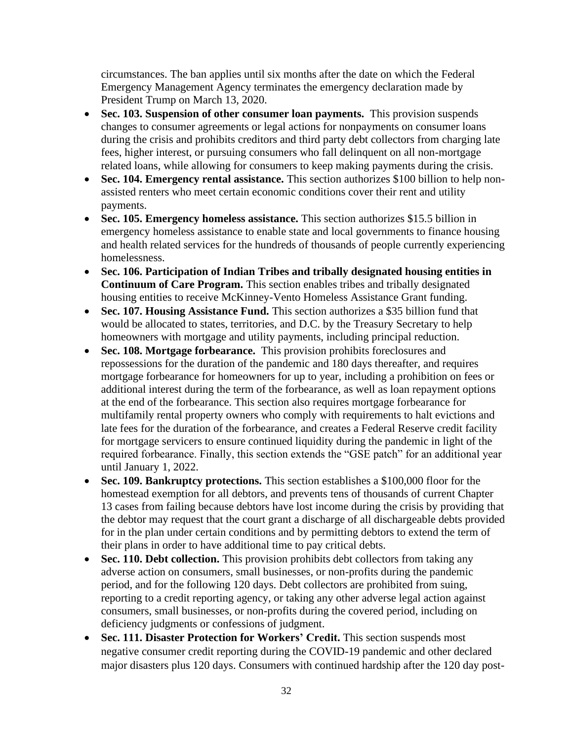circumstances. The ban applies until six months after the date on which the Federal Emergency Management Agency terminates the emergency declaration made by President Trump on March 13, 2020.

- **Sec. 103. Suspension of other consumer loan payments.** This provision suspends changes to consumer agreements or legal actions for nonpayments on consumer loans during the crisis and prohibits creditors and third party debt collectors from charging late fees, higher interest, or pursuing consumers who fall delinquent on all non-mortgage related loans, while allowing for consumers to keep making payments during the crisis.
- **Sec. 104. Emergency rental assistance.** This section authorizes $100 billion to help non-assisted renters who meet certain economic conditions cover their rent and utility payments.
- **Sec. 105. Emergency homeless assistance.** This section authorizes $15.5 billion in emergency homeless assistance to enable state and local governments to finance housing and health related services for the hundreds of thousands of people currently experiencing homelessness.
- **Sec. 106. Participation of Indian Tribes and tribally designated housing entities in Continuum of Care Program.** This section enables tribes and tribally designated housing entities to receive McKinney-Vento Homeless Assistance Grant funding.
- **Sec. 107. Housing Assistance Fund.** This section authorizes a $35 billion fund that would be allocated to states, territories, and D.C. by the Treasury Secretary to help homeowners with mortgage and utility payments, including principal reduction.
- **Sec. 108. Mortgage forbearance.** This provision prohibits foreclosures and repossessions for the duration of the pandemic and 180 days thereafter, and requires mortgage forbearance for homeowners for up to year, including a prohibition on fees or additional interest during the term of the forbearance, as well as loan repayment options at the end of the forbearance. This section also requires mortgage forbearance for multifamily rental property owners who comply with requirements to halt evictions and late fees for the duration of the forbearance, and creates a Federal Reserve credit facility for mortgage servicers to ensure continued liquidity during the pandemic in light of the required forbearance. Finally, this section extends the "GSE patch" for an additional year until January 1, 2022.
- **Sec. 109. Bankruptcy protections.** This section establishes a $100,000 floor for the homestead exemption for all debtors, and prevents tens of thousands of current Chapter 13 cases from failing because debtors have lost income during the crisis by providing that the debtor may request that the court grant a discharge of all dischargeable debts provided for in the plan under certain conditions and by permitting debtors to extend the term of their plans in order to have additional time to pay critical debts.
- **Sec. 110. Debt collection.** This provision prohibits debt collectors from taking any adverse action on consumers, small businesses, or non-profits during the pandemic period, and for the following 120 days. Debt collectors are prohibited from suing, reporting to a credit reporting agency, or taking any other adverse legal action against consumers, small businesses, or non-profits during the covered period, including on deficiency judgments or confessions of judgment.
- **Sec. 111. Disaster Protection for Workers' Credit.** This section suspends most negative consumer credit reporting during the COVID-19 pandemic and other declared major disasters plus 120 days. Consumers with continued hardship after the 120 day post-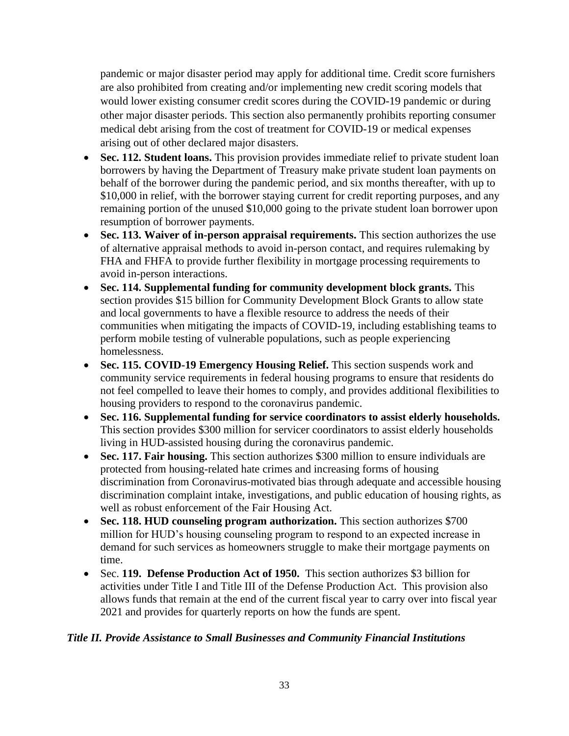pandemic or major disaster period may apply for additional time. Credit score furnishers are also prohibited from creating and/or implementing new credit scoring models that would lower existing consumer credit scores during the COVID-19 pandemic or during other major disaster periods. This section also permanently prohibits reporting consumer medical debt arising from the cost of treatment for COVID-19 or medical expenses arising out of other declared major disasters.

- **Sec. 112. Student loans.** This provision provides immediate relief to private student loan borrowers by having the Department of Treasury make private student loan payments on behalf of the borrower during the pandemic period, and six months thereafter, with up to $10,000 in relief, with the borrower staying current for credit reporting purposes, and any remaining portion of the unused $10,000 going to the private student loan borrower upon resumption of borrower payments.
- **Sec. 113. Waiver of in-person appraisal requirements.** This section authorizes the use of alternative appraisal methods to avoid in-person contact, and requires rulemaking by FHA and FHFA to provide further flexibility in mortgage processing requirements to avoid in-person interactions.
- **Sec. 114. Supplemental funding for community development block grants.** This section provides $15 billion for Community Development Block Grants to allow state and local governments to have a flexible resource to address the needs of their communities when mitigating the impacts of COVID-19, including establishing teams to perform mobile testing of vulnerable populations, such as people experiencing homelessness.
- **Sec. 115. COVID-19 Emergency Housing Relief.** This section suspends work and community service requirements in federal housing programs to ensure that residents do not feel compelled to leave their homes to comply, and provides additional flexibilities to housing providers to respond to the coronavirus pandemic.
- **Sec. 116. Supplemental funding for service coordinators to assist elderly households.** This section provides $300 million for servicer coordinators to assist elderly households living in HUD-assisted housing during the coronavirus pandemic.
- **Sec. 117. Fair housing.** This section authorizes $300 million to ensure individuals are protected from housing-related hate crimes and increasing forms of housing discrimination from Coronavirus-motivated bias through adequate and accessible housing discrimination complaint intake, investigations, and public education of housing rights, as well as robust enforcement of the Fair Housing Act.
- **Sec. 118. HUD counseling program authorization.** This section authorizes $700 million for HUD's housing counseling program to respond to an expected increase in demand for such services as homeowners struggle to make their mortgage payments on time.
- Sec. **119. Defense Production Act of 1950.** This section authorizes $3 billion for activities under Title I and Title III of the Defense Production Act. This provision also allows funds that remain at the end of the current fiscal year to carry over into fiscal year 2021 and provides for quarterly reports on how the funds are spent.

***Title II. Provide Assistance to Small Businesses and Community Financial Institutions***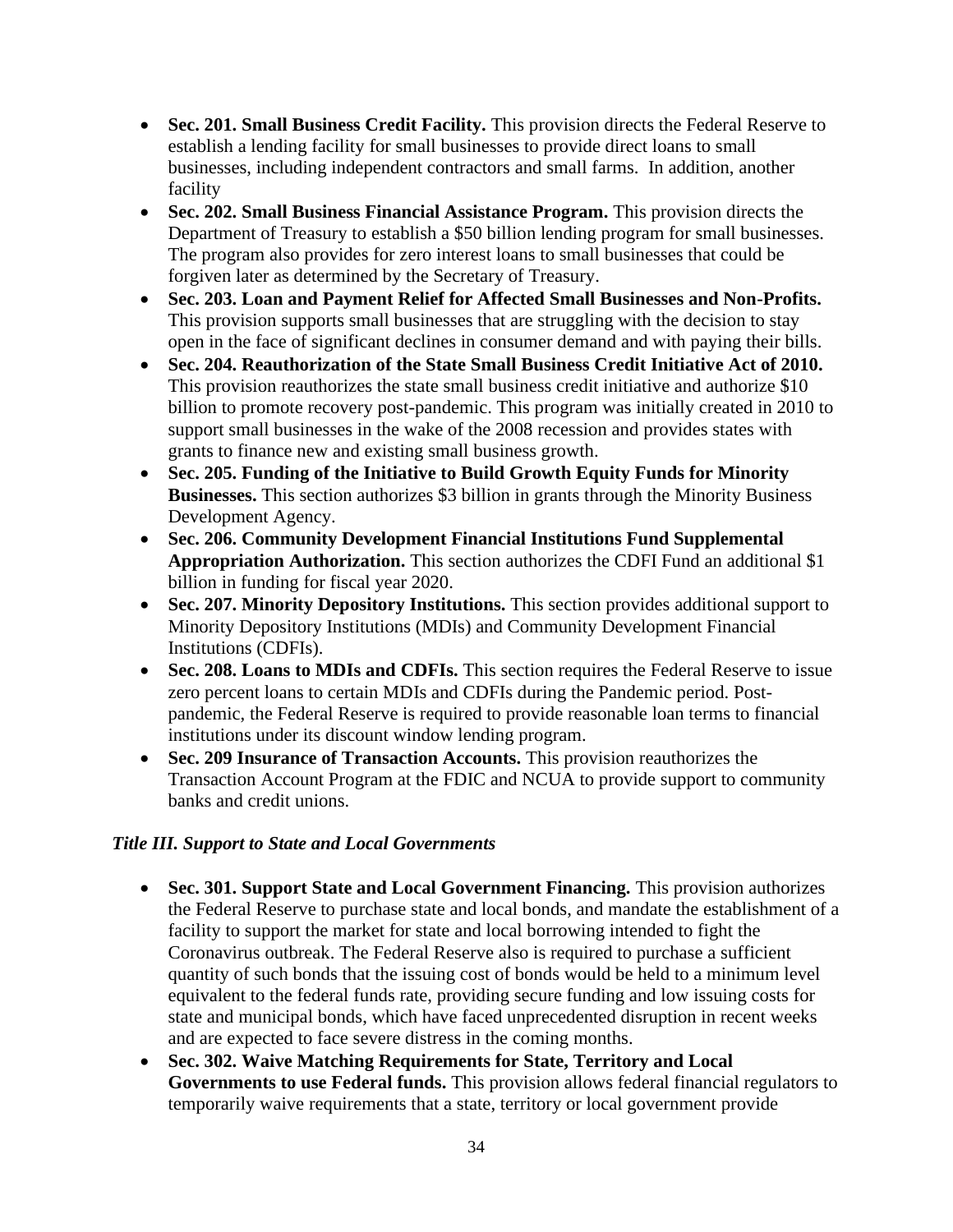- **Sec. 201. Small Business Credit Facility.** This provision directs the Federal Reserve to establish a lending facility for small businesses to provide direct loans to small businesses, including independent contractors and small farms. In addition, another facility
- **Sec. 202. Small Business Financial Assistance Program.** This provision directs the Department of Treasury to establish a $50 billion lending program for small businesses. The program also provides for zero interest loans to small businesses that could be forgiven later as determined by the Secretary of Treasury.
- **Sec. 203. Loan and Payment Relief for Affected Small Businesses and Non-Profits.** This provision supports small businesses that are struggling with the decision to stay open in the face of significant declines in consumer demand and with paying their bills.
- **Sec. 204. Reauthorization of the State Small Business Credit Initiative Act of 2010.** This provision reauthorizes the state small business credit initiative and authorize $10 billion to promote recovery post-pandemic. This program was initially created in 2010 to support small businesses in the wake of the 2008 recession and provides states with grants to finance new and existing small business growth.
- **Sec. 205. Funding of the Initiative to Build Growth Equity Funds for Minority Businesses.** This section authorizes $3 billion in grants through the Minority Business Development Agency.
- **Sec. 206. Community Development Financial Institutions Fund Supplemental Appropriation Authorization.** This section authorizes the CDFI Fund an additional $1 billion in funding for fiscal year 2020.
- **Sec. 207. Minority Depository Institutions.** This section provides additional support to Minority Depository Institutions (MDIs) and Community Development Financial Institutions (CDFIs).
- **Sec. 208. Loans to MDIs and CDFIs.** This section requires the Federal Reserve to issue zero percent loans to certain MDIs and CDFIs during the Pandemic period. Post-pandemic, the Federal Reserve is required to provide reasonable loan terms to financial institutions under its discount window lending program.
- **Sec. 209 Insurance of Transaction Accounts.** This provision reauthorizes the Transaction Account Program at the FDIC and NCUA to provide support to community banks and credit unions.

### *Title III. Support to State and Local Governments*

- **Sec. 301. Support State and Local Government Financing.** This provision authorizes the Federal Reserve to purchase state and local bonds, and mandate the establishment of a facility to support the market for state and local borrowing intended to fight the Coronavirus outbreak. The Federal Reserve also is required to purchase a sufficient quantity of such bonds that the issuing cost of bonds would be held to a minimum level equivalent to the federal funds rate, providing secure funding and low issuing costs for state and municipal bonds, which have faced unprecedented disruption in recent weeks and are expected to face severe distress in the coming months.
- **Sec. 302. Waive Matching Requirements for State, Territory and Local Governments to use Federal funds.** This provision allows federal financial regulators to temporarily waive requirements that a state, territory or local government provide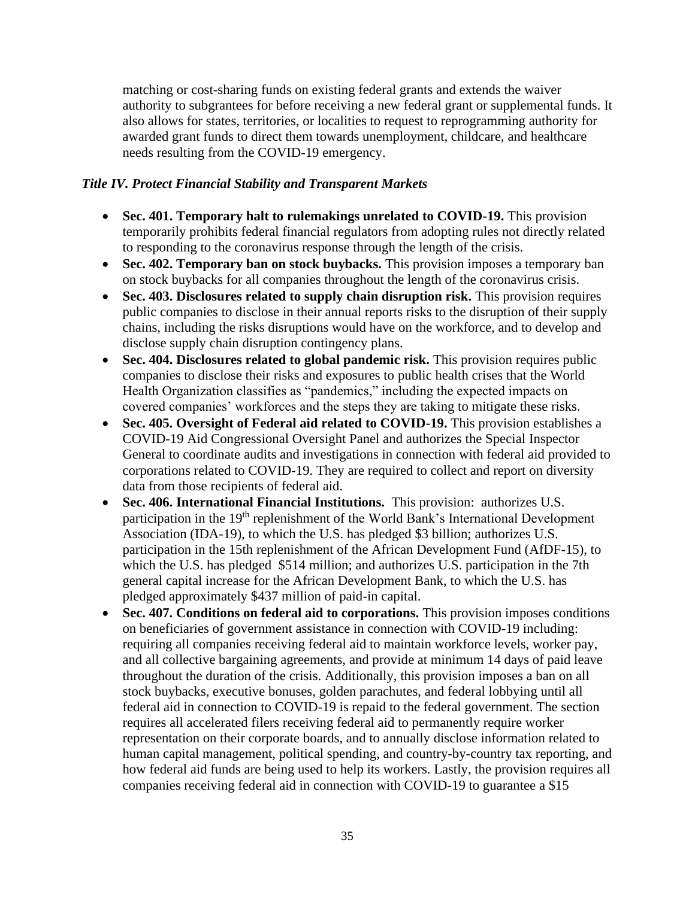matching or cost-sharing funds on existing federal grants and extends the waiver authority to subgrantees for before receiving a new federal grant or supplemental funds. It also allows for states, territories, or localities to request to reprogramming authority for awarded grant funds to direct them towards unemployment, childcare, and healthcare needs resulting from the COVID-19 emergency.

### *Title IV. Protect Financial Stability and Transparent Markets*

- **Sec. 401. Temporary halt to rulemakings unrelated to COVID-19.** This provision temporarily prohibits federal financial regulators from adopting rules not directly related to responding to the coronavirus response through the length of the crisis.
- **Sec. 402. Temporary ban on stock buybacks.** This provision imposes a temporary ban on stock buybacks for all companies throughout the length of the coronavirus crisis.
- **Sec. 403. Disclosures related to supply chain disruption risk.** This provision requires public companies to disclose in their annual reports risks to the disruption of their supply chains, including the risks disruptions would have on the workforce, and to develop and disclose supply chain disruption contingency plans.
- **Sec. 404. Disclosures related to global pandemic risk.** This provision requires public companies to disclose their risks and exposures to public health crises that the World Health Organization classifies as "pandemics," including the expected impacts on covered companies' workforces and the steps they are taking to mitigate these risks.
- **Sec. 405. Oversight of Federal aid related to COVID-19.** This provision establishes a COVID-19 Aid Congressional Oversight Panel and authorizes the Special Inspector General to coordinate audits and investigations in connection with federal aid provided to corporations related to COVID-19. They are required to collect and report on diversity data from those recipients of federal aid.
- **Sec. 406. International Financial Institutions.** This provision: authorizes U.S. participation in the 19th replenishment of the World Bank's International Development Association (IDA-19), to which the U.S. has pledged $3 billion; authorizes U.S. participation in the 15th replenishment of the African Development Fund (AfDF-15), to which the U.S. has pledged $514 million; and authorizes U.S. participation in the 7th general capital increase for the African Development Bank, to which the U.S. has pledged approximately $437 million of paid-in capital.
- **Sec. 407. Conditions on federal aid to corporations.** This provision imposes conditions on beneficiaries of government assistance in connection with COVID-19 including: requiring all companies receiving federal aid to maintain workforce levels, worker pay, and all collective bargaining agreements, and provide at minimum 14 days of paid leave throughout the duration of the crisis. Additionally, this provision imposes a ban on all stock buybacks, executive bonuses, golden parachutes, and federal lobbying until all federal aid in connection to COVID-19 is repaid to the federal government. The section requires all accelerated filers receiving federal aid to permanently require worker representation on their corporate boards, and to annually disclose information related to human capital management, political spending, and country-by-country tax reporting, and how federal aid funds are being used to help its workers. Lastly, the provision requires all companies receiving federal aid in connection with COVID-19 to guarantee a $15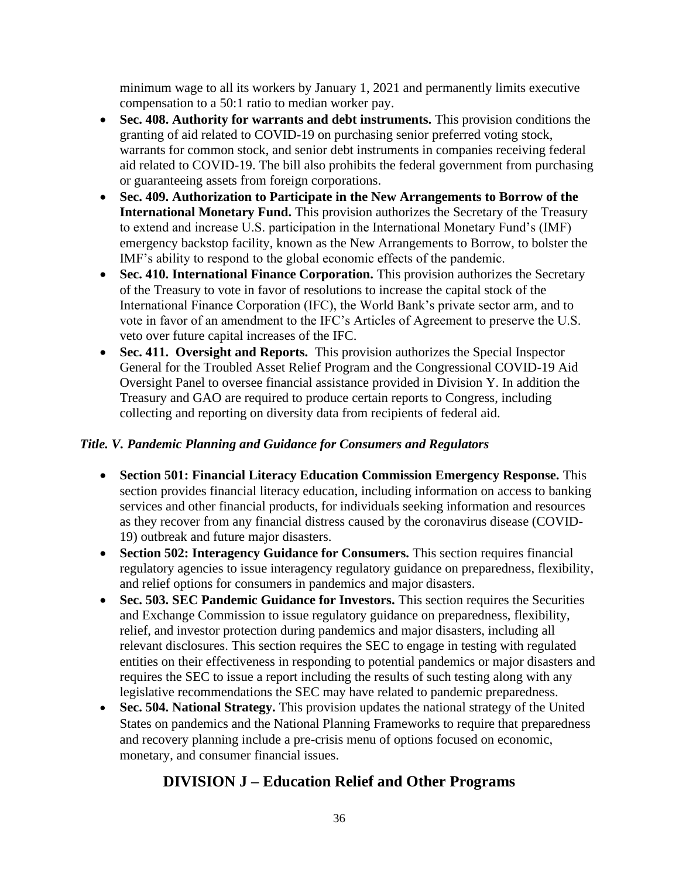minimum wage to all its workers by January 1, 2021 and permanently limits executive compensation to a 50:1 ratio to median worker pay.

- **Sec. 408. Authority for warrants and debt instruments.** This provision conditions the granting of aid related to COVID-19 on purchasing senior preferred voting stock, warrants for common stock, and senior debt instruments in companies receiving federal aid related to COVID-19. The bill also prohibits the federal government from purchasing or guaranteeing assets from foreign corporations.
- **Sec. 409. Authorization to Participate in the New Arrangements to Borrow of the International Monetary Fund.** This provision authorizes the Secretary of the Treasury to extend and increase U.S. participation in the International Monetary Fund's (IMF) emergency backstop facility, known as the New Arrangements to Borrow, to bolster the IMF's ability to respond to the global economic effects of the pandemic.
- **Sec. 410. International Finance Corporation.** This provision authorizes the Secretary of the Treasury to vote in favor of resolutions to increase the capital stock of the International Finance Corporation (IFC), the World Bank's private sector arm, and to vote in favor of an amendment to the IFC's Articles of Agreement to preserve the U.S. veto over future capital increases of the IFC.
- **Sec. 411. Oversight and Reports.** This provision authorizes the Special Inspector General for the Troubled Asset Relief Program and the Congressional COVID-19 Aid Oversight Panel to oversee financial assistance provided in Division Y. In addition the Treasury and GAO are required to produce certain reports to Congress, including collecting and reporting on diversity data from recipients of federal aid.

### *Title. V. Pandemic Planning and Guidance for Consumers and Regulators*

- **Section 501: Financial Literacy Education Commission Emergency Response.** This section provides financial literacy education, including information on access to banking services and other financial products, for individuals seeking information and resources as they recover from any financial distress caused by the coronavirus disease (COVID-19) outbreak and future major disasters.
- **Section 502: Interagency Guidance for Consumers.** This section requires financial regulatory agencies to issue interagency regulatory guidance on preparedness, flexibility, and relief options for consumers in pandemics and major disasters.
- **Sec. 503. SEC Pandemic Guidance for Investors.** This section requires the Securities and Exchange Commission to issue regulatory guidance on preparedness, flexibility, relief, and investor protection during pandemics and major disasters, including all relevant disclosures. This section requires the SEC to engage in testing with regulated entities on their effectiveness in responding to potential pandemics or major disasters and requires the SEC to issue a report including the results of such testing along with any legislative recommendations the SEC may have related to pandemic preparedness.
- **Sec. 504. National Strategy.** This provision updates the national strategy of the United States on pandemics and the National Planning Frameworks to require that preparedness and recovery planning include a pre-crisis menu of options focused on economic, monetary, and consumer financial issues.

## DIVISION J – Education Relief and Other Programs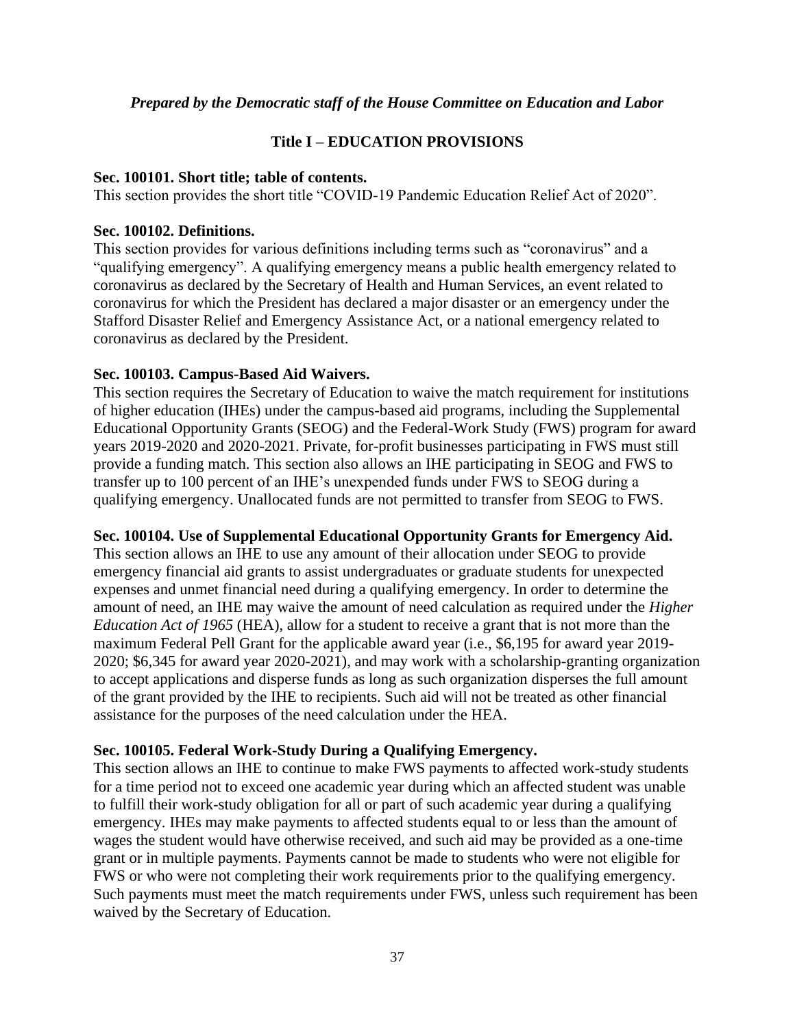*Prepared by the Democratic staff of the House Committee on Education and Labor*

## Title I – EDUCATION PROVISIONS

**Sec. 100101. Short title; table of contents.**
This section provides the short title "COVID-19 Pandemic Education Relief Act of 2020".

**Sec. 100102. Definitions.**
This section provides for various definitions including terms such as "coronavirus" and a "qualifying emergency". A qualifying emergency means a public health emergency related to coronavirus as declared by the Secretary of Health and Human Services, an event related to coronavirus for which the President has declared a major disaster or an emergency under the Stafford Disaster Relief and Emergency Assistance Act, or a national emergency related to coronavirus as declared by the President.

**Sec. 100103. Campus-Based Aid Waivers.**
This section requires the Secretary of Education to waive the match requirement for institutions of higher education (IHEs) under the campus-based aid programs, including the Supplemental Educational Opportunity Grants (SEOG) and the Federal-Work Study (FWS) program for award years 2019-2020 and 2020-2021. Private, for-profit businesses participating in FWS must still provide a funding match. This section also allows an IHE participating in SEOG and FWS to transfer up to 100 percent of an IHE's unexpended funds under FWS to SEOG during a qualifying emergency. Unallocated funds are not permitted to transfer from SEOG to FWS.

**Sec. 100104. Use of Supplemental Educational Opportunity Grants for Emergency Aid.**
This section allows an IHE to use any amount of their allocation under SEOG to provide emergency financial aid grants to assist undergraduates or graduate students for unexpected expenses and unmet financial need during a qualifying emergency. In order to determine the amount of need, an IHE may waive the amount of need calculation as required under the *Higher Education Act of 1965* (HEA), allow for a student to receive a grant that is not more than the maximum Federal Pell Grant for the applicable award year (i.e., $6,195 for award year 2019-2020; $6,345 for award year 2020-2021), and may work with a scholarship-granting organization to accept applications and disperse funds as long as such organization disperses the full amount of the grant provided by the IHE to recipients. Such aid will not be treated as other financial assistance for the purposes of the need calculation under the HEA.

**Sec. 100105. Federal Work-Study During a Qualifying Emergency.**
This section allows an IHE to continue to make FWS payments to affected work-study students for a time period not to exceed one academic year during which an affected student was unable to fulfill their work-study obligation for all or part of such academic year during a qualifying emergency. IHEs may make payments to affected students equal to or less than the amount of wages the student would have otherwise received, and such aid may be provided as a one-time grant or in multiple payments. Payments cannot be made to students who were not eligible for FWS or who were not completing their work requirements prior to the qualifying emergency. Such payments must meet the match requirements under FWS, unless such requirement has been waived by the Secretary of Education.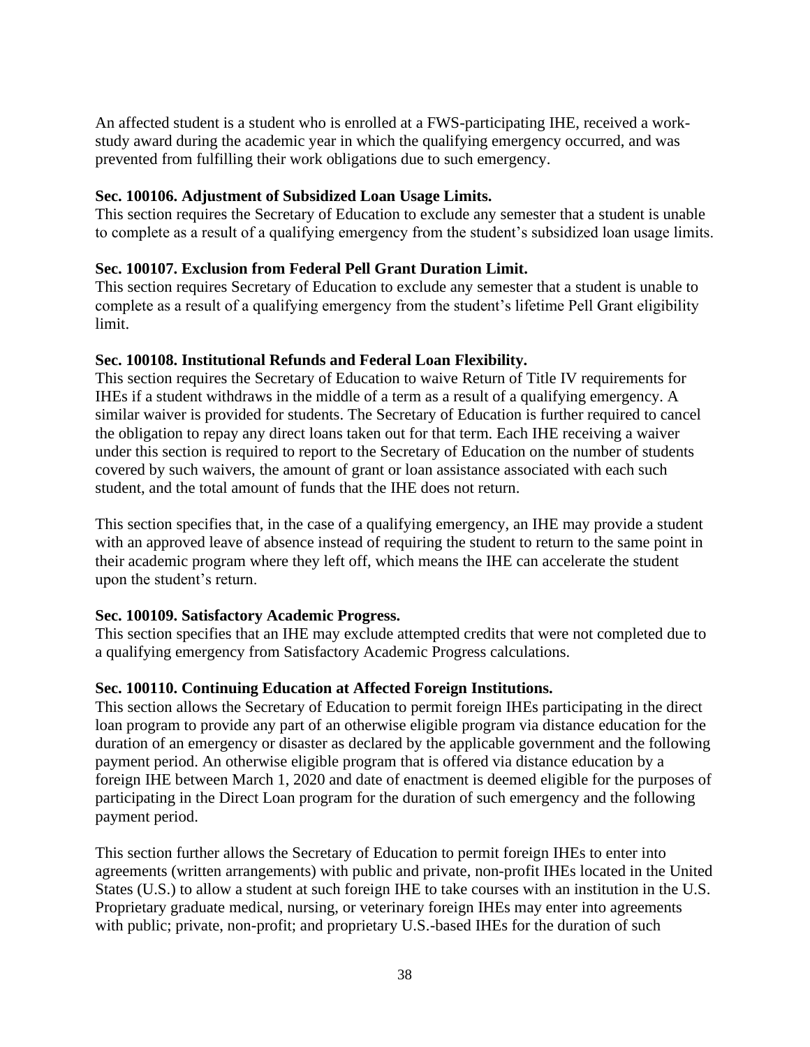An affected student is a student who is enrolled at a FWS-participating IHE, received a work-study award during the academic year in which the qualifying emergency occurred, and was prevented from fulfilling their work obligations due to such emergency.

**Sec. 100106. Adjustment of Subsidized Loan Usage Limits.**
This section requires the Secretary of Education to exclude any semester that a student is unable to complete as a result of a qualifying emergency from the student's subsidized loan usage limits.

**Sec. 100107. Exclusion from Federal Pell Grant Duration Limit.**
This section requires Secretary of Education to exclude any semester that a student is unable to complete as a result of a qualifying emergency from the student's lifetime Pell Grant eligibility limit.

**Sec. 100108. Institutional Refunds and Federal Loan Flexibility.**
This section requires the Secretary of Education to waive Return of Title IV requirements for IHEs if a student withdraws in the middle of a term as a result of a qualifying emergency. A similar waiver is provided for students. The Secretary of Education is further required to cancel the obligation to repay any direct loans taken out for that term. Each IHE receiving a waiver under this section is required to report to the Secretary of Education on the number of students covered by such waivers, the amount of grant or loan assistance associated with each such student, and the total amount of funds that the IHE does not return.

This section specifies that, in the case of a qualifying emergency, an IHE may provide a student with an approved leave of absence instead of requiring the student to return to the same point in their academic program where they left off, which means the IHE can accelerate the student upon the student's return.

**Sec. 100109. Satisfactory Academic Progress.**
This section specifies that an IHE may exclude attempted credits that were not completed due to a qualifying emergency from Satisfactory Academic Progress calculations.

**Sec. 100110. Continuing Education at Affected Foreign Institutions.**
This section allows the Secretary of Education to permit foreign IHEs participating in the direct loan program to provide any part of an otherwise eligible program via distance education for the duration of an emergency or disaster as declared by the applicable government and the following payment period. An otherwise eligible program that is offered via distance education by a foreign IHE between March 1, 2020 and date of enactment is deemed eligible for the purposes of participating in the Direct Loan program for the duration of such emergency and the following payment period.

This section further allows the Secretary of Education to permit foreign IHEs to enter into agreements (written arrangements) with public and private, non-profit IHEs located in the United States (U.S.) to allow a student at such foreign IHE to take courses with an institution in the U.S. Proprietary graduate medical, nursing, or veterinary foreign IHEs may enter into agreements with public; private, non-profit; and proprietary U.S.-based IHEs for the duration of such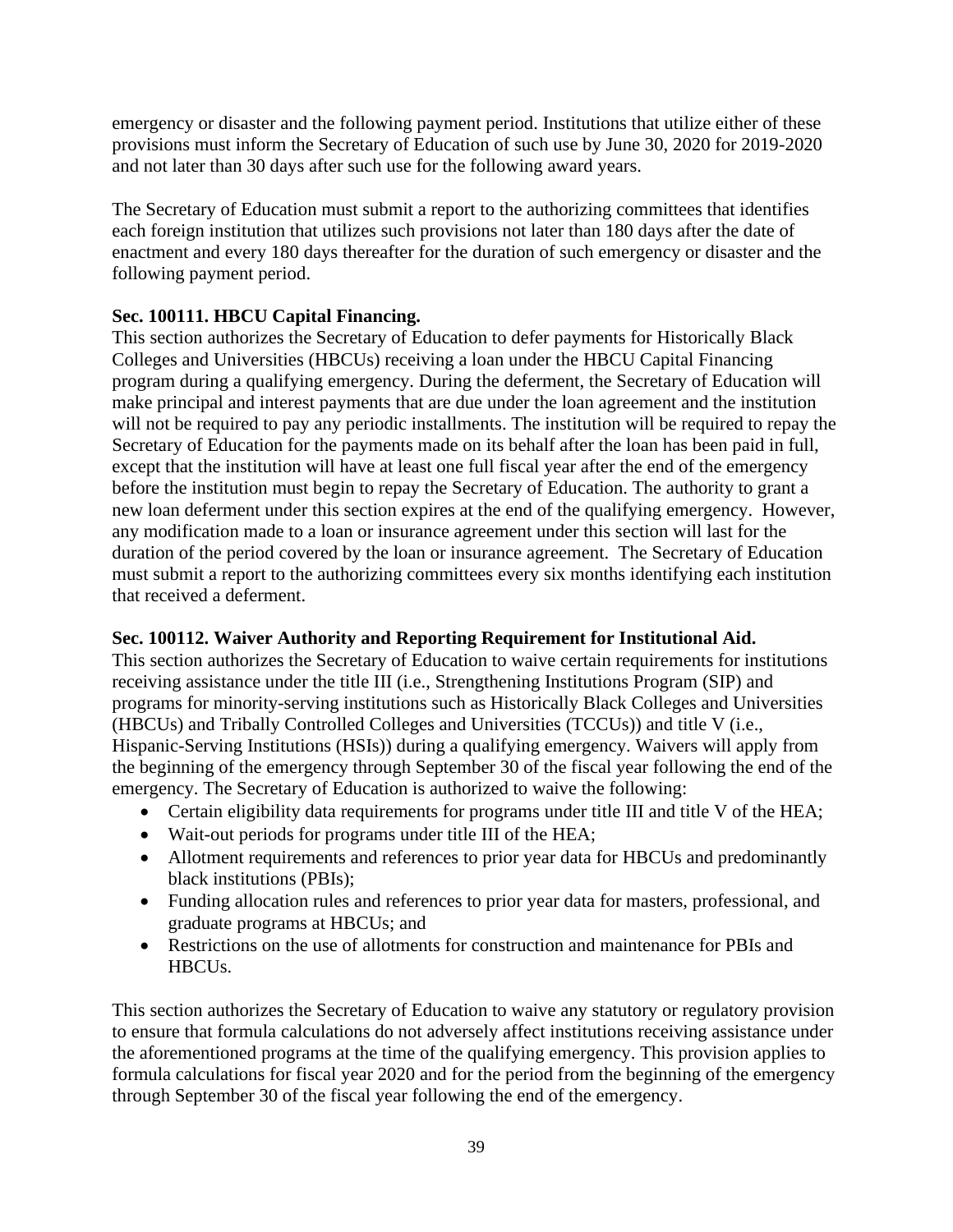emergency or disaster and the following payment period. Institutions that utilize either of these provisions must inform the Secretary of Education of such use by June 30, 2020 for 2019-2020 and not later than 30 days after such use for the following award years.

The Secretary of Education must submit a report to the authorizing committees that identifies each foreign institution that utilizes such provisions not later than 180 days after the date of enactment and every 180 days thereafter for the duration of such emergency or disaster and the following payment period.

**Sec. 100111. HBCU Capital Financing.**

This section authorizes the Secretary of Education to defer payments for Historically Black Colleges and Universities (HBCUs) receiving a loan under the HBCU Capital Financing program during a qualifying emergency. During the deferment, the Secretary of Education will make principal and interest payments that are due under the loan agreement and the institution will not be required to pay any periodic installments. The institution will be required to repay the Secretary of Education for the payments made on its behalf after the loan has been paid in full, except that the institution will have at least one full fiscal year after the end of the emergency before the institution must begin to repay the Secretary of Education. The authority to grant a new loan deferment under this section expires at the end of the qualifying emergency. However, any modification made to a loan or insurance agreement under this section will last for the duration of the period covered by the loan or insurance agreement. The Secretary of Education must submit a report to the authorizing committees every six months identifying each institution that received a deferment.

**Sec. 100112. Waiver Authority and Reporting Requirement for Institutional Aid.**

This section authorizes the Secretary of Education to waive certain requirements for institutions receiving assistance under the title III (i.e., Strengthening Institutions Program (SIP) and programs for minority-serving institutions such as Historically Black Colleges and Universities (HBCUs) and Tribally Controlled Colleges and Universities (TCCUs)) and title V (i.e., Hispanic-Serving Institutions (HSIs)) during a qualifying emergency. Waivers will apply from the beginning of the emergency through September 30 of the fiscal year following the end of the emergency. The Secretary of Education is authorized to waive the following:

- Certain eligibility data requirements for programs under title III and title V of the HEA;
- Wait-out periods for programs under title III of the HEA;
- Allotment requirements and references to prior year data for HBCUs and predominantly black institutions (PBIs);
- Funding allocation rules and references to prior year data for masters, professional, and graduate programs at HBCUs; and
- Restrictions on the use of allotments for construction and maintenance for PBIs and HBCUs.

This section authorizes the Secretary of Education to waive any statutory or regulatory provision to ensure that formula calculations do not adversely affect institutions receiving assistance under the aforementioned programs at the time of the qualifying emergency. This provision applies to formula calculations for fiscal year 2020 and for the period from the beginning of the emergency through September 30 of the fiscal year following the end of the emergency.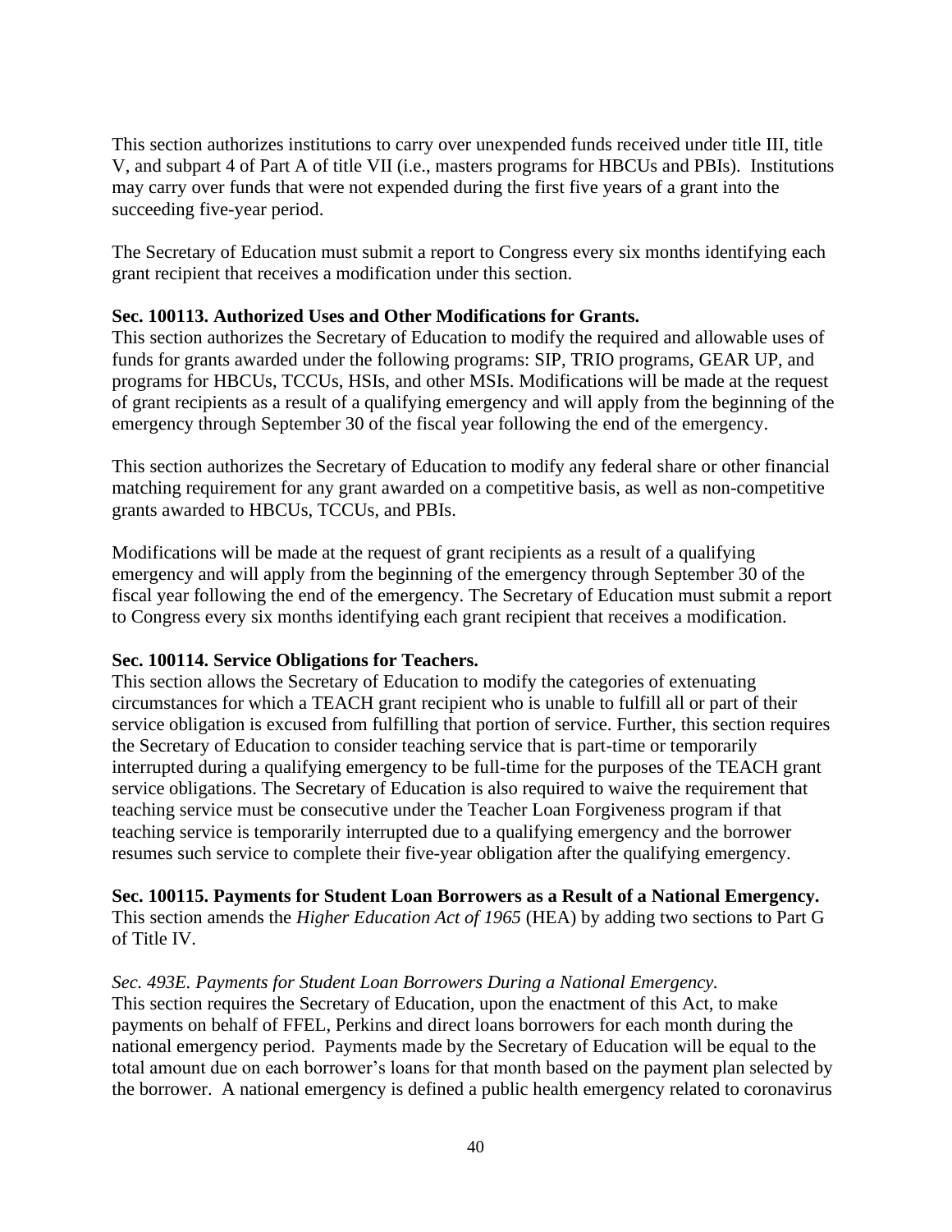This section authorizes institutions to carry over unexpended funds received under title III, title V, and subpart 4 of Part A of title VII (i.e., masters programs for HBCUs and PBIs). Institutions may carry over funds that were not expended during the first five years of a grant into the succeeding five-year period.

The Secretary of Education must submit a report to Congress every six months identifying each grant recipient that receives a modification under this section.

**Sec. 100113. Authorized Uses and Other Modifications for Grants.**
This section authorizes the Secretary of Education to modify the required and allowable uses of funds for grants awarded under the following programs: SIP, TRIO programs, GEAR UP, and programs for HBCUs, TCCUs, HSIs, and other MSIs. Modifications will be made at the request of grant recipients as a result of a qualifying emergency and will apply from the beginning of the emergency through September 30 of the fiscal year following the end of the emergency.

This section authorizes the Secretary of Education to modify any federal share or other financial matching requirement for any grant awarded on a competitive basis, as well as non-competitive grants awarded to HBCUs, TCCUs, and PBIs.

Modifications will be made at the request of grant recipients as a result of a qualifying emergency and will apply from the beginning of the emergency through September 30 of the fiscal year following the end of the emergency. The Secretary of Education must submit a report to Congress every six months identifying each grant recipient that receives a modification.

**Sec. 100114. Service Obligations for Teachers.**
This section allows the Secretary of Education to modify the categories of extenuating circumstances for which a TEACH grant recipient who is unable to fulfill all or part of their service obligation is excused from fulfilling that portion of service. Further, this section requires the Secretary of Education to consider teaching service that is part-time or temporarily interrupted during a qualifying emergency to be full-time for the purposes of the TEACH grant service obligations. The Secretary of Education is also required to waive the requirement that teaching service must be consecutive under the Teacher Loan Forgiveness program if that teaching service is temporarily interrupted due to a qualifying emergency and the borrower resumes such service to complete their five-year obligation after the qualifying emergency.

**Sec. 100115. Payments for Student Loan Borrowers as a Result of a National Emergency.**
This section amends the *Higher Education Act of 1965* (HEA) by adding two sections to Part G of Title IV.

*Sec. 493E. Payments for Student Loan Borrowers During a National Emergency.*
This section requires the Secretary of Education, upon the enactment of this Act, to make payments on behalf of FFEL, Perkins and direct loans borrowers for each month during the national emergency period. Payments made by the Secretary of Education will be equal to the total amount due on each borrower's loans for that month based on the payment plan selected by the borrower. A national emergency is defined a public health emergency related to coronavirus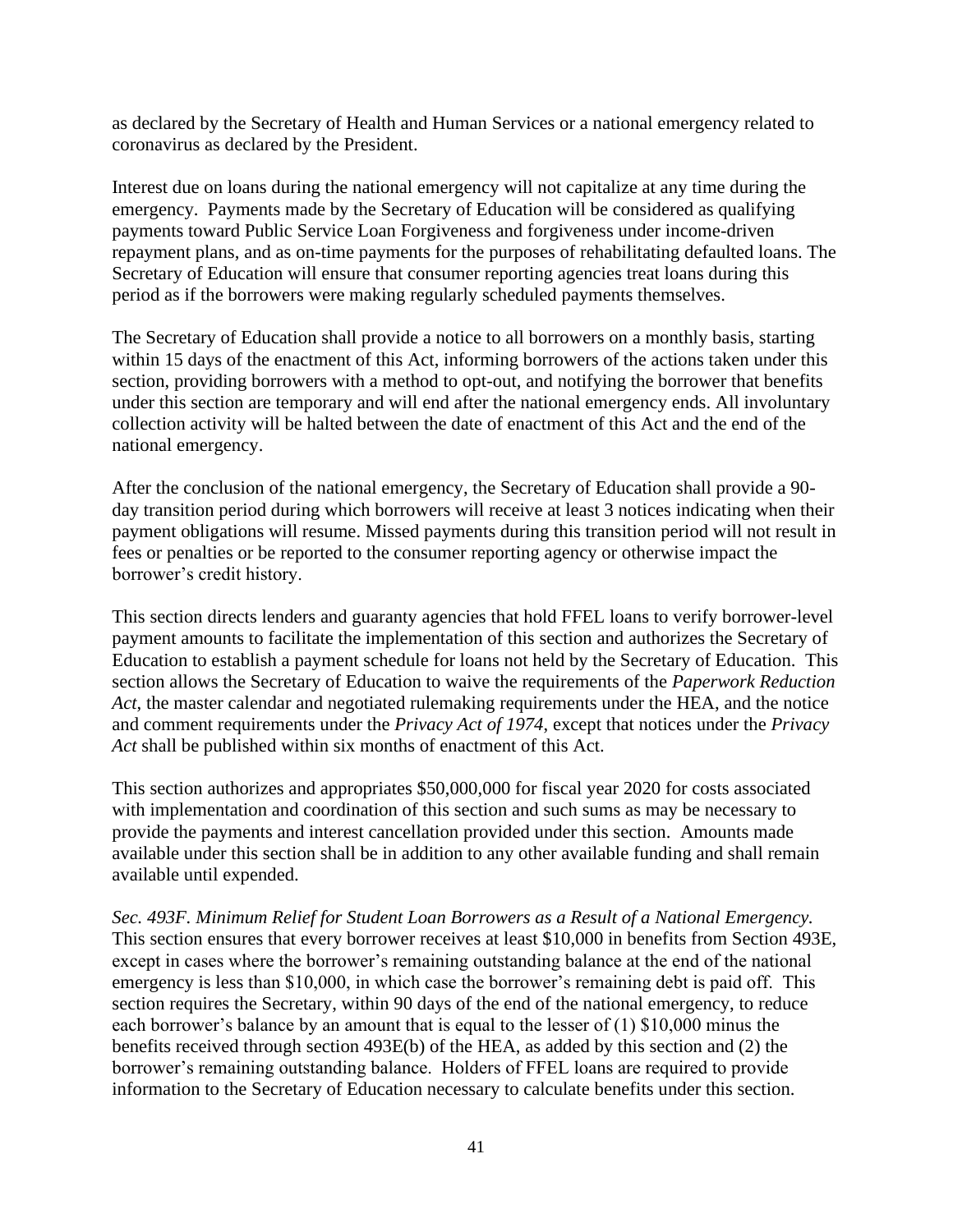as declared by the Secretary of Health and Human Services or a national emergency related to coronavirus as declared by the President.

Interest due on loans during the national emergency will not capitalize at any time during the emergency. Payments made by the Secretary of Education will be considered as qualifying payments toward Public Service Loan Forgiveness and forgiveness under income-driven repayment plans, and as on-time payments for the purposes of rehabilitating defaulted loans. The Secretary of Education will ensure that consumer reporting agencies treat loans during this period as if the borrowers were making regularly scheduled payments themselves.

The Secretary of Education shall provide a notice to all borrowers on a monthly basis, starting within 15 days of the enactment of this Act, informing borrowers of the actions taken under this section, providing borrowers with a method to opt-out, and notifying the borrower that benefits under this section are temporary and will end after the national emergency ends. All involuntary collection activity will be halted between the date of enactment of this Act and the end of the national emergency.

After the conclusion of the national emergency, the Secretary of Education shall provide a 90-day transition period during which borrowers will receive at least 3 notices indicating when their payment obligations will resume. Missed payments during this transition period will not result in fees or penalties or be reported to the consumer reporting agency or otherwise impact the borrower's credit history.

This section directs lenders and guaranty agencies that hold FFEL loans to verify borrower-level payment amounts to facilitate the implementation of this section and authorizes the Secretary of Education to establish a payment schedule for loans not held by the Secretary of Education. This section allows the Secretary of Education to waive the requirements of the *Paperwork Reduction Act*, the master calendar and negotiated rulemaking requirements under the HEA, and the notice and comment requirements under the *Privacy Act of 1974*, except that notices under the *Privacy Act* shall be published within six months of enactment of this Act.

This section authorizes and appropriates $50,000,000 for fiscal year 2020 for costs associated with implementation and coordination of this section and such sums as may be necessary to provide the payments and interest cancellation provided under this section. Amounts made available under this section shall be in addition to any other available funding and shall remain available until expended.

*Sec. 493F. Minimum Relief for Student Loan Borrowers as a Result of a National Emergency.* This section ensures that every borrower receives at least $10,000 in benefits from Section 493E, except in cases where the borrower's remaining outstanding balance at the end of the national emergency is less than $10,000, in which case the borrower's remaining debt is paid off. This section requires the Secretary, within 90 days of the end of the national emergency, to reduce each borrower's balance by an amount that is equal to the lesser of (1) $10,000 minus the benefits received through section 493E(b) of the HEA, as added by this section and (2) the borrower's remaining outstanding balance. Holders of FFEL loans are required to provide information to the Secretary of Education necessary to calculate benefits under this section.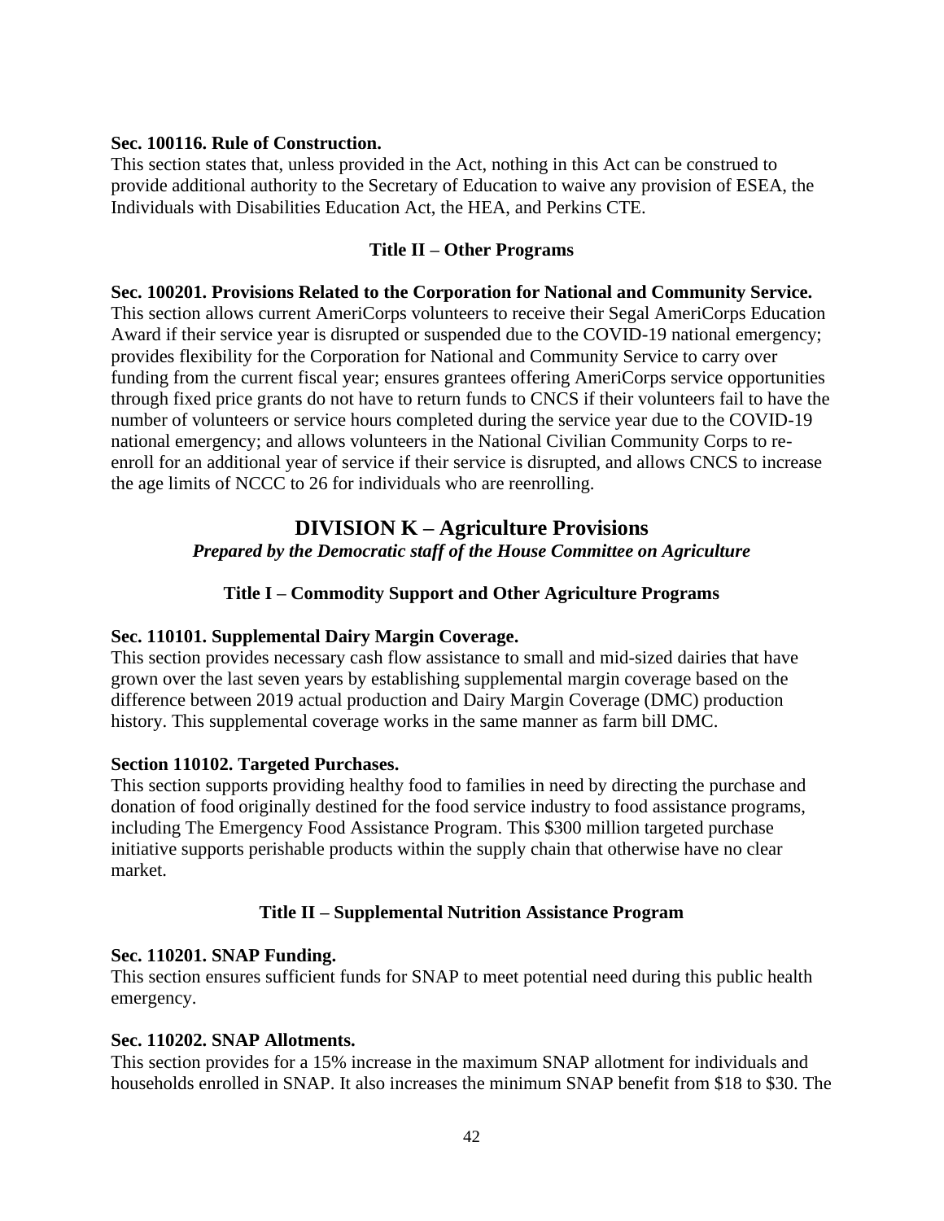**Sec. 100116. Rule of Construction.**
This section states that, unless provided in the Act, nothing in this Act can be construed to provide additional authority to the Secretary of Education to waive any provision of ESEA, the Individuals with Disabilities Education Act, the HEA, and Perkins CTE.

### Title II – Other Programs

**Sec. 100201. Provisions Related to the Corporation for National and Community Service.**
This section allows current AmeriCorps volunteers to receive their Segal AmeriCorps Education Award if their service year is disrupted or suspended due to the COVID-19 national emergency; provides flexibility for the Corporation for National and Community Service to carry over funding from the current fiscal year; ensures grantees offering AmeriCorps service opportunities through fixed price grants do not have to return funds to CNCS if their volunteers fail to have the number of volunteers or service hours completed during the service year due to the COVID-19 national emergency; and allows volunteers in the National Civilian Community Corps to re-enroll for an additional year of service if their service is disrupted, and allows CNCS to increase the age limits of NCCC to 26 for individuals who are reenrolling.

## DIVISION K – Agriculture Provisions

***Prepared by the Democratic staff of the House Committee on Agriculture***

### Title I – Commodity Support and Other Agriculture Programs

**Sec. 110101. Supplemental Dairy Margin Coverage.**
This section provides necessary cash flow assistance to small and mid-sized dairies that have grown over the last seven years by establishing supplemental margin coverage based on the difference between 2019 actual production and Dairy Margin Coverage (DMC) production history. This supplemental coverage works in the same manner as farm bill DMC.

**Section 110102. Targeted Purchases.**
This section supports providing healthy food to families in need by directing the purchase and donation of food originally destined for the food service industry to food assistance programs, including The Emergency Food Assistance Program. This $300 million targeted purchase initiative supports perishable products within the supply chain that otherwise have no clear market.

### Title II – Supplemental Nutrition Assistance Program

**Sec. 110201. SNAP Funding.**
This section ensures sufficient funds for SNAP to meet potential need during this public health emergency.

**Sec. 110202. SNAP Allotments.**
This section provides for a 15% increase in the maximum SNAP allotment for individuals and households enrolled in SNAP. It also increases the minimum SNAP benefit from $18 to $30. The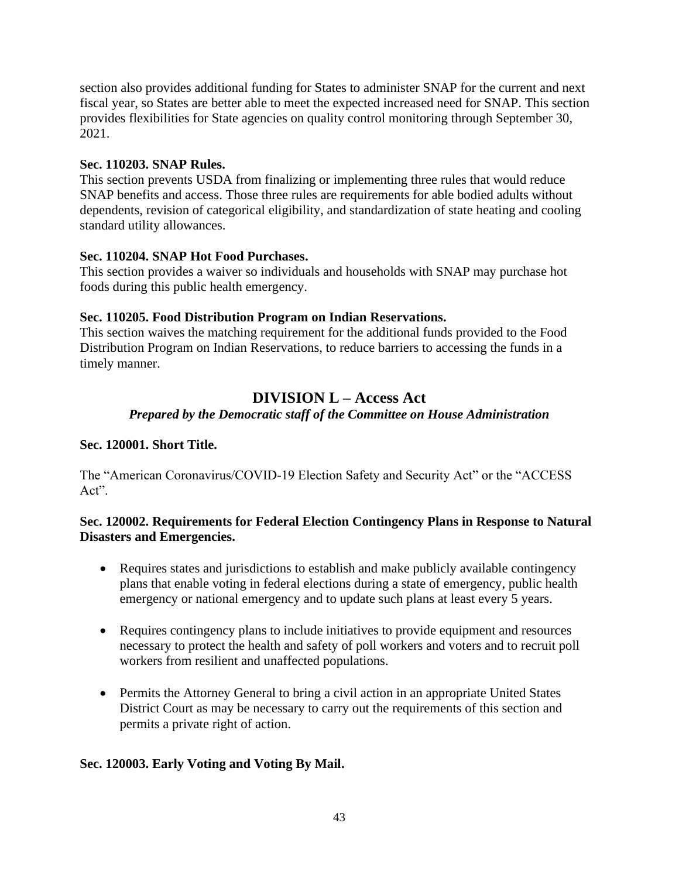section also provides additional funding for States to administer SNAP for the current and next fiscal year, so States are better able to meet the expected increased need for SNAP. This section provides flexibilities for State agencies on quality control monitoring through September 30, 2021.

**Sec. 110203. SNAP Rules.**

This section prevents USDA from finalizing or implementing three rules that would reduce SNAP benefits and access. Those three rules are requirements for able bodied adults without dependents, revision of categorical eligibility, and standardization of state heating and cooling standard utility allowances.

**Sec. 110204. SNAP Hot Food Purchases.**

This section provides a waiver so individuals and households with SNAP may purchase hot foods during this public health emergency.

**Sec. 110205. Food Distribution Program on Indian Reservations.**

This section waives the matching requirement for the additional funds provided to the Food Distribution Program on Indian Reservations, to reduce barriers to accessing the funds in a timely manner.

## DIVISION L – Access Act

***Prepared by the Democratic staff of the Committee on House Administration***

**Sec. 120001. Short Title.**

The "American Coronavirus/COVID-19 Election Safety and Security Act" or the "ACCESS Act".

**Sec. 120002. Requirements for Federal Election Contingency Plans in Response to Natural Disasters and Emergencies.**

- Requires states and jurisdictions to establish and make publicly available contingency plans that enable voting in federal elections during a state of emergency, public health emergency or national emergency and to update such plans at least every 5 years.
- Requires contingency plans to include initiatives to provide equipment and resources necessary to protect the health and safety of poll workers and voters and to recruit poll workers from resilient and unaffected populations.
- Permits the Attorney General to bring a civil action in an appropriate United States District Court as may be necessary to carry out the requirements of this section and permits a private right of action.

**Sec. 120003. Early Voting and Voting By Mail.**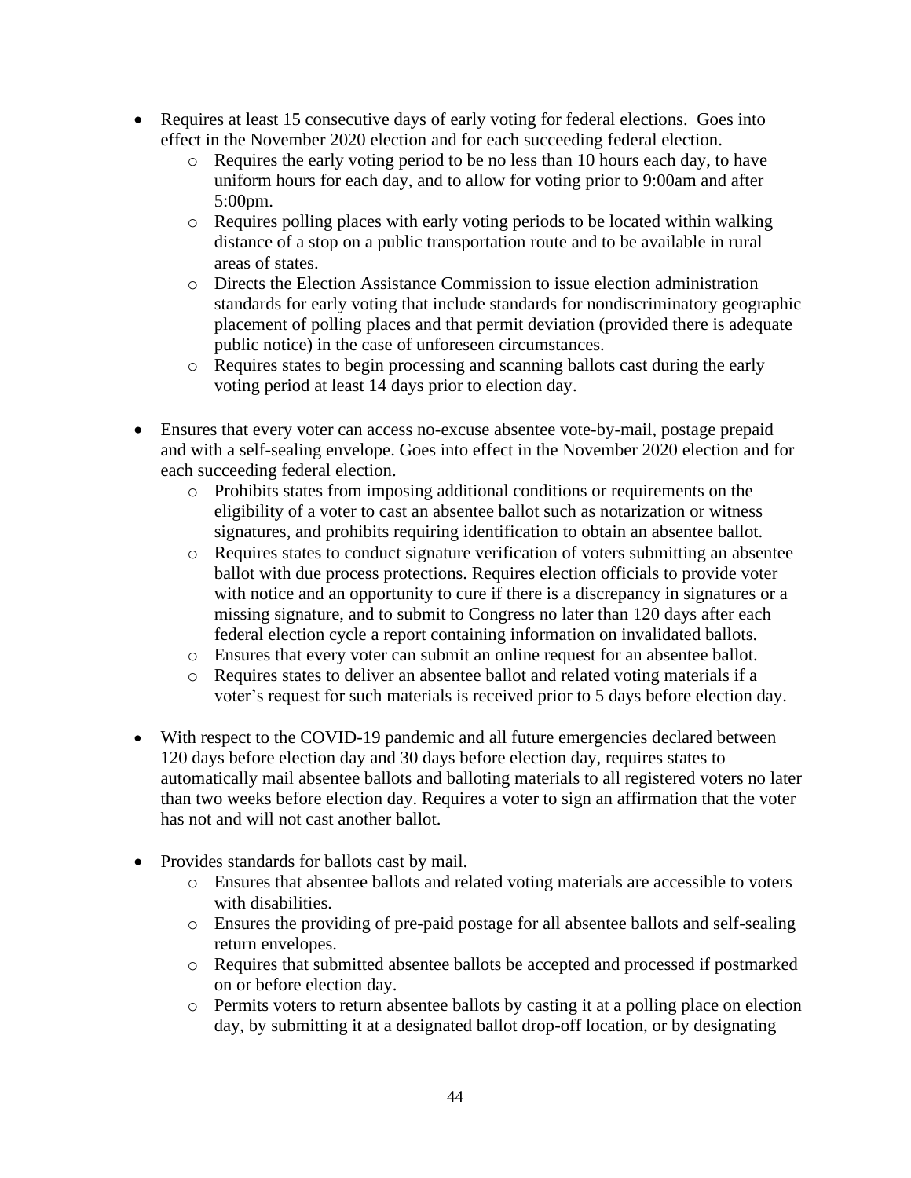- Requires at least 15 consecutive days of early voting for federal elections. Goes into effect in the November 2020 election and for each succeeding federal election.
  - Requires the early voting period to be no less than 10 hours each day, to have uniform hours for each day, and to allow for voting prior to 9:00am and after 5:00pm.
  - Requires polling places with early voting periods to be located within walking distance of a stop on a public transportation route and to be available in rural areas of states.
  - Directs the Election Assistance Commission to issue election administration standards for early voting that include standards for nondiscriminatory geographic placement of polling places and that permit deviation (provided there is adequate public notice) in the case of unforeseen circumstances.
  - Requires states to begin processing and scanning ballots cast during the early voting period at least 14 days prior to election day.

- Ensures that every voter can access no-excuse absentee vote-by-mail, postage prepaid and with a self-sealing envelope. Goes into effect in the November 2020 election and for each succeeding federal election.
  - Prohibits states from imposing additional conditions or requirements on the eligibility of a voter to cast an absentee ballot such as notarization or witness signatures, and prohibits requiring identification to obtain an absentee ballot.
  - Requires states to conduct signature verification of voters submitting an absentee ballot with due process protections. Requires election officials to provide voter with notice and an opportunity to cure if there is a discrepancy in signatures or a missing signature, and to submit to Congress no later than 120 days after each federal election cycle a report containing information on invalidated ballots.
  - Ensures that every voter can submit an online request for an absentee ballot.
  - Requires states to deliver an absentee ballot and related voting materials if a voter's request for such materials is received prior to 5 days before election day.

- With respect to the COVID-19 pandemic and all future emergencies declared between 120 days before election day and 30 days before election day, requires states to automatically mail absentee ballots and balloting materials to all registered voters no later than two weeks before election day. Requires a voter to sign an affirmation that the voter has not and will not cast another ballot.

- Provides standards for ballots cast by mail.
  - Ensures that absentee ballots and related voting materials are accessible to voters with disabilities.
  - Ensures the providing of pre-paid postage for all absentee ballots and self-sealing return envelopes.
  - Requires that submitted absentee ballots be accepted and processed if postmarked on or before election day.
  - Permits voters to return absentee ballots by casting it at a polling place on election day, by submitting it at a designated ballot drop-off location, or by designating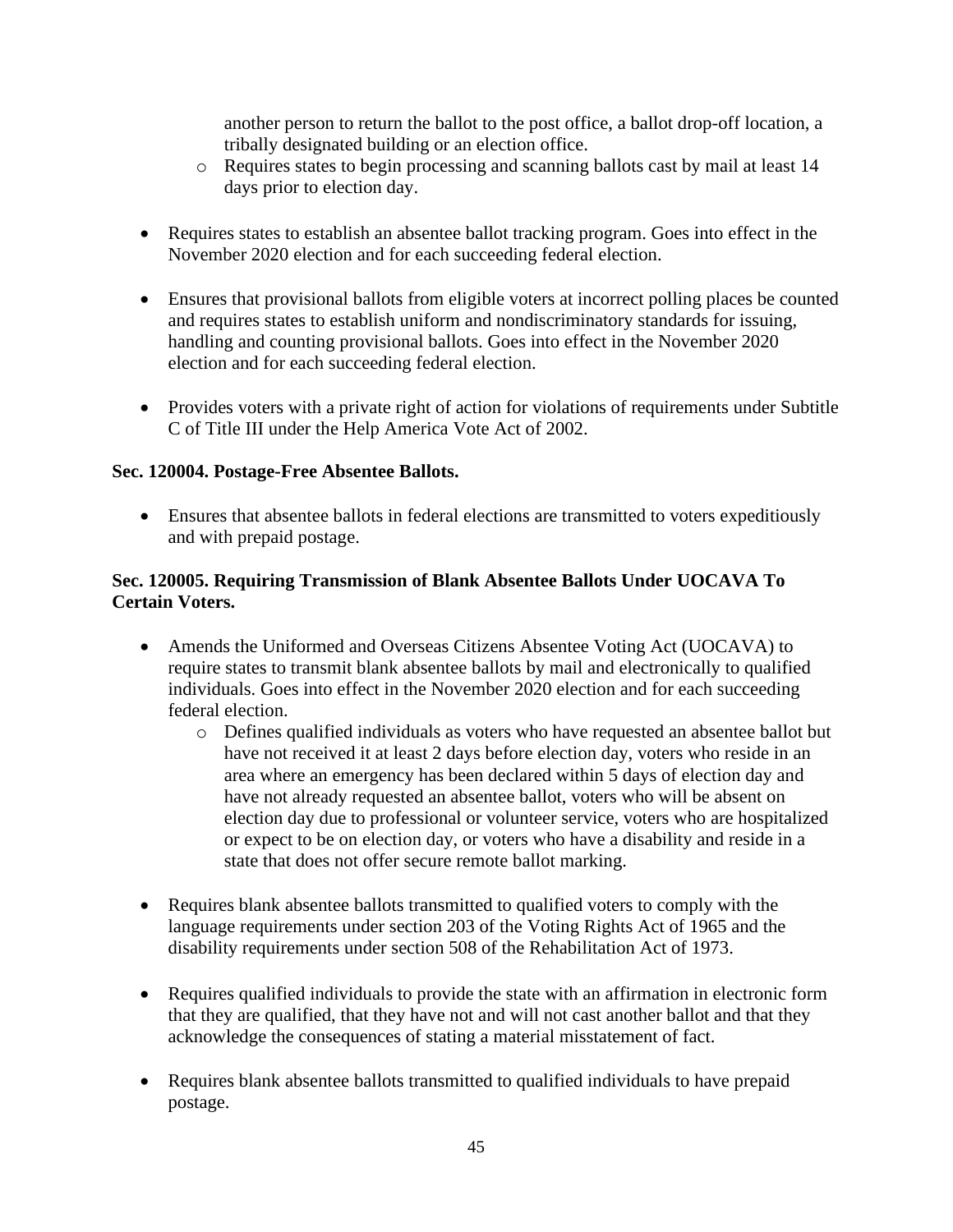another person to return the ballot to the post office, a ballot drop-off location, a tribally designated building or an election office.
  - Requires states to begin processing and scanning ballots cast by mail at least 14 days prior to election day.

- Requires states to establish an absentee ballot tracking program. Goes into effect in the November 2020 election and for each succeeding federal election.

- Ensures that provisional ballots from eligible voters at incorrect polling places be counted and requires states to establish uniform and nondiscriminatory standards for issuing, handling and counting provisional ballots. Goes into effect in the November 2020 election and for each succeeding federal election.

- Provides voters with a private right of action for violations of requirements under Subtitle C of Title III under the Help America Vote Act of 2002.

**Sec. 120004. Postage-Free Absentee Ballots.**

- Ensures that absentee ballots in federal elections are transmitted to voters expeditiously and with prepaid postage.

**Sec. 120005. Requiring Transmission of Blank Absentee Ballots Under UOCAVA To Certain Voters.**

- Amends the Uniformed and Overseas Citizens Absentee Voting Act (UOCAVA) to require states to transmit blank absentee ballots by mail and electronically to qualified individuals. Goes into effect in the November 2020 election and for each succeeding federal election.
  - Defines qualified individuals as voters who have requested an absentee ballot but have not received it at least 2 days before election day, voters who reside in an area where an emergency has been declared within 5 days of election day and have not already requested an absentee ballot, voters who will be absent on election day due to professional or volunteer service, voters who are hospitalized or expect to be on election day, or voters who have a disability and reside in a state that does not offer secure remote ballot marking.

- Requires blank absentee ballots transmitted to qualified voters to comply with the language requirements under section 203 of the Voting Rights Act of 1965 and the disability requirements under section 508 of the Rehabilitation Act of 1973.

- Requires qualified individuals to provide the state with an affirmation in electronic form that they are qualified, that they have not and will not cast another ballot and that they acknowledge the consequences of stating a material misstatement of fact.

- Requires blank absentee ballots transmitted to qualified individuals to have prepaid postage.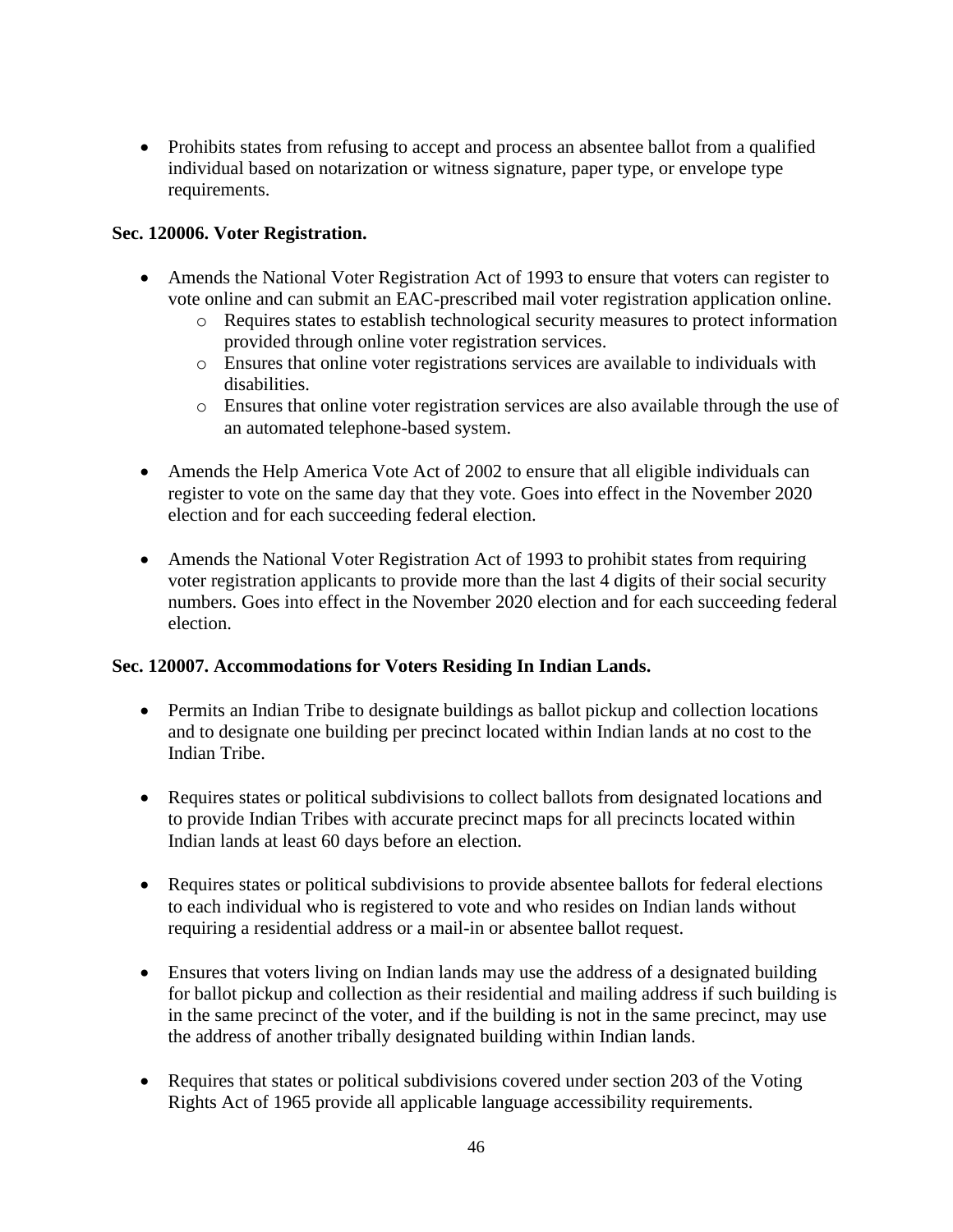- Prohibits states from refusing to accept and process an absentee ballot from a qualified individual based on notarization or witness signature, paper type, or envelope type requirements.

**Sec. 120006. Voter Registration.**

- Amends the National Voter Registration Act of 1993 to ensure that voters can register to vote online and can submit an EAC-prescribed mail voter registration application online.
    - Requires states to establish technological security measures to protect information provided through online voter registration services.
    - Ensures that online voter registrations services are available to individuals with disabilities.
    - Ensures that online voter registration services are also available through the use of an automated telephone-based system.

- Amends the Help America Vote Act of 2002 to ensure that all eligible individuals can register to vote on the same day that they vote. Goes into effect in the November 2020 election and for each succeeding federal election.

- Amends the National Voter Registration Act of 1993 to prohibit states from requiring voter registration applicants to provide more than the last 4 digits of their social security numbers. Goes into effect in the November 2020 election and for each succeeding federal election.

**Sec. 120007. Accommodations for Voters Residing In Indian Lands.**

- Permits an Indian Tribe to designate buildings as ballot pickup and collection locations and to designate one building per precinct located within Indian lands at no cost to the Indian Tribe.

- Requires states or political subdivisions to collect ballots from designated locations and to provide Indian Tribes with accurate precinct maps for all precincts located within Indian lands at least 60 days before an election.

- Requires states or political subdivisions to provide absentee ballots for federal elections to each individual who is registered to vote and who resides on Indian lands without requiring a residential address or a mail-in or absentee ballot request.

- Ensures that voters living on Indian lands may use the address of a designated building for ballot pickup and collection as their residential and mailing address if such building is in the same precinct of the voter, and if the building is not in the same precinct, may use the address of another tribally designated building within Indian lands.

- Requires that states or political subdivisions covered under section 203 of the Voting Rights Act of 1965 provide all applicable language accessibility requirements.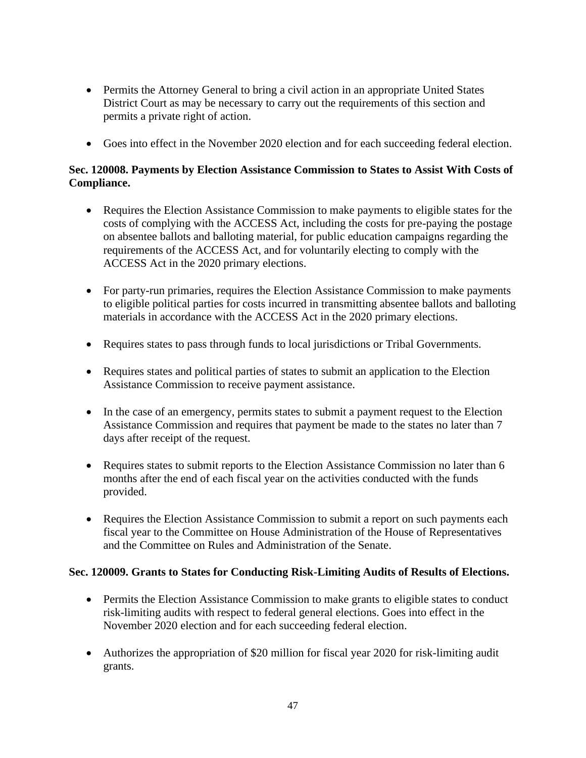- Permits the Attorney General to bring a civil action in an appropriate United States District Court as may be necessary to carry out the requirements of this section and permits a private right of action.

- Goes into effect in the November 2020 election and for each succeeding federal election.

**Sec. 120008. Payments by Election Assistance Commission to States to Assist With Costs of Compliance.**

- Requires the Election Assistance Commission to make payments to eligible states for the costs of complying with the ACCESS Act, including the costs for pre-paying the postage on absentee ballots and balloting material, for public education campaigns regarding the requirements of the ACCESS Act, and for voluntarily electing to comply with the ACCESS Act in the 2020 primary elections.

- For party-run primaries, requires the Election Assistance Commission to make payments to eligible political parties for costs incurred in transmitting absentee ballots and balloting materials in accordance with the ACCESS Act in the 2020 primary elections.

- Requires states to pass through funds to local jurisdictions or Tribal Governments.

- Requires states and political parties of states to submit an application to the Election Assistance Commission to receive payment assistance.

- In the case of an emergency, permits states to submit a payment request to the Election Assistance Commission and requires that payment be made to the states no later than 7 days after receipt of the request.

- Requires states to submit reports to the Election Assistance Commission no later than 6 months after the end of each fiscal year on the activities conducted with the funds provided.

- Requires the Election Assistance Commission to submit a report on such payments each fiscal year to the Committee on House Administration of the House of Representatives and the Committee on Rules and Administration of the Senate.

**Sec. 120009. Grants to States for Conducting Risk-Limiting Audits of Results of Elections.**

- Permits the Election Assistance Commission to make grants to eligible states to conduct risk-limiting audits with respect to federal general elections. Goes into effect in the November 2020 election and for each succeeding federal election.

- Authorizes the appropriation of $20 million for fiscal year 2020 for risk-limiting audit grants.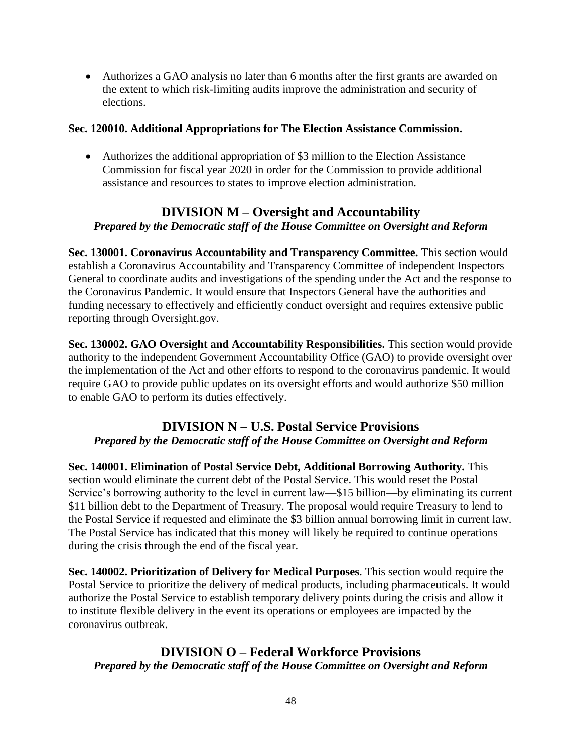- Authorizes a GAO analysis no later than 6 months after the first grants are awarded on the extent to which risk-limiting audits improve the administration and security of elections.

**Sec. 120010. Additional Appropriations for The Election Assistance Commission.**

- Authorizes the additional appropriation of $3 million to the Election Assistance Commission for fiscal year 2020 in order for the Commission to provide additional assistance and resources to states to improve election administration.

## DIVISION M – Oversight and Accountability

***Prepared by the Democratic staff of the House Committee on Oversight and Reform***

**Sec. 130001. Coronavirus Accountability and Transparency Committee.** This section would establish a Coronavirus Accountability and Transparency Committee of independent Inspectors General to coordinate audits and investigations of the spending under the Act and the response to the Coronavirus Pandemic. It would ensure that Inspectors General have the authorities and funding necessary to effectively and efficiently conduct oversight and requires extensive public reporting through Oversight.gov.

**Sec. 130002. GAO Oversight and Accountability Responsibilities.** This section would provide authority to the independent Government Accountability Office (GAO) to provide oversight over the implementation of the Act and other efforts to respond to the coronavirus pandemic. It would require GAO to provide public updates on its oversight efforts and would authorize $50 million to enable GAO to perform its duties effectively.

## DIVISION N – U.S. Postal Service Provisions

***Prepared by the Democratic staff of the House Committee on Oversight and Reform***

**Sec. 140001. Elimination of Postal Service Debt, Additional Borrowing Authority.** This section would eliminate the current debt of the Postal Service. This would reset the Postal Service's borrowing authority to the level in current law—$15 billion—by eliminating its current $11 billion debt to the Department of Treasury. The proposal would require Treasury to lend to the Postal Service if requested and eliminate the $3 billion annual borrowing limit in current law. The Postal Service has indicated that this money will likely be required to continue operations during the crisis through the end of the fiscal year.

**Sec. 140002. Prioritization of Delivery for Medical Purposes**. This section would require the Postal Service to prioritize the delivery of medical products, including pharmaceuticals. It would authorize the Postal Service to establish temporary delivery points during the crisis and allow it to institute flexible delivery in the event its operations or employees are impacted by the coronavirus outbreak.

## DIVISION O – Federal Workforce Provisions

***Prepared by the Democratic staff of the House Committee on Oversight and Reform***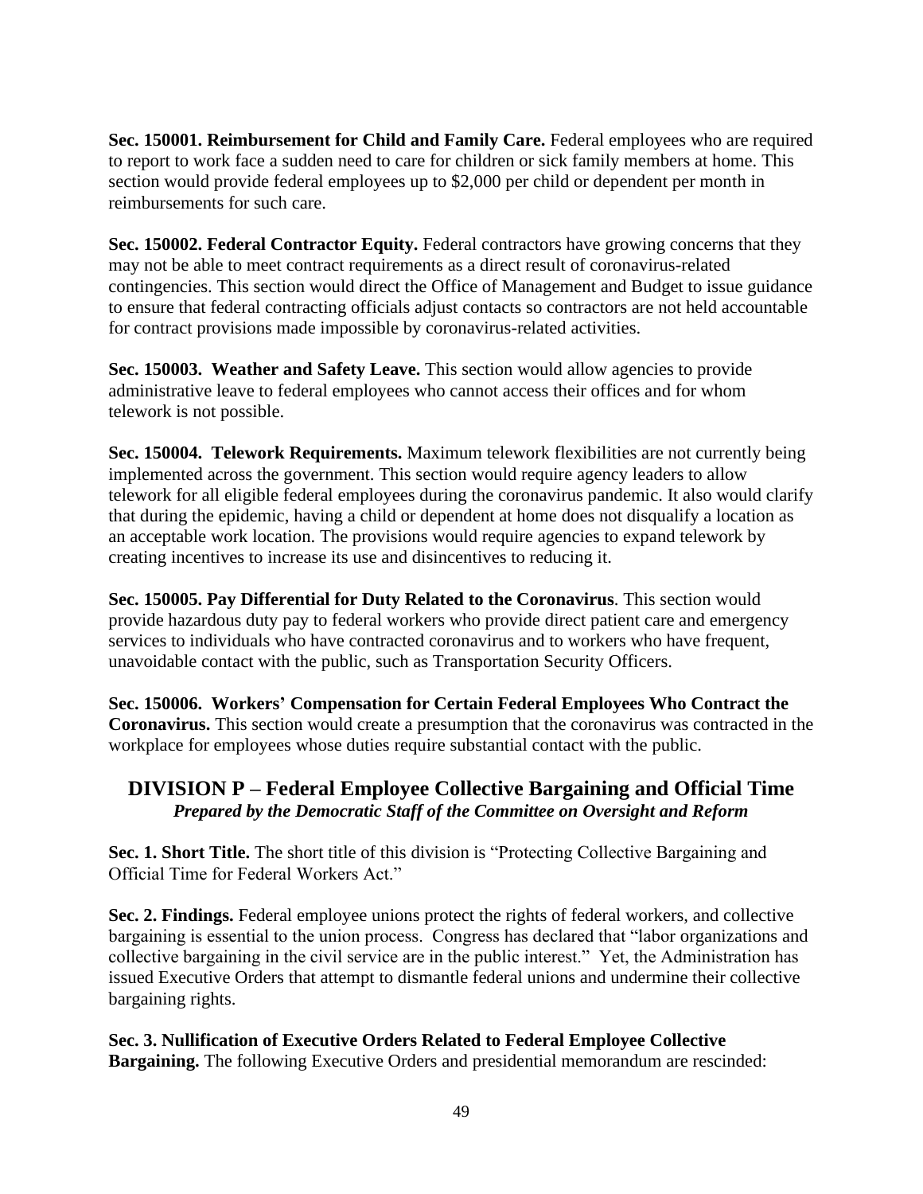**Sec. 150001. Reimbursement for Child and Family Care.** Federal employees who are required to report to work face a sudden need to care for children or sick family members at home. This section would provide federal employees up to $2,000 per child or dependent per month in reimbursements for such care.

**Sec. 150002. Federal Contractor Equity.** Federal contractors have growing concerns that they may not be able to meet contract requirements as a direct result of coronavirus-related contingencies. This section would direct the Office of Management and Budget to issue guidance to ensure that federal contracting officials adjust contacts so contractors are not held accountable for contract provisions made impossible by coronavirus-related activities.

**Sec. 150003. Weather and Safety Leave.** This section would allow agencies to provide administrative leave to federal employees who cannot access their offices and for whom telework is not possible.

**Sec. 150004. Telework Requirements.** Maximum telework flexibilities are not currently being implemented across the government. This section would require agency leaders to allow telework for all eligible federal employees during the coronavirus pandemic. It also would clarify that during the epidemic, having a child or dependent at home does not disqualify a location as an acceptable work location. The provisions would require agencies to expand telework by creating incentives to increase its use and disincentives to reducing it.

**Sec. 150005. Pay Differential for Duty Related to the Coronavirus**. This section would provide hazardous duty pay to federal workers who provide direct patient care and emergency services to individuals who have contracted coronavirus and to workers who have frequent, unavoidable contact with the public, such as Transportation Security Officers.

**Sec. 150006. Workers' Compensation for Certain Federal Employees Who Contract the Coronavirus.** This section would create a presumption that the coronavirus was contracted in the workplace for employees whose duties require substantial contact with the public.

## DIVISION P – Federal Employee Collective Bargaining and Official Time

***Prepared by the Democratic Staff of the Committee on Oversight and Reform***

**Sec. 1. Short Title.** The short title of this division is "Protecting Collective Bargaining and Official Time for Federal Workers Act."

**Sec. 2. Findings.** Federal employee unions protect the rights of federal workers, and collective bargaining is essential to the union process. Congress has declared that "labor organizations and collective bargaining in the civil service are in the public interest." Yet, the Administration has issued Executive Orders that attempt to dismantle federal unions and undermine their collective bargaining rights.

**Sec. 3. Nullification of Executive Orders Related to Federal Employee Collective Bargaining.** The following Executive Orders and presidential memorandum are rescinded: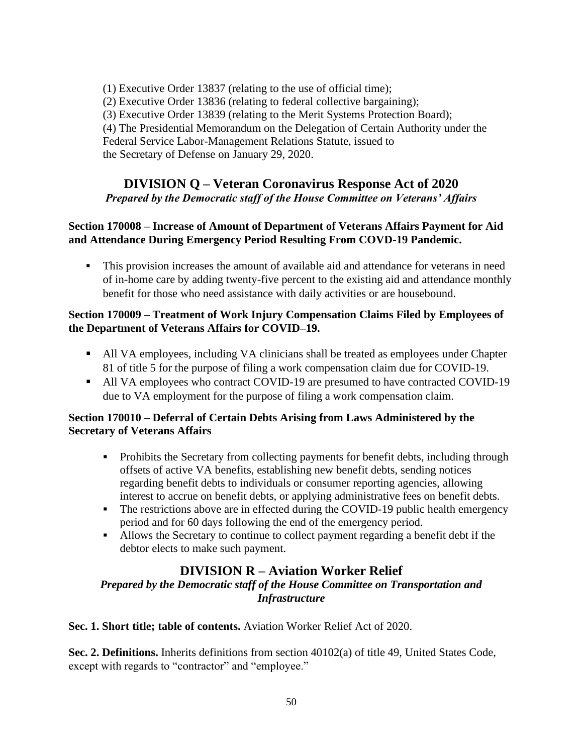(1) Executive Order 13837 (relating to the use of official time);
(2) Executive Order 13836 (relating to federal collective bargaining);
(3) Executive Order 13839 (relating to the Merit Systems Protection Board);
(4) The Presidential Memorandum on the Delegation of Certain Authority under the Federal Service Labor-Management Relations Statute, issued to the Secretary of Defense on January 29, 2020.

## DIVISION Q – Veteran Coronavirus Response Act of 2020

***Prepared by the Democratic staff of the House Committee on Veterans' Affairs***

**Section 170008 – Increase of Amount of Department of Veterans Affairs Payment for Aid and Attendance During Emergency Period Resulting From COVD-19 Pandemic.**

- This provision increases the amount of available aid and attendance for veterans in need of in-home care by adding twenty-five percent to the existing aid and attendance monthly benefit for those who need assistance with daily activities or are housebound.

**Section 170009 – Treatment of Work Injury Compensation Claims Filed by Employees of the Department of Veterans Affairs for COVID–19.**

- All VA employees, including VA clinicians shall be treated as employees under Chapter 81 of title 5 for the purpose of filing a work compensation claim due for COVID-19.
- All VA employees who contract COVID-19 are presumed to have contracted COVID-19 due to VA employment for the purpose of filing a work compensation claim.

**Section 170010 – Deferral of Certain Debts Arising from Laws Administered by the Secretary of Veterans Affairs**

- Prohibits the Secretary from collecting payments for benefit debts, including through offsets of active VA benefits, establishing new benefit debts, sending notices regarding benefit debts to individuals or consumer reporting agencies, allowing interest to accrue on benefit debts, or applying administrative fees on benefit debts.
- The restrictions above are in effected during the COVID-19 public health emergency period and for 60 days following the end of the emergency period.
- Allows the Secretary to continue to collect payment regarding a benefit debt if the debtor elects to make such payment.

## DIVISION R – Aviation Worker Relief

***Prepared by the Democratic staff of the House Committee on Transportation and Infrastructure***

**Sec. 1. Short title; table of contents.** Aviation Worker Relief Act of 2020.

**Sec. 2. Definitions.** Inherits definitions from section 40102(a) of title 49, United States Code, except with regards to "contractor" and "employee."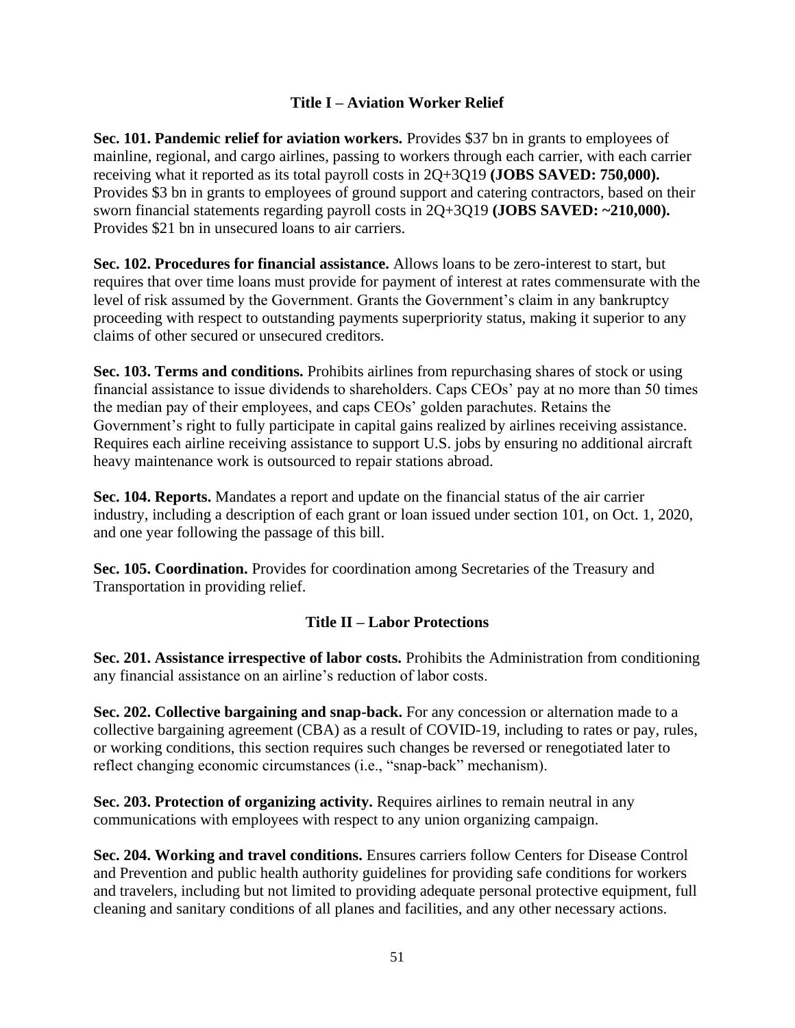## Title I – Aviation Worker Relief

**Sec. 101. Pandemic relief for aviation workers.** Provides $37 bn in grants to employees of mainline, regional, and cargo airlines, passing to workers through each carrier, with each carrier receiving what it reported as its total payroll costs in 2Q+3Q19 **(JOBS SAVED: 750,000).** Provides $3 bn in grants to employees of ground support and catering contractors, based on their sworn financial statements regarding payroll costs in 2Q+3Q19 **(JOBS SAVED: ~210,000).** Provides $21 bn in unsecured loans to air carriers.

**Sec. 102. Procedures for financial assistance.** Allows loans to be zero-interest to start, but requires that over time loans must provide for payment of interest at rates commensurate with the level of risk assumed by the Government. Grants the Government's claim in any bankruptcy proceeding with respect to outstanding payments superpriority status, making it superior to any claims of other secured or unsecured creditors.

**Sec. 103. Terms and conditions.** Prohibits airlines from repurchasing shares of stock or using financial assistance to issue dividends to shareholders. Caps CEOs' pay at no more than 50 times the median pay of their employees, and caps CEOs' golden parachutes. Retains the Government's right to fully participate in capital gains realized by airlines receiving assistance. Requires each airline receiving assistance to support U.S. jobs by ensuring no additional aircraft heavy maintenance work is outsourced to repair stations abroad.

**Sec. 104. Reports.** Mandates a report and update on the financial status of the air carrier industry, including a description of each grant or loan issued under section 101, on Oct. 1, 2020, and one year following the passage of this bill.

**Sec. 105. Coordination.** Provides for coordination among Secretaries of the Treasury and Transportation in providing relief.

## Title II – Labor Protections

**Sec. 201. Assistance irrespective of labor costs.** Prohibits the Administration from conditioning any financial assistance on an airline's reduction of labor costs.

**Sec. 202. Collective bargaining and snap-back.** For any concession or alternation made to a collective bargaining agreement (CBA) as a result of COVID-19, including to rates or pay, rules, or working conditions, this section requires such changes be reversed or renegotiated later to reflect changing economic circumstances (i.e., "snap-back" mechanism).

**Sec. 203. Protection of organizing activity.** Requires airlines to remain neutral in any communications with employees with respect to any union organizing campaign.

**Sec. 204. Working and travel conditions.** Ensures carriers follow Centers for Disease Control and Prevention and public health authority guidelines for providing safe conditions for workers and travelers, including but not limited to providing adequate personal protective equipment, full cleaning and sanitary conditions of all planes and facilities, and any other necessary actions.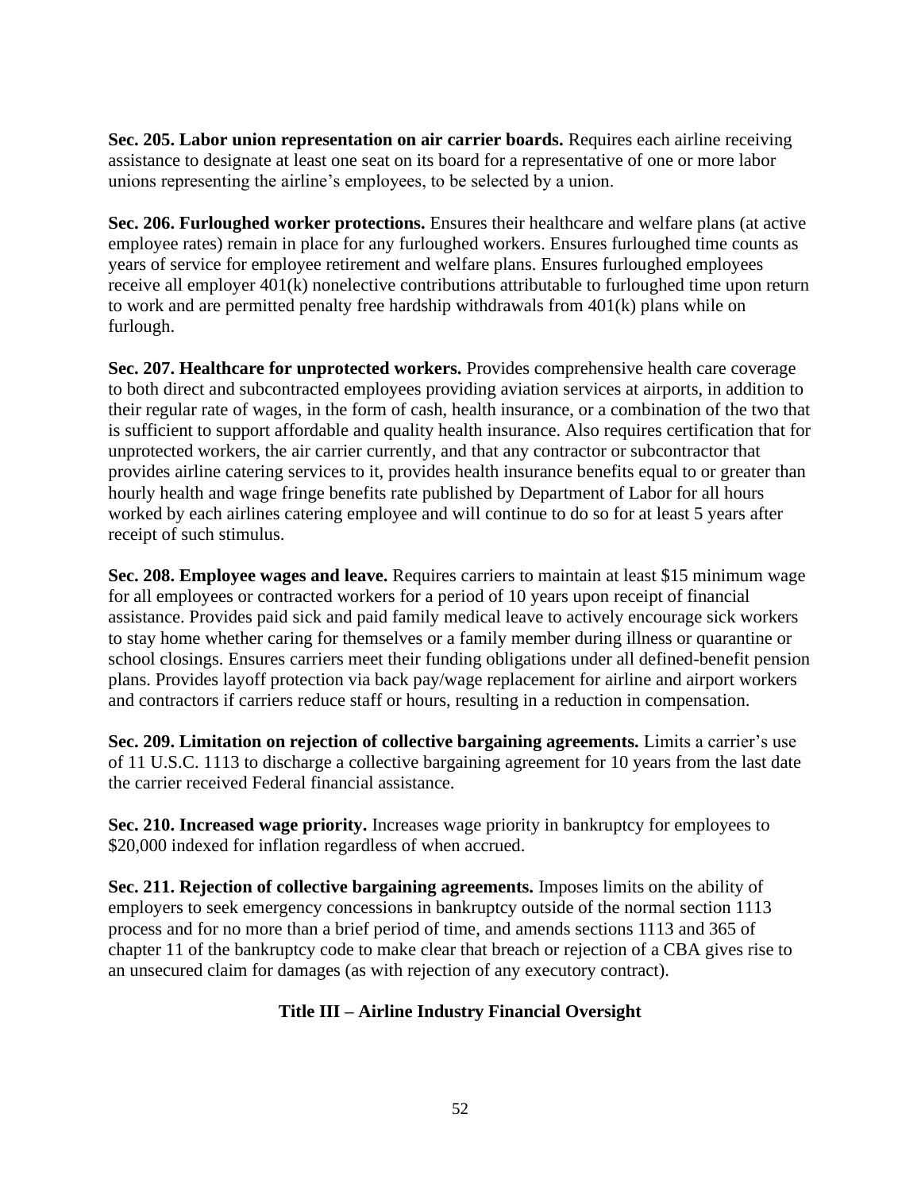**Sec. 205. Labor union representation on air carrier boards.** Requires each airline receiving assistance to designate at least one seat on its board for a representative of one or more labor unions representing the airline's employees, to be selected by a union.

**Sec. 206. Furloughed worker protections.** Ensures their healthcare and welfare plans (at active employee rates) remain in place for any furloughed workers. Ensures furloughed time counts as years of service for employee retirement and welfare plans. Ensures furloughed employees receive all employer 401(k) nonelective contributions attributable to furloughed time upon return to work and are permitted penalty free hardship withdrawals from 401(k) plans while on furlough.

**Sec. 207. Healthcare for unprotected workers.** Provides comprehensive health care coverage to both direct and subcontracted employees providing aviation services at airports, in addition to their regular rate of wages, in the form of cash, health insurance, or a combination of the two that is sufficient to support affordable and quality health insurance. Also requires certification that for unprotected workers, the air carrier currently, and that any contractor or subcontractor that provides airline catering services to it, provides health insurance benefits equal to or greater than hourly health and wage fringe benefits rate published by Department of Labor for all hours worked by each airlines catering employee and will continue to do so for at least 5 years after receipt of such stimulus.

**Sec. 208. Employee wages and leave.** Requires carriers to maintain at least $15 minimum wage for all employees or contracted workers for a period of 10 years upon receipt of financial assistance. Provides paid sick and paid family medical leave to actively encourage sick workers to stay home whether caring for themselves or a family member during illness or quarantine or school closings. Ensures carriers meet their funding obligations under all defined-benefit pension plans. Provides layoff protection via back pay/wage replacement for airline and airport workers and contractors if carriers reduce staff or hours, resulting in a reduction in compensation.

**Sec. 209. Limitation on rejection of collective bargaining agreements.** Limits a carrier's use of 11 U.S.C. 1113 to discharge a collective bargaining agreement for 10 years from the last date the carrier received Federal financial assistance.

**Sec. 210. Increased wage priority.** Increases wage priority in bankruptcy for employees to $20,000 indexed for inflation regardless of when accrued.

**Sec. 211. Rejection of collective bargaining agreements.** Imposes limits on the ability of employers to seek emergency concessions in bankruptcy outside of the normal section 1113 process and for no more than a brief period of time, and amends sections 1113 and 365 of chapter 11 of the bankruptcy code to make clear that breach or rejection of a CBA gives rise to an unsecured claim for damages (as with rejection of any executory contract).

## Title III – Airline Industry Financial Oversight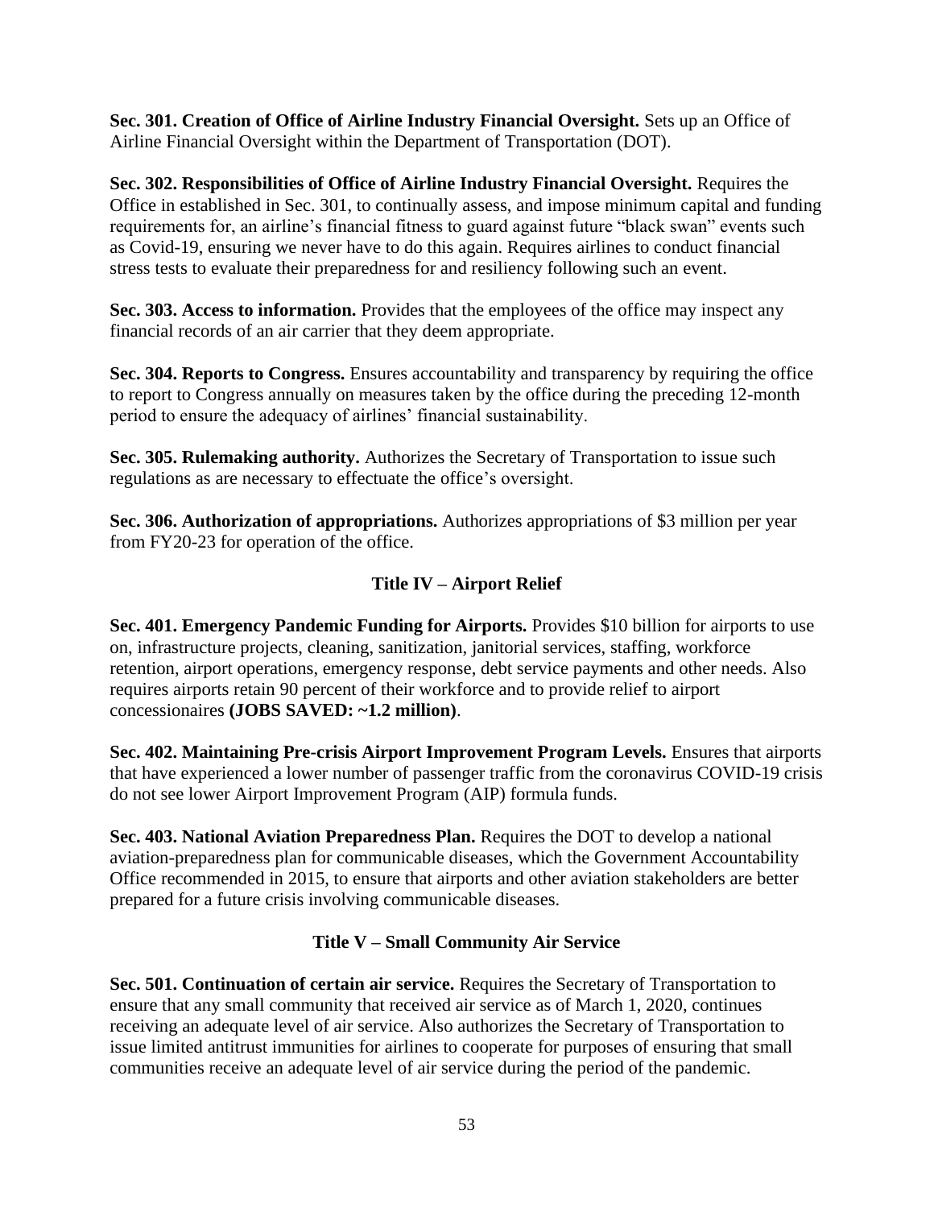**Sec. 301. Creation of Office of Airline Industry Financial Oversight.** Sets up an Office of Airline Financial Oversight within the Department of Transportation (DOT).

**Sec. 302. Responsibilities of Office of Airline Industry Financial Oversight.** Requires the Office in established in Sec. 301, to continually assess, and impose minimum capital and funding requirements for, an airline's financial fitness to guard against future "black swan" events such as Covid-19, ensuring we never have to do this again. Requires airlines to conduct financial stress tests to evaluate their preparedness for and resiliency following such an event.

**Sec. 303. Access to information.** Provides that the employees of the office may inspect any financial records of an air carrier that they deem appropriate.

**Sec. 304. Reports to Congress.** Ensures accountability and transparency by requiring the office to report to Congress annually on measures taken by the office during the preceding 12-month period to ensure the adequacy of airlines' financial sustainability.

**Sec. 305. Rulemaking authority.** Authorizes the Secretary of Transportation to issue such regulations as are necessary to effectuate the office's oversight.

**Sec. 306. Authorization of appropriations.** Authorizes appropriations of $3 million per year from FY20-23 for operation of the office.

## Title IV – Airport Relief

**Sec. 401. Emergency Pandemic Funding for Airports.** Provides $10 billion for airports to use on, infrastructure projects, cleaning, sanitization, janitorial services, staffing, workforce retention, airport operations, emergency response, debt service payments and other needs. Also requires airports retain 90 percent of their workforce and to provide relief to airport concessionaires **(JOBS SAVED: ~1.2 million)**.

**Sec. 402. Maintaining Pre-crisis Airport Improvement Program Levels.** Ensures that airports that have experienced a lower number of passenger traffic from the coronavirus COVID-19 crisis do not see lower Airport Improvement Program (AIP) formula funds.

**Sec. 403. National Aviation Preparedness Plan.** Requires the DOT to develop a national aviation-preparedness plan for communicable diseases, which the Government Accountability Office recommended in 2015, to ensure that airports and other aviation stakeholders are better prepared for a future crisis involving communicable diseases.

## Title V – Small Community Air Service

**Sec. 501. Continuation of certain air service.** Requires the Secretary of Transportation to ensure that any small community that received air service as of March 1, 2020, continues receiving an adequate level of air service. Also authorizes the Secretary of Transportation to issue limited antitrust immunities for airlines to cooperate for purposes of ensuring that small communities receive an adequate level of air service during the period of the pandemic.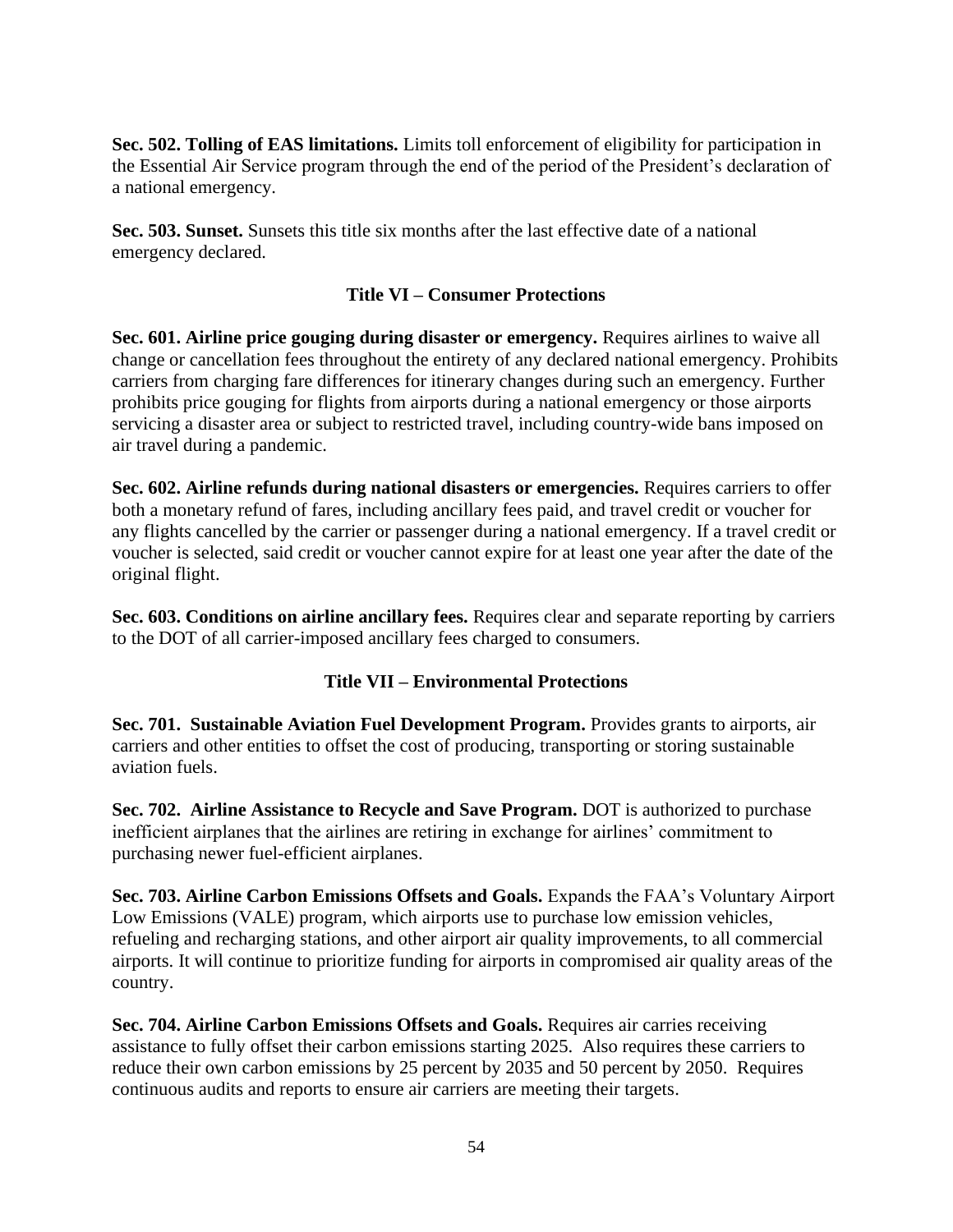**Sec. 502. Tolling of EAS limitations.** Limits toll enforcement of eligibility for participation in the Essential Air Service program through the end of the period of the President's declaration of a national emergency.

**Sec. 503. Sunset.** Sunsets this title six months after the last effective date of a national emergency declared.

## Title VI – Consumer Protections

**Sec. 601. Airline price gouging during disaster or emergency.** Requires airlines to waive all change or cancellation fees throughout the entirety of any declared national emergency. Prohibits carriers from charging fare differences for itinerary changes during such an emergency. Further prohibits price gouging for flights from airports during a national emergency or those airports servicing a disaster area or subject to restricted travel, including country-wide bans imposed on air travel during a pandemic.

**Sec. 602. Airline refunds during national disasters or emergencies.** Requires carriers to offer both a monetary refund of fares, including ancillary fees paid, and travel credit or voucher for any flights cancelled by the carrier or passenger during a national emergency. If a travel credit or voucher is selected, said credit or voucher cannot expire for at least one year after the date of the original flight.

**Sec. 603. Conditions on airline ancillary fees.** Requires clear and separate reporting by carriers to the DOT of all carrier-imposed ancillary fees charged to consumers.

## Title VII – Environmental Protections

**Sec. 701. Sustainable Aviation Fuel Development Program.** Provides grants to airports, air carriers and other entities to offset the cost of producing, transporting or storing sustainable aviation fuels.

**Sec. 702. Airline Assistance to Recycle and Save Program.** DOT is authorized to purchase inefficient airplanes that the airlines are retiring in exchange for airlines' commitment to purchasing newer fuel-efficient airplanes.

**Sec. 703. Airline Carbon Emissions Offsets and Goals.** Expands the FAA's Voluntary Airport Low Emissions (VALE) program, which airports use to purchase low emission vehicles, refueling and recharging stations, and other airport air quality improvements, to all commercial airports. It will continue to prioritize funding for airports in compromised air quality areas of the country.

**Sec. 704. Airline Carbon Emissions Offsets and Goals.** Requires air carries receiving assistance to fully offset their carbon emissions starting 2025. Also requires these carriers to reduce their own carbon emissions by 25 percent by 2035 and 50 percent by 2050. Requires continuous audits and reports to ensure air carriers are meeting their targets.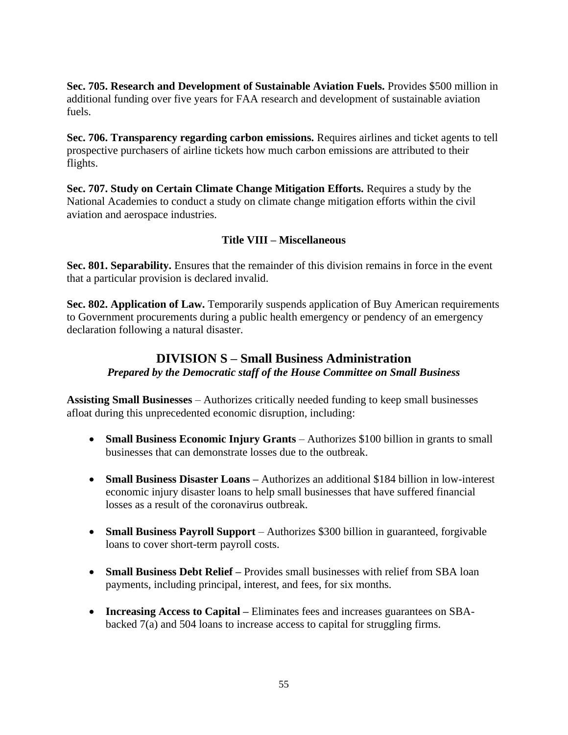**Sec. 705. Research and Development of Sustainable Aviation Fuels.** Provides $500 million in additional funding over five years for FAA research and development of sustainable aviation fuels.

**Sec. 706. Transparency regarding carbon emissions.** Requires airlines and ticket agents to tell prospective purchasers of airline tickets how much carbon emissions are attributed to their flights.

**Sec. 707. Study on Certain Climate Change Mitigation Efforts.** Requires a study by the National Academies to conduct a study on climate change mitigation efforts within the civil aviation and aerospace industries.

### Title VIII – Miscellaneous

**Sec. 801. Separability.** Ensures that the remainder of this division remains in force in the event that a particular provision is declared invalid.

**Sec. 802. Application of Law.** Temporarily suspends application of Buy American requirements to Government procurements during a public health emergency or pendency of an emergency declaration following a natural disaster.

## DIVISION S – Small Business Administration

***Prepared by the Democratic staff of the House Committee on Small Business***

**Assisting Small Businesses** – Authorizes critically needed funding to keep small businesses afloat during this unprecedented economic disruption, including:

- **Small Business Economic Injury Grants** – Authorizes $100 billion in grants to small businesses that can demonstrate losses due to the outbreak.
- **Small Business Disaster Loans –** Authorizes an additional $184 billion in low-interest economic injury disaster loans to help small businesses that have suffered financial losses as a result of the coronavirus outbreak.
- **Small Business Payroll Support** – Authorizes $300 billion in guaranteed, forgivable loans to cover short-term payroll costs.
- **Small Business Debt Relief –** Provides small businesses with relief from SBA loan payments, including principal, interest, and fees, for six months.
- **Increasing Access to Capital –** Eliminates fees and increases guarantees on SBA-backed 7(a) and 504 loans to increase access to capital for struggling firms.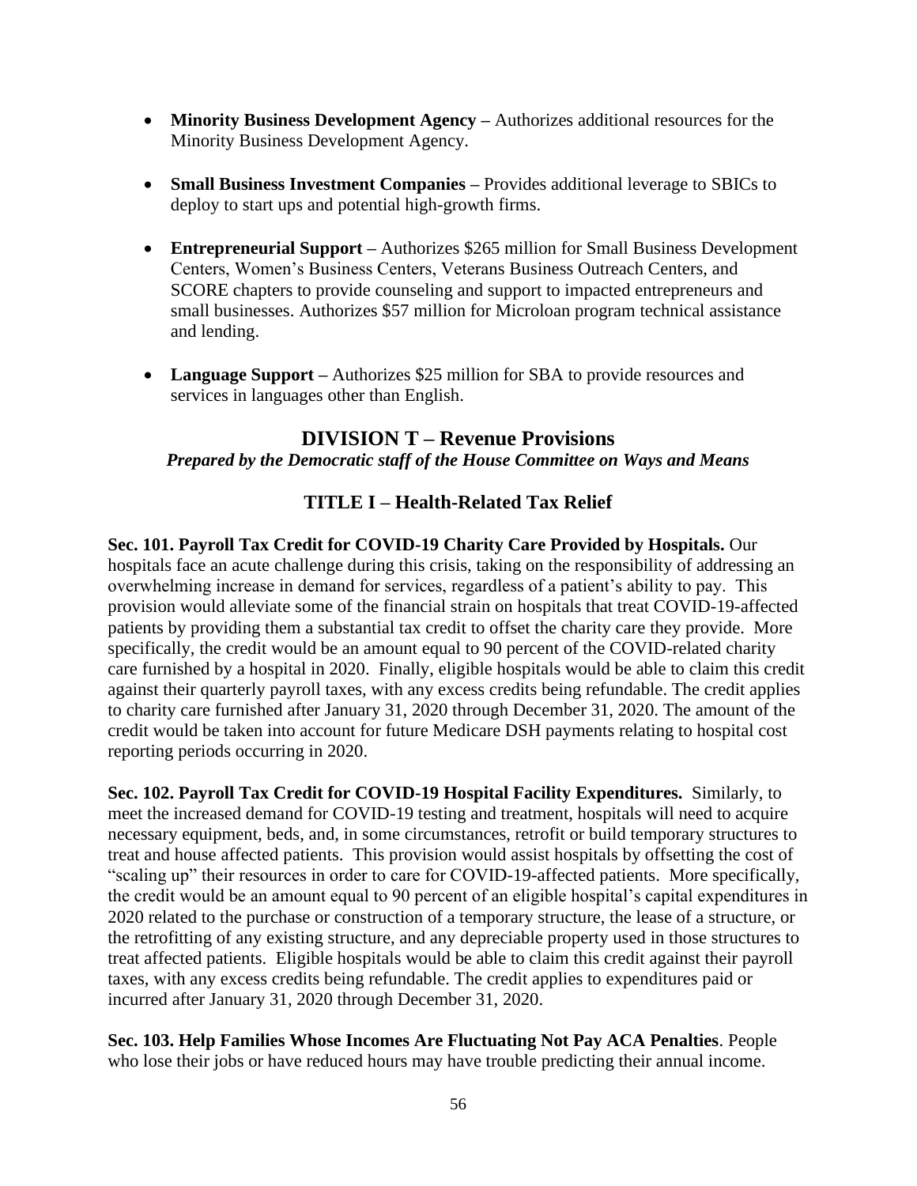- **Minority Business Development Agency –** Authorizes additional resources for the Minority Business Development Agency.

- **Small Business Investment Companies –** Provides additional leverage to SBICs to deploy to start ups and potential high-growth firms.

- **Entrepreneurial Support –** Authorizes $265 million for Small Business Development Centers, Women's Business Centers, Veterans Business Outreach Centers, and SCORE chapters to provide counseling and support to impacted entrepreneurs and small businesses. Authorizes $57 million for Microloan program technical assistance and lending.

- **Language Support –** Authorizes $25 million for SBA to provide resources and services in languages other than English.

## DIVISION T – Revenue Provisions

***Prepared by the Democratic staff of the House Committee on Ways and Means***

### TITLE I – Health-Related Tax Relief

**Sec. 101. Payroll Tax Credit for COVID-19 Charity Care Provided by Hospitals.** Our hospitals face an acute challenge during this crisis, taking on the responsibility of addressing an overwhelming increase in demand for services, regardless of a patient's ability to pay. This provision would alleviate some of the financial strain on hospitals that treat COVID-19-affected patients by providing them a substantial tax credit to offset the charity care they provide. More specifically, the credit would be an amount equal to 90 percent of the COVID-related charity care furnished by a hospital in 2020. Finally, eligible hospitals would be able to claim this credit against their quarterly payroll taxes, with any excess credits being refundable. The credit applies to charity care furnished after January 31, 2020 through December 31, 2020. The amount of the credit would be taken into account for future Medicare DSH payments relating to hospital cost reporting periods occurring in 2020.

**Sec. 102. Payroll Tax Credit for COVID-19 Hospital Facility Expenditures.** Similarly, to meet the increased demand for COVID-19 testing and treatment, hospitals will need to acquire necessary equipment, beds, and, in some circumstances, retrofit or build temporary structures to treat and house affected patients. This provision would assist hospitals by offsetting the cost of "scaling up" their resources in order to care for COVID-19-affected patients. More specifically, the credit would be an amount equal to 90 percent of an eligible hospital's capital expenditures in 2020 related to the purchase or construction of a temporary structure, the lease of a structure, or the retrofitting of any existing structure, and any depreciable property used in those structures to treat affected patients. Eligible hospitals would be able to claim this credit against their payroll taxes, with any excess credits being refundable. The credit applies to expenditures paid or incurred after January 31, 2020 through December 31, 2020.

**Sec. 103. Help Families Whose Incomes Are Fluctuating Not Pay ACA Penalties**. People who lose their jobs or have reduced hours may have trouble predicting their annual income.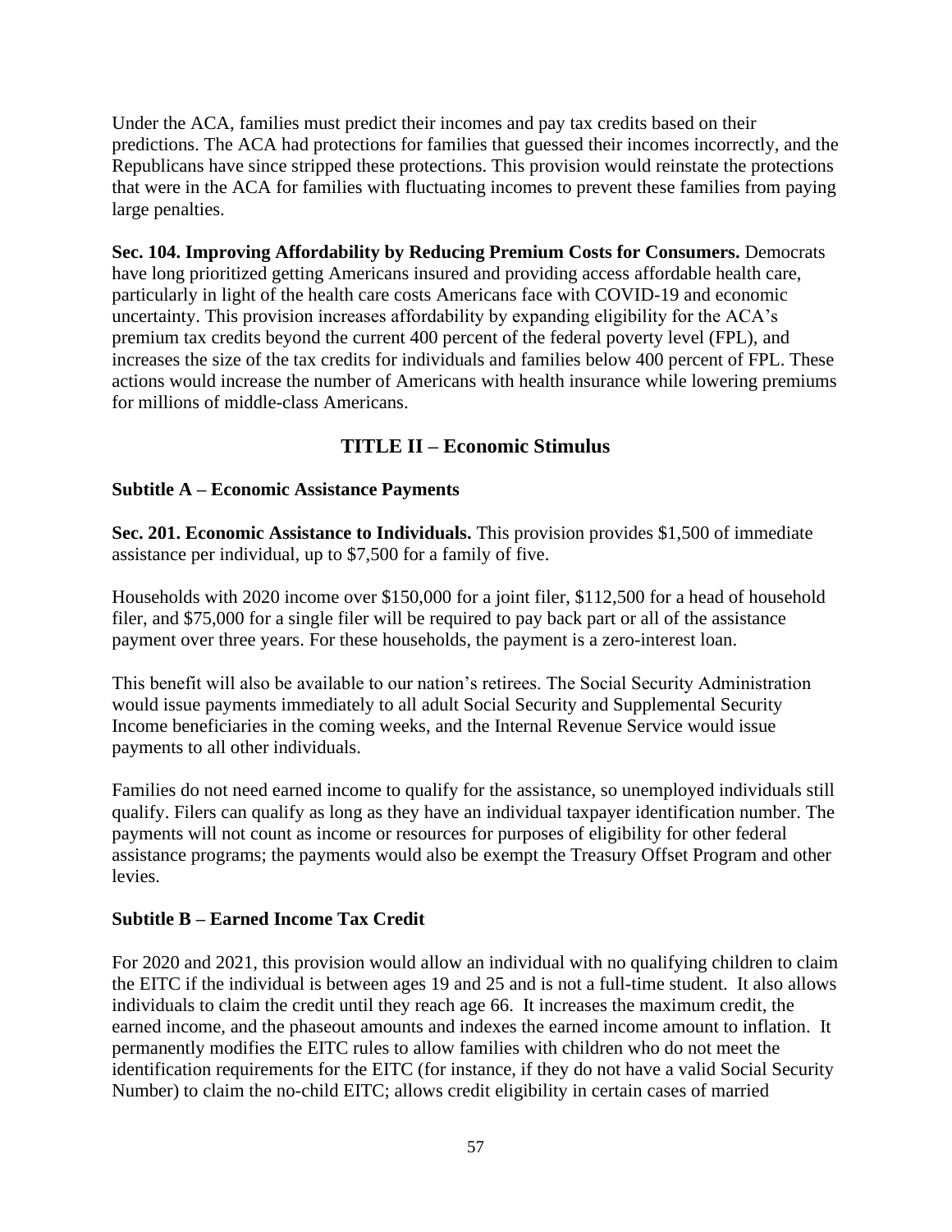Under the ACA, families must predict their incomes and pay tax credits based on their predictions. The ACA had protections for families that guessed their incomes incorrectly, and the Republicans have since stripped these protections. This provision would reinstate the protections that were in the ACA for families with fluctuating incomes to prevent these families from paying large penalties.

**Sec. 104. Improving Affordability by Reducing Premium Costs for Consumers.** Democrats have long prioritized getting Americans insured and providing access affordable health care, particularly in light of the health care costs Americans face with COVID-19 and economic uncertainty. This provision increases affordability by expanding eligibility for the ACA's premium tax credits beyond the current 400 percent of the federal poverty level (FPL), and increases the size of the tax credits for individuals and families below 400 percent of FPL. These actions would increase the number of Americans with health insurance while lowering premiums for millions of middle-class Americans.

## TITLE II – Economic Stimulus

### Subtitle A – Economic Assistance Payments

**Sec. 201. Economic Assistance to Individuals.** This provision provides $1,500 of immediate assistance per individual, up to $7,500 for a family of five.

Households with 2020 income over $150,000 for a joint filer, $112,500 for a head of household filer, and $75,000 for a single filer will be required to pay back part or all of the assistance payment over three years. For these households, the payment is a zero-interest loan.

This benefit will also be available to our nation's retirees. The Social Security Administration would issue payments immediately to all adult Social Security and Supplemental Security Income beneficiaries in the coming weeks, and the Internal Revenue Service would issue payments to all other individuals.

Families do not need earned income to qualify for the assistance, so unemployed individuals still qualify. Filers can qualify as long as they have an individual taxpayer identification number. The payments will not count as income or resources for purposes of eligibility for other federal assistance programs; the payments would also be exempt the Treasury Offset Program and other levies.

### Subtitle B – Earned Income Tax Credit

For 2020 and 2021, this provision would allow an individual with no qualifying children to claim the EITC if the individual is between ages 19 and 25 and is not a full-time student. It also allows individuals to claim the credit until they reach age 66. It increases the maximum credit, the earned income, and the phaseout amounts and indexes the earned income amount to inflation. It permanently modifies the EITC rules to allow families with children who do not meet the identification requirements for the EITC (for instance, if they do not have a valid Social Security Number) to claim the no-child EITC; allows credit eligibility in certain cases of married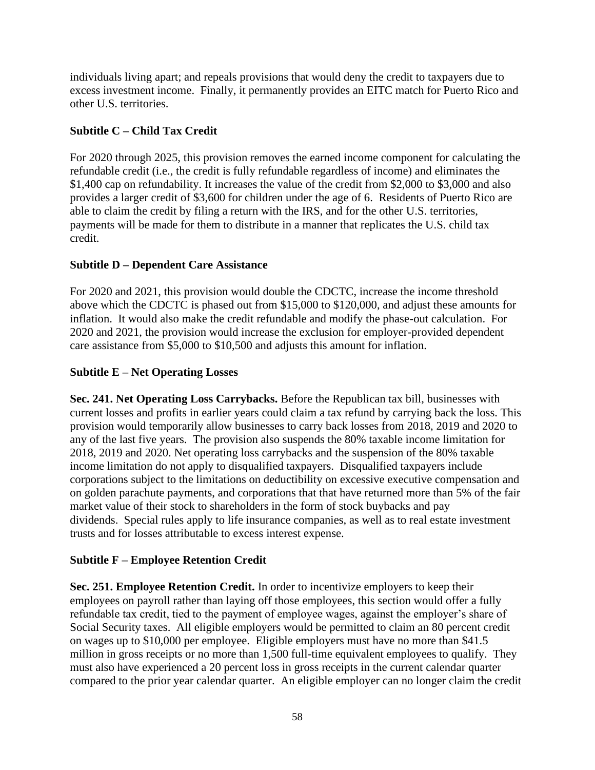individuals living apart; and repeals provisions that would deny the credit to taxpayers due to excess investment income. Finally, it permanently provides an EITC match for Puerto Rico and other U.S. territories.

**Subtitle C – Child Tax Credit**

For 2020 through 2025, this provision removes the earned income component for calculating the refundable credit (i.e., the credit is fully refundable regardless of income) and eliminates the $1,400 cap on refundability. It increases the value of the credit from $2,000 to $3,000 and also provides a larger credit of $3,600 for children under the age of 6. Residents of Puerto Rico are able to claim the credit by filing a return with the IRS, and for the other U.S. territories, payments will be made for them to distribute in a manner that replicates the U.S. child tax credit.

**Subtitle D – Dependent Care Assistance**

For 2020 and 2021, this provision would double the CDCTC, increase the income threshold above which the CDCTC is phased out from $15,000 to $120,000, and adjust these amounts for inflation. It would also make the credit refundable and modify the phase-out calculation. For 2020 and 2021, the provision would increase the exclusion for employer-provided dependent care assistance from $5,000 to $10,500 and adjusts this amount for inflation.

**Subtitle E – Net Operating Losses**

**Sec. 241. Net Operating Loss Carrybacks.** Before the Republican tax bill, businesses with current losses and profits in earlier years could claim a tax refund by carrying back the loss. This provision would temporarily allow businesses to carry back losses from 2018, 2019 and 2020 to any of the last five years. The provision also suspends the 80% taxable income limitation for 2018, 2019 and 2020. Net operating loss carrybacks and the suspension of the 80% taxable income limitation do not apply to disqualified taxpayers. Disqualified taxpayers include corporations subject to the limitations on deductibility on excessive executive compensation and on golden parachute payments, and corporations that that have returned more than 5% of the fair market value of their stock to shareholders in the form of stock buybacks and pay dividends. Special rules apply to life insurance companies, as well as to real estate investment trusts and for losses attributable to excess interest expense.

**Subtitle F – Employee Retention Credit**

**Sec. 251. Employee Retention Credit.** In order to incentivize employers to keep their employees on payroll rather than laying off those employees, this section would offer a fully refundable tax credit, tied to the payment of employee wages, against the employer's share of Social Security taxes. All eligible employers would be permitted to claim an 80 percent credit on wages up to $10,000 per employee. Eligible employers must have no more than $41.5 million in gross receipts or no more than 1,500 full-time equivalent employees to qualify. They must also have experienced a 20 percent loss in gross receipts in the current calendar quarter compared to the prior year calendar quarter. An eligible employer can no longer claim the credit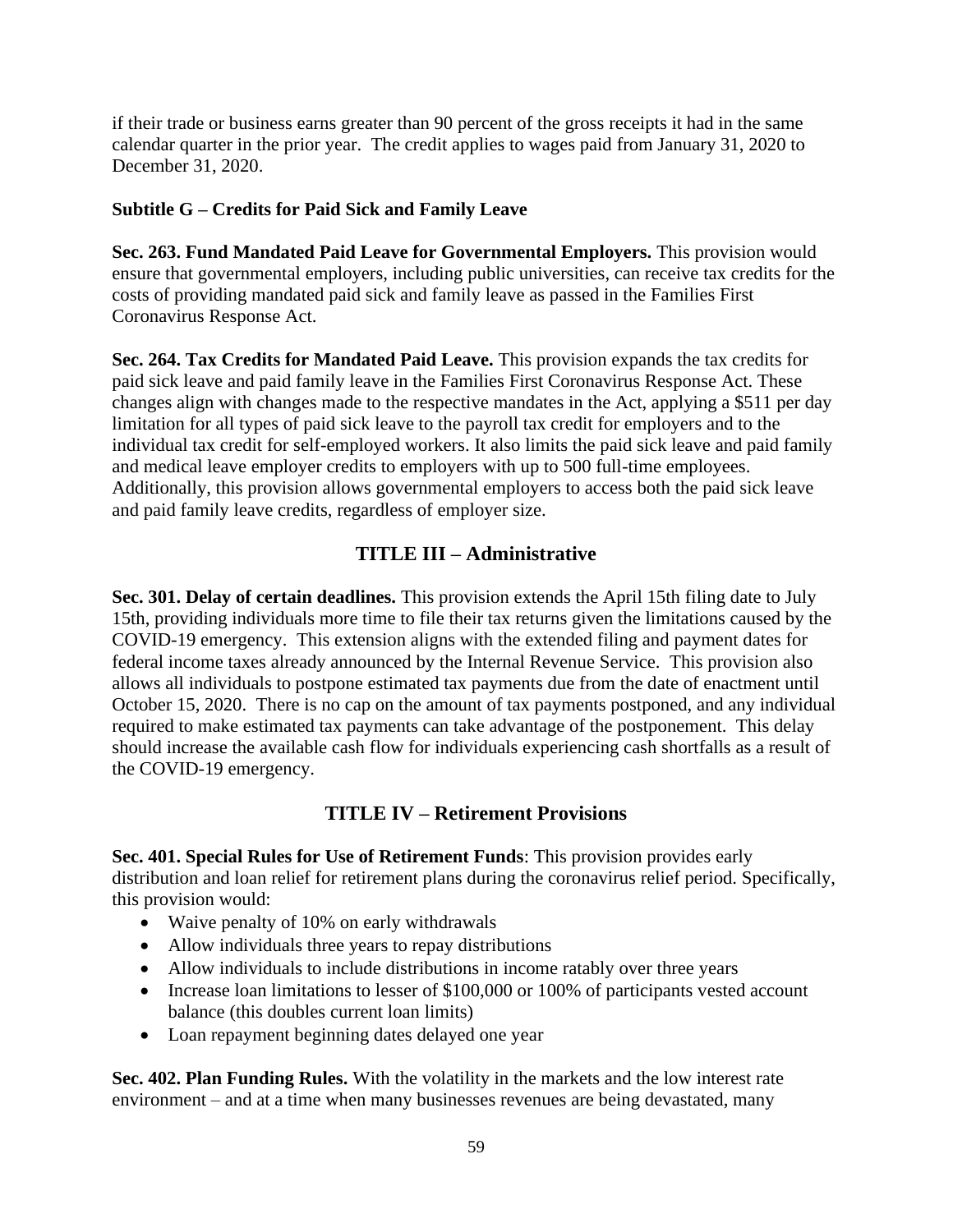if their trade or business earns greater than 90 percent of the gross receipts it had in the same calendar quarter in the prior year. The credit applies to wages paid from January 31, 2020 to December 31, 2020.

### Subtitle G – Credits for Paid Sick and Family Leave

**Sec. 263. Fund Mandated Paid Leave for Governmental Employers.** This provision would ensure that governmental employers, including public universities, can receive tax credits for the costs of providing mandated paid sick and family leave as passed in the Families First Coronavirus Response Act.

**Sec. 264. Tax Credits for Mandated Paid Leave.** This provision expands the tax credits for paid sick leave and paid family leave in the Families First Coronavirus Response Act. These changes align with changes made to the respective mandates in the Act, applying a $511 per day limitation for all types of paid sick leave to the payroll tax credit for employers and to the individual tax credit for self-employed workers. It also limits the paid sick leave and paid family and medical leave employer credits to employers with up to 500 full-time employees. Additionally, this provision allows governmental employers to access both the paid sick leave and paid family leave credits, regardless of employer size.

## TITLE III – Administrative

**Sec. 301. Delay of certain deadlines.** This provision extends the April 15th filing date to July 15th, providing individuals more time to file their tax returns given the limitations caused by the COVID-19 emergency. This extension aligns with the extended filing and payment dates for federal income taxes already announced by the Internal Revenue Service. This provision also allows all individuals to postpone estimated tax payments due from the date of enactment until October 15, 2020. There is no cap on the amount of tax payments postponed, and any individual required to make estimated tax payments can take advantage of the postponement. This delay should increase the available cash flow for individuals experiencing cash shortfalls as a result of the COVID-19 emergency.

## TITLE IV – Retirement Provisions

**Sec. 401. Special Rules for Use of Retirement Funds**: This provision provides early distribution and loan relief for retirement plans during the coronavirus relief period. Specifically, this provision would:

- Waive penalty of 10% on early withdrawals
- Allow individuals three years to repay distributions
- Allow individuals to include distributions in income ratably over three years
- Increase loan limitations to lesser of $100,000 or 100% of participants vested account balance (this doubles current loan limits)
- Loan repayment beginning dates delayed one year

**Sec. 402. Plan Funding Rules.** With the volatility in the markets and the low interest rate environment – and at a time when many businesses revenues are being devastated, many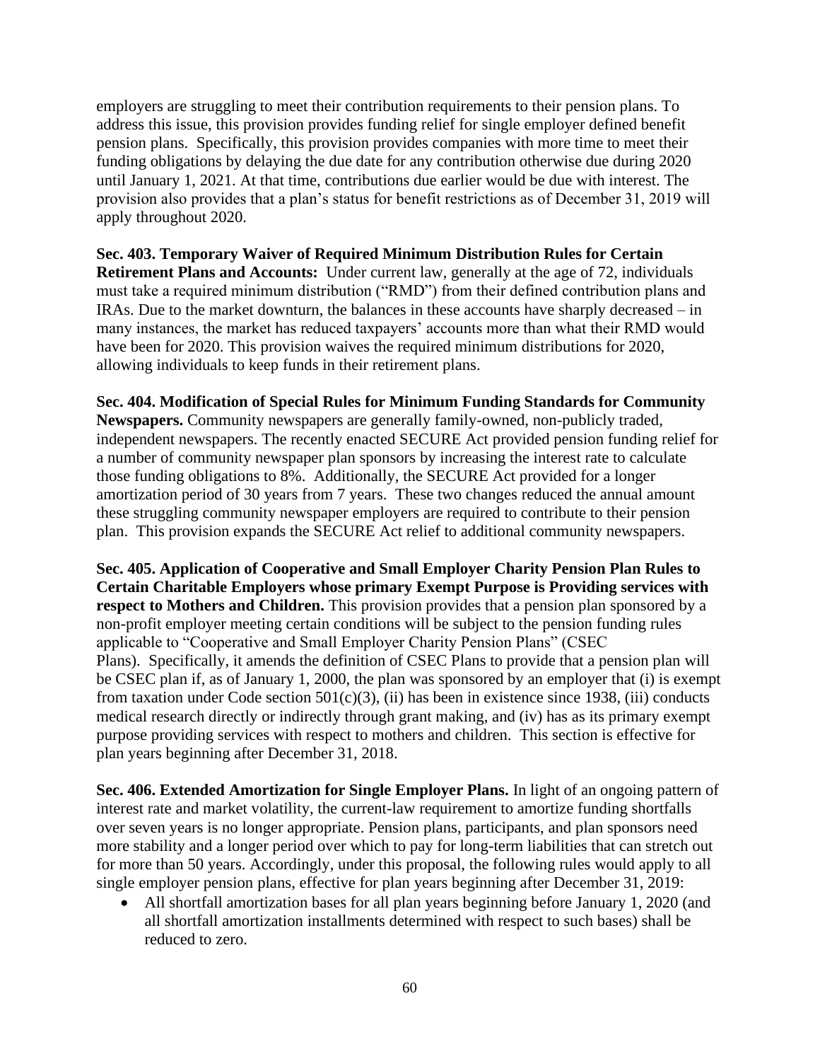employers are struggling to meet their contribution requirements to their pension plans. To address this issue, this provision provides funding relief for single employer defined benefit pension plans. Specifically, this provision provides companies with more time to meet their funding obligations by delaying the due date for any contribution otherwise due during 2020 until January 1, 2021. At that time, contributions due earlier would be due with interest. The provision also provides that a plan's status for benefit restrictions as of December 31, 2019 will apply throughout 2020.

**Sec. 403. Temporary Waiver of Required Minimum Distribution Rules for Certain Retirement Plans and Accounts:** Under current law, generally at the age of 72, individuals must take a required minimum distribution ("RMD") from their defined contribution plans and IRAs. Due to the market downturn, the balances in these accounts have sharply decreased – in many instances, the market has reduced taxpayers' accounts more than what their RMD would have been for 2020. This provision waives the required minimum distributions for 2020, allowing individuals to keep funds in their retirement plans.

**Sec. 404. Modification of Special Rules for Minimum Funding Standards for Community Newspapers.** Community newspapers are generally family-owned, non-publicly traded, independent newspapers. The recently enacted SECURE Act provided pension funding relief for a number of community newspaper plan sponsors by increasing the interest rate to calculate those funding obligations to 8%. Additionally, the SECURE Act provided for a longer amortization period of 30 years from 7 years. These two changes reduced the annual amount these struggling community newspaper employers are required to contribute to their pension plan. This provision expands the SECURE Act relief to additional community newspapers.

**Sec. 405. Application of Cooperative and Small Employer Charity Pension Plan Rules to Certain Charitable Employers whose primary Exempt Purpose is Providing services with respect to Mothers and Children.** This provision provides that a pension plan sponsored by a non-profit employer meeting certain conditions will be subject to the pension funding rules applicable to "Cooperative and Small Employer Charity Pension Plans" (CSEC Plans). Specifically, it amends the definition of CSEC Plans to provide that a pension plan will be CSEC plan if, as of January 1, 2000, the plan was sponsored by an employer that (i) is exempt from taxation under Code section 501(c)(3), (ii) has been in existence since 1938, (iii) conducts medical research directly or indirectly through grant making, and (iv) has as its primary exempt purpose providing services with respect to mothers and children. This section is effective for plan years beginning after December 31, 2018.

**Sec. 406. Extended Amortization for Single Employer Plans.** In light of an ongoing pattern of interest rate and market volatility, the current-law requirement to amortize funding shortfalls over seven years is no longer appropriate. Pension plans, participants, and plan sponsors need more stability and a longer period over which to pay for long-term liabilities that can stretch out for more than 50 years. Accordingly, under this proposal, the following rules would apply to all single employer pension plans, effective for plan years beginning after December 31, 2019:

- All shortfall amortization bases for all plan years beginning before January 1, 2020 (and all shortfall amortization installments determined with respect to such bases) shall be reduced to zero.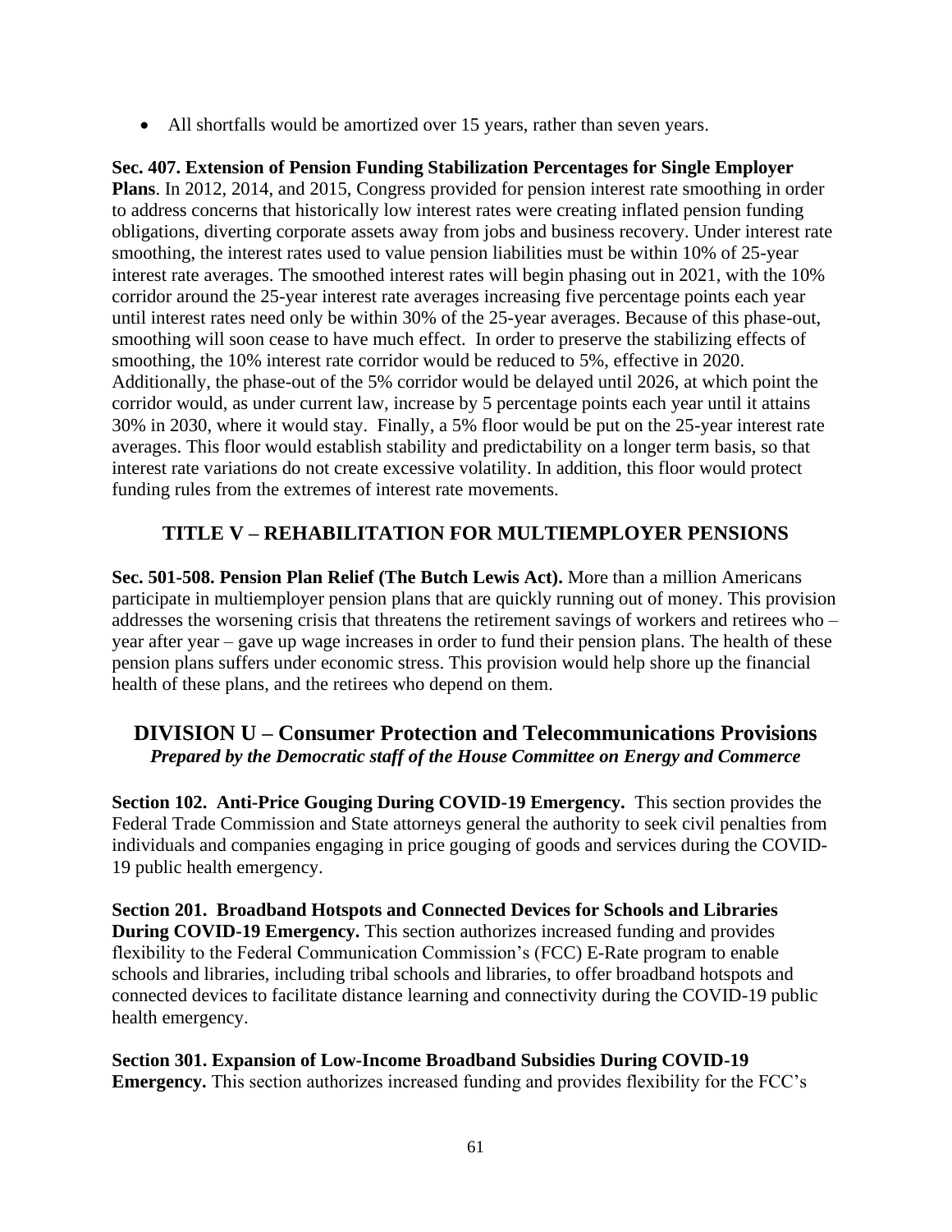- All shortfalls would be amortized over 15 years, rather than seven years.

**Sec. 407. Extension of Pension Funding Stabilization Percentages for Single Employer Plans**. In 2012, 2014, and 2015, Congress provided for pension interest rate smoothing in order to address concerns that historically low interest rates were creating inflated pension funding obligations, diverting corporate assets away from jobs and business recovery. Under interest rate smoothing, the interest rates used to value pension liabilities must be within 10% of 25-year interest rate averages. The smoothed interest rates will begin phasing out in 2021, with the 10% corridor around the 25-year interest rate averages increasing five percentage points each year until interest rates need only be within 30% of the 25-year averages. Because of this phase-out, smoothing will soon cease to have much effect. In order to preserve the stabilizing effects of smoothing, the 10% interest rate corridor would be reduced to 5%, effective in 2020. Additionally, the phase-out of the 5% corridor would be delayed until 2026, at which point the corridor would, as under current law, increase by 5 percentage points each year until it attains 30% in 2030, where it would stay. Finally, a 5% floor would be put on the 25-year interest rate averages. This floor would establish stability and predictability on a longer term basis, so that interest rate variations do not create excessive volatility. In addition, this floor would protect funding rules from the extremes of interest rate movements.

### TITLE V – REHABILITATION FOR MULTIEMPLOYER PENSIONS

**Sec. 501-508. Pension Plan Relief (The Butch Lewis Act).** More than a million Americans participate in multiemployer pension plans that are quickly running out of money. This provision addresses the worsening crisis that threatens the retirement savings of workers and retirees who – year after year – gave up wage increases in order to fund their pension plans. The health of these pension plans suffers under economic stress. This provision would help shore up the financial health of these plans, and the retirees who depend on them.

## DIVISION U – Consumer Protection and Telecommunications Provisions

***Prepared by the Democratic staff of the House Committee on Energy and Commerce***

**Section 102. Anti-Price Gouging During COVID-19 Emergency.** This section provides the Federal Trade Commission and State attorneys general the authority to seek civil penalties from individuals and companies engaging in price gouging of goods and services during the COVID-19 public health emergency.

**Section 201. Broadband Hotspots and Connected Devices for Schools and Libraries During COVID-19 Emergency.** This section authorizes increased funding and provides flexibility to the Federal Communication Commission's (FCC) E-Rate program to enable schools and libraries, including tribal schools and libraries, to offer broadband hotspots and connected devices to facilitate distance learning and connectivity during the COVID-19 public health emergency.

**Section 301. Expansion of Low-Income Broadband Subsidies During COVID-19 Emergency.** This section authorizes increased funding and provides flexibility for the FCC's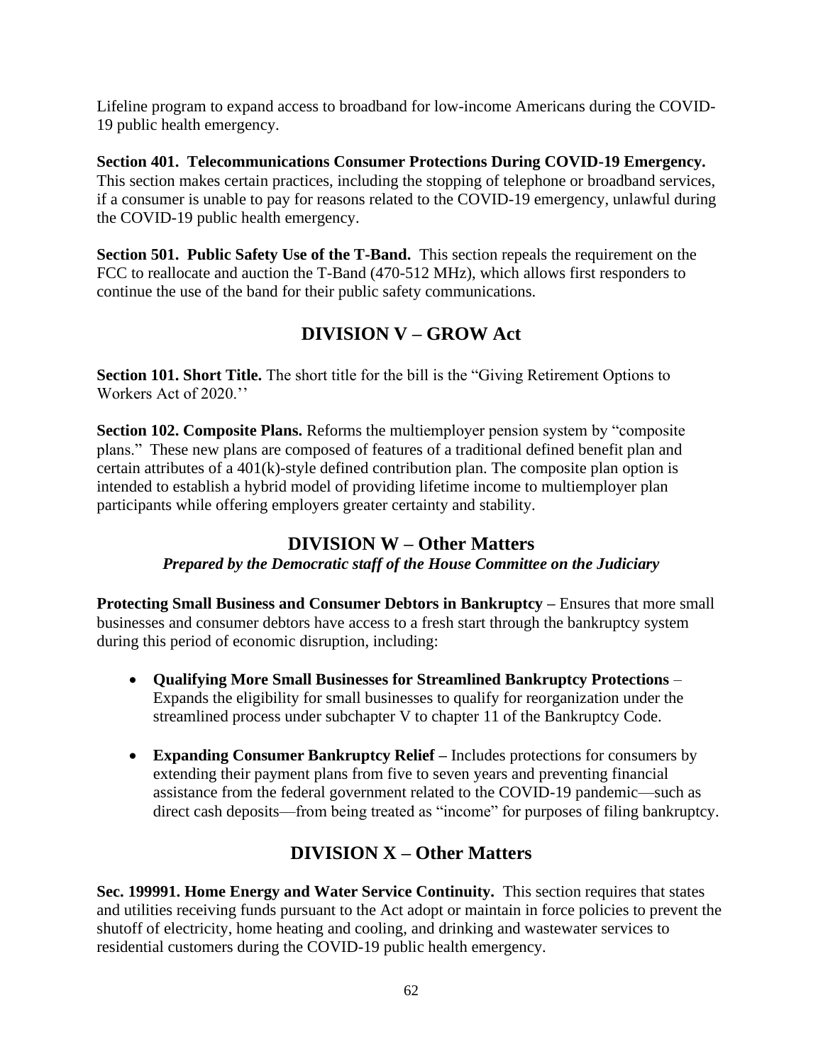Lifeline program to expand access to broadband for low-income Americans during the COVID-19 public health emergency.

**Section 401. Telecommunications Consumer Protections During COVID-19 Emergency.** This section makes certain practices, including the stopping of telephone or broadband services, if a consumer is unable to pay for reasons related to the COVID-19 emergency, unlawful during the COVID-19 public health emergency.

**Section 501. Public Safety Use of the T-Band.** This section repeals the requirement on the FCC to reallocate and auction the T-Band (470-512 MHz), which allows first responders to continue the use of the band for their public safety communications.

## DIVISION V – GROW Act

**Section 101. Short Title.** The short title for the bill is the "Giving Retirement Options to Workers Act of 2020.''

**Section 102. Composite Plans.** Reforms the multiemployer pension system by "composite plans." These new plans are composed of features of a traditional defined benefit plan and certain attributes of a 401(k)-style defined contribution plan. The composite plan option is intended to establish a hybrid model of providing lifetime income to multiemployer plan participants while offering employers greater certainty and stability.

## DIVISION W – Other Matters

***Prepared by the Democratic staff of the House Committee on the Judiciary***

**Protecting Small Business and Consumer Debtors in Bankruptcy –** Ensures that more small businesses and consumer debtors have access to a fresh start through the bankruptcy system during this period of economic disruption, including:

- **Qualifying More Small Businesses for Streamlined Bankruptcy Protections** – Expands the eligibility for small businesses to qualify for reorganization under the streamlined process under subchapter V to chapter 11 of the Bankruptcy Code.
- **Expanding Consumer Bankruptcy Relief –** Includes protections for consumers by extending their payment plans from five to seven years and preventing financial assistance from the federal government related to the COVID-19 pandemic—such as direct cash deposits—from being treated as "income" for purposes of filing bankruptcy.

## DIVISION X – Other Matters

**Sec. 199991. Home Energy and Water Service Continuity.** This section requires that states and utilities receiving funds pursuant to the Act adopt or maintain in force policies to prevent the shutoff of electricity, home heating and cooling, and drinking and wastewater services to residential customers during the COVID-19 public health emergency.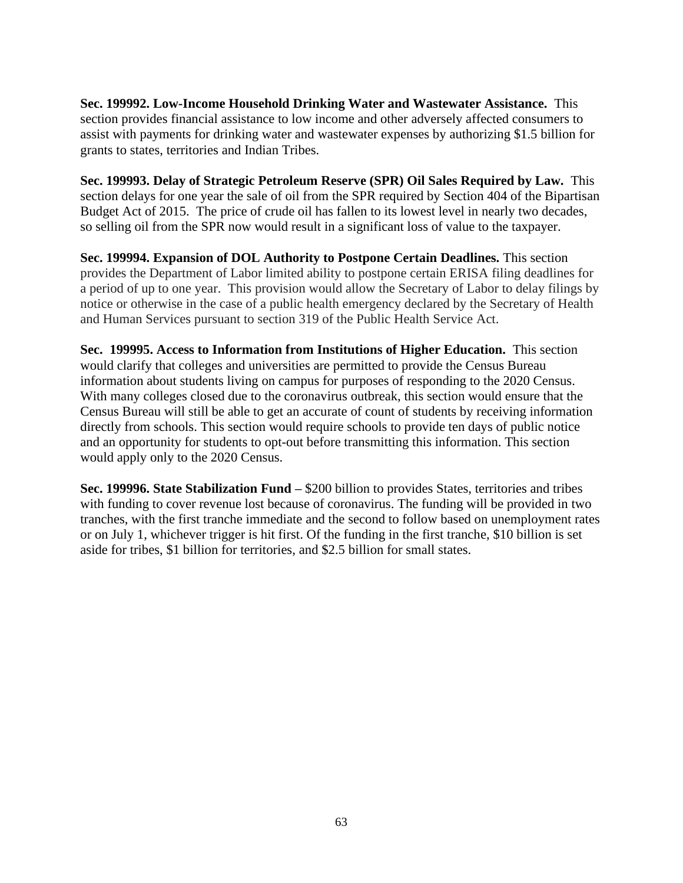**Sec. 199992. Low-Income Household Drinking Water and Wastewater Assistance.** This section provides financial assistance to low income and other adversely affected consumers to assist with payments for drinking water and wastewater expenses by authorizing $1.5 billion for grants to states, territories and Indian Tribes.

**Sec. 199993. Delay of Strategic Petroleum Reserve (SPR) Oil Sales Required by Law.** This section delays for one year the sale of oil from the SPR required by Section 404 of the Bipartisan Budget Act of 2015. The price of crude oil has fallen to its lowest level in nearly two decades, so selling oil from the SPR now would result in a significant loss of value to the taxpayer.

**Sec. 199994. Expansion of DOL Authority to Postpone Certain Deadlines.** This section provides the Department of Labor limited ability to postpone certain ERISA filing deadlines for a period of up to one year. This provision would allow the Secretary of Labor to delay filings by notice or otherwise in the case of a public health emergency declared by the Secretary of Health and Human Services pursuant to section 319 of the Public Health Service Act.

**Sec. 199995. Access to Information from Institutions of Higher Education.** This section would clarify that colleges and universities are permitted to provide the Census Bureau information about students living on campus for purposes of responding to the 2020 Census. With many colleges closed due to the coronavirus outbreak, this section would ensure that the Census Bureau will still be able to get an accurate of count of students by receiving information directly from schools. This section would require schools to provide ten days of public notice and an opportunity for students to opt-out before transmitting this information. This section would apply only to the 2020 Census.

**Sec. 199996. State Stabilization Fund –** $200 billion to provides States, territories and tribes with funding to cover revenue lost because of coronavirus. The funding will be provided in two tranches, with the first tranche immediate and the second to follow based on unemployment rates or on July 1, whichever trigger is hit first. Of the funding in the first tranche, $10 billion is set aside for tribes, $1 billion for territories, and $2.5 billion for small states.